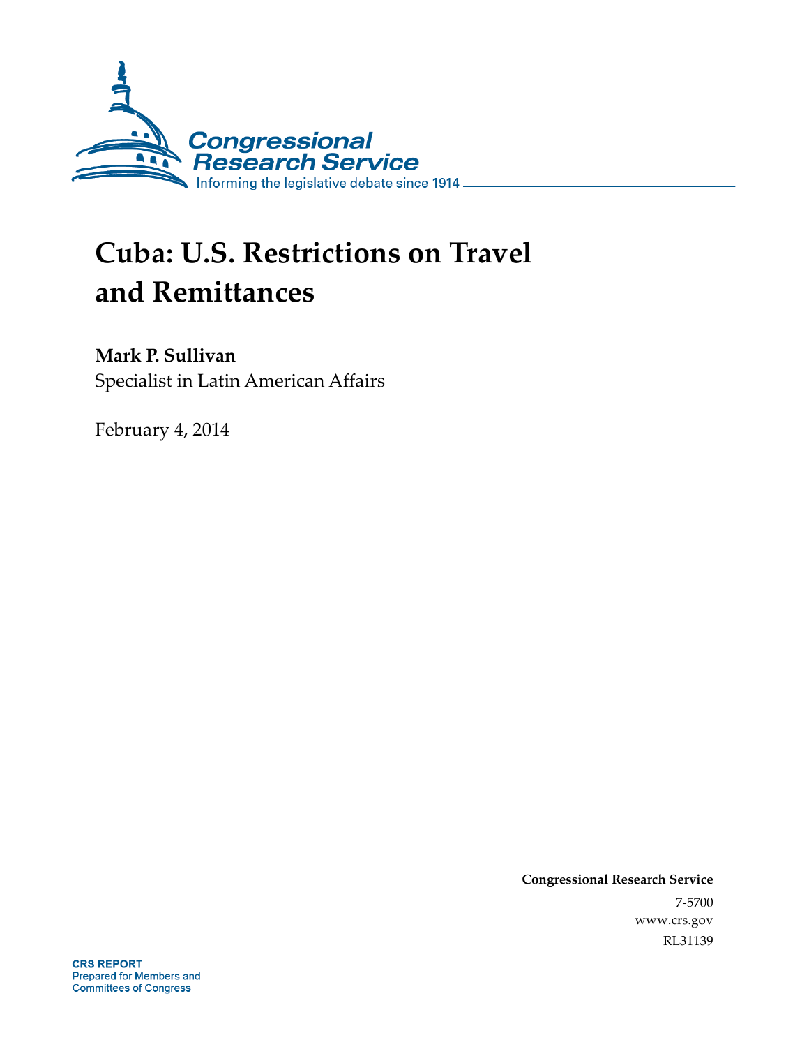Congressional Research Service

Informing the legislative debate since 1914

# Cuba: U.S. Restrictions on Travel and Remittances

**Mark P. Sullivan**
Specialist in Latin American Affairs

February 4, 2014

**Congressional Research Service**
7-5700
www.crs.gov
RL31139

**CRS REPORT**
Prepared for Members and Committees of Congress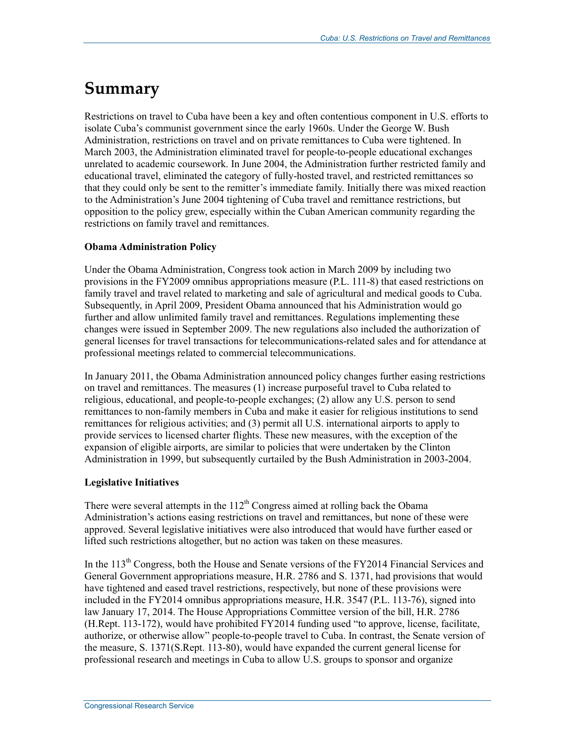# Summary

Restrictions on travel to Cuba have been a key and often contentious component in U.S. efforts to isolate Cuba's communist government since the early 1960s. Under the George W. Bush Administration, restrictions on travel and on private remittances to Cuba were tightened. In March 2003, the Administration eliminated travel for people-to-people educational exchanges unrelated to academic coursework. In June 2004, the Administration further restricted family and educational travel, eliminated the category of fully-hosted travel, and restricted remittances so that they could only be sent to the remitter's immediate family. Initially there was mixed reaction to the Administration's June 2004 tightening of Cuba travel and remittance restrictions, but opposition to the policy grew, especially within the Cuban American community regarding the restrictions on family travel and remittances.

**Obama Administration Policy**

Under the Obama Administration, Congress took action in March 2009 by including two provisions in the FY2009 omnibus appropriations measure (P.L. 111-8) that eased restrictions on family travel and travel related to marketing and sale of agricultural and medical goods to Cuba. Subsequently, in April 2009, President Obama announced that his Administration would go further and allow unlimited family travel and remittances. Regulations implementing these changes were issued in September 2009. The new regulations also included the authorization of general licenses for travel transactions for telecommunications-related sales and for attendance at professional meetings related to commercial telecommunications.

In January 2011, the Obama Administration announced policy changes further easing restrictions on travel and remittances. The measures (1) increase purposeful travel to Cuba related to religious, educational, and people-to-people exchanges; (2) allow any U.S. person to send remittances to non-family members in Cuba and make it easier for religious institutions to send remittances for religious activities; and (3) permit all U.S. international airports to apply to provide services to licensed charter flights. These new measures, with the exception of the expansion of eligible airports, are similar to policies that were undertaken by the Clinton Administration in 1999, but subsequently curtailed by the Bush Administration in 2003-2004.

**Legislative Initiatives**

There were several attempts in the 112th Congress aimed at rolling back the Obama Administration's actions easing restrictions on travel and remittances, but none of these were approved. Several legislative initiatives were also introduced that would have further eased or lifted such restrictions altogether, but no action was taken on these measures.

In the 113th Congress, both the House and Senate versions of the FY2014 Financial Services and General Government appropriations measure, H.R. 2786 and S. 1371, had provisions that would have tightened and eased travel restrictions, respectively, but none of these provisions were included in the FY2014 omnibus appropriations measure, H.R. 3547 (P.L. 113-76), signed into law January 17, 2014. The House Appropriations Committee version of the bill, H.R. 2786 (H.Rept. 113-172), would have prohibited FY2014 funding used "to approve, license, facilitate, authorize, or otherwise allow" people-to-people travel to Cuba. In contrast, the Senate version of the measure, S. 1371(S.Rept. 113-80), would have expanded the current general license for professional research and meetings in Cuba to allow U.S. groups to sponsor and organize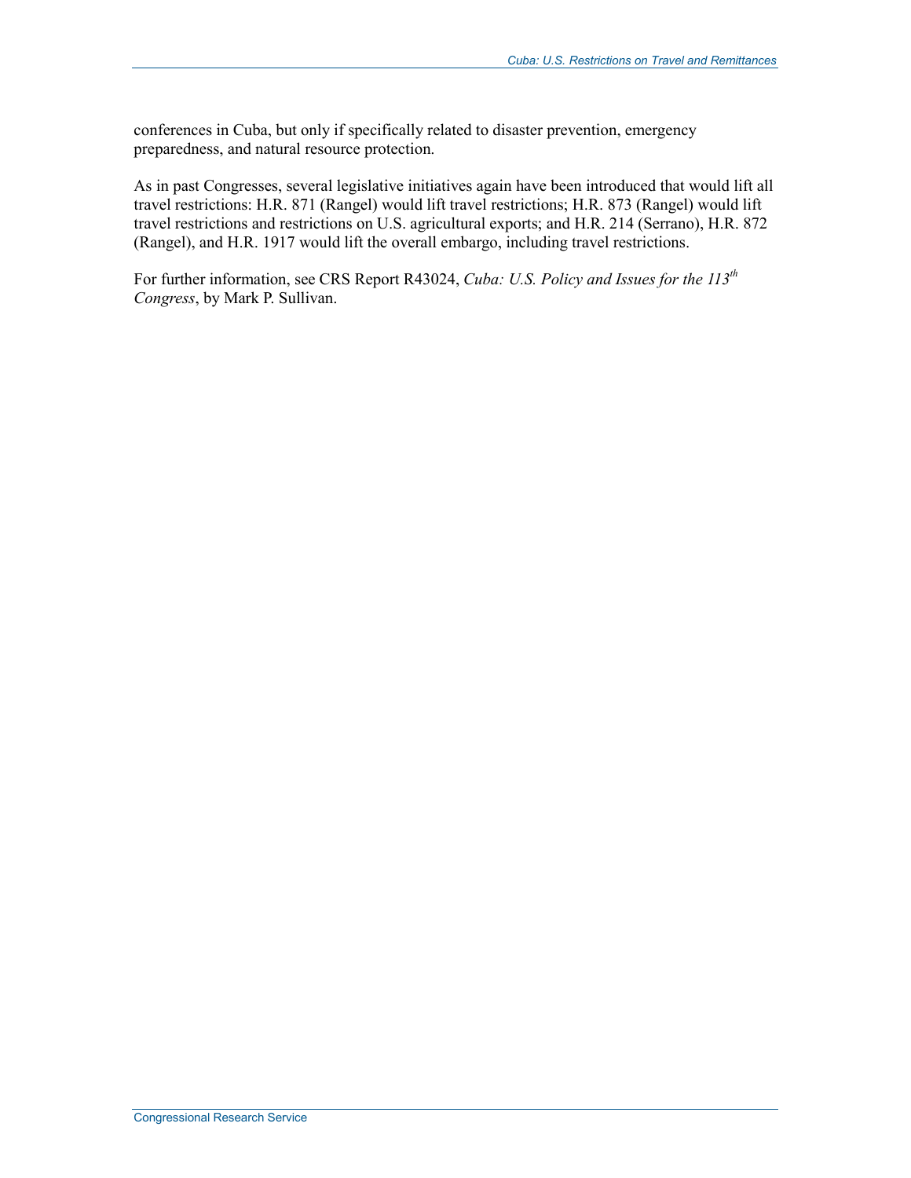conferences in Cuba, but only if specifically related to disaster prevention, emergency preparedness, and natural resource protection.

As in past Congresses, several legislative initiatives again have been introduced that would lift all travel restrictions: H.R. 871 (Rangel) would lift travel restrictions; H.R. 873 (Rangel) would lift travel restrictions and restrictions on U.S. agricultural exports; and H.R. 214 (Serrano), H.R. 872 (Rangel), and H.R. 1917 would lift the overall embargo, including travel restrictions.

For further information, see CRS Report R43024, *Cuba: U.S. Policy and Issues for the 113th Congress*, by Mark P. Sullivan.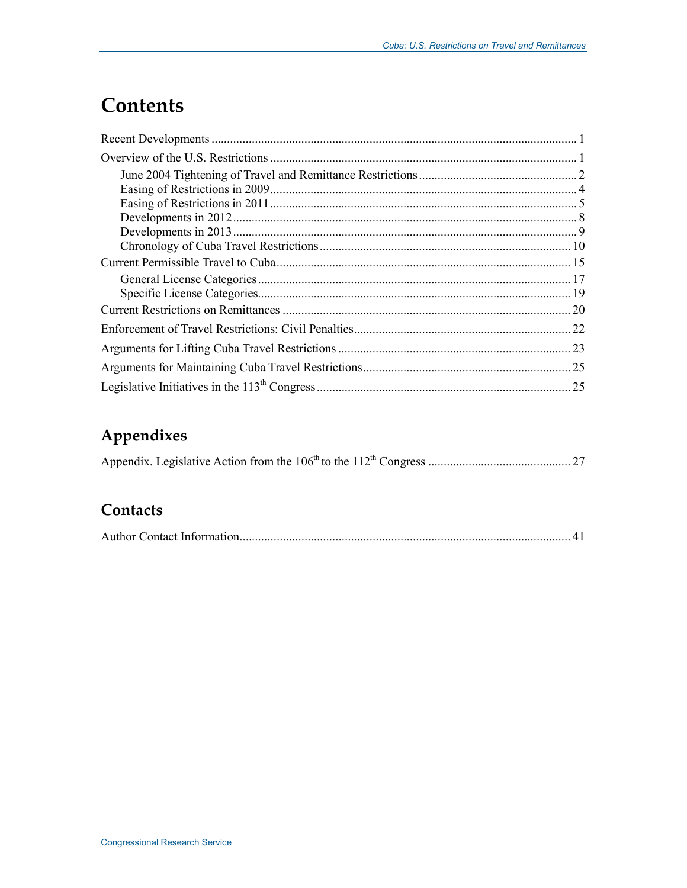# Contents

Recent Developments ..................................................................................................................... 1

Overview of the U.S. Restrictions .................................................................................................. 1

June 2004 Tightening of Travel and Remittance Restrictions .................................................. 2

Easing of Restrictions in 2009 ................................................................................................. 4

Easing of Restrictions in 2011 ................................................................................................. 5

Developments in 2012 ............................................................................................................. 8

Developments in 2013 ............................................................................................................. 9

Chronology of Cuba Travel Restrictions ................................................................................ 10

Current Permissible Travel to Cuba .............................................................................................. 15

General License Categories .................................................................................................... 17

Specific License Categories.................................................................................................... 19

Current Restrictions on Remittances ............................................................................................ 20

Enforcement of Travel Restrictions: Civil Penalties..................................................................... 22

Arguments for Lifting Cuba Travel Restrictions .......................................................................... 23

Arguments for Maintaining Cuba Travel Restrictions .................................................................. 25

Legislative Initiatives in the 113th Congress ................................................................................. 25

## Appendixes

Appendix. Legislative Action from the 106th to the 112th Congress ............................................. 27

## Contacts

Author Contact Information.......................................................................................................... 41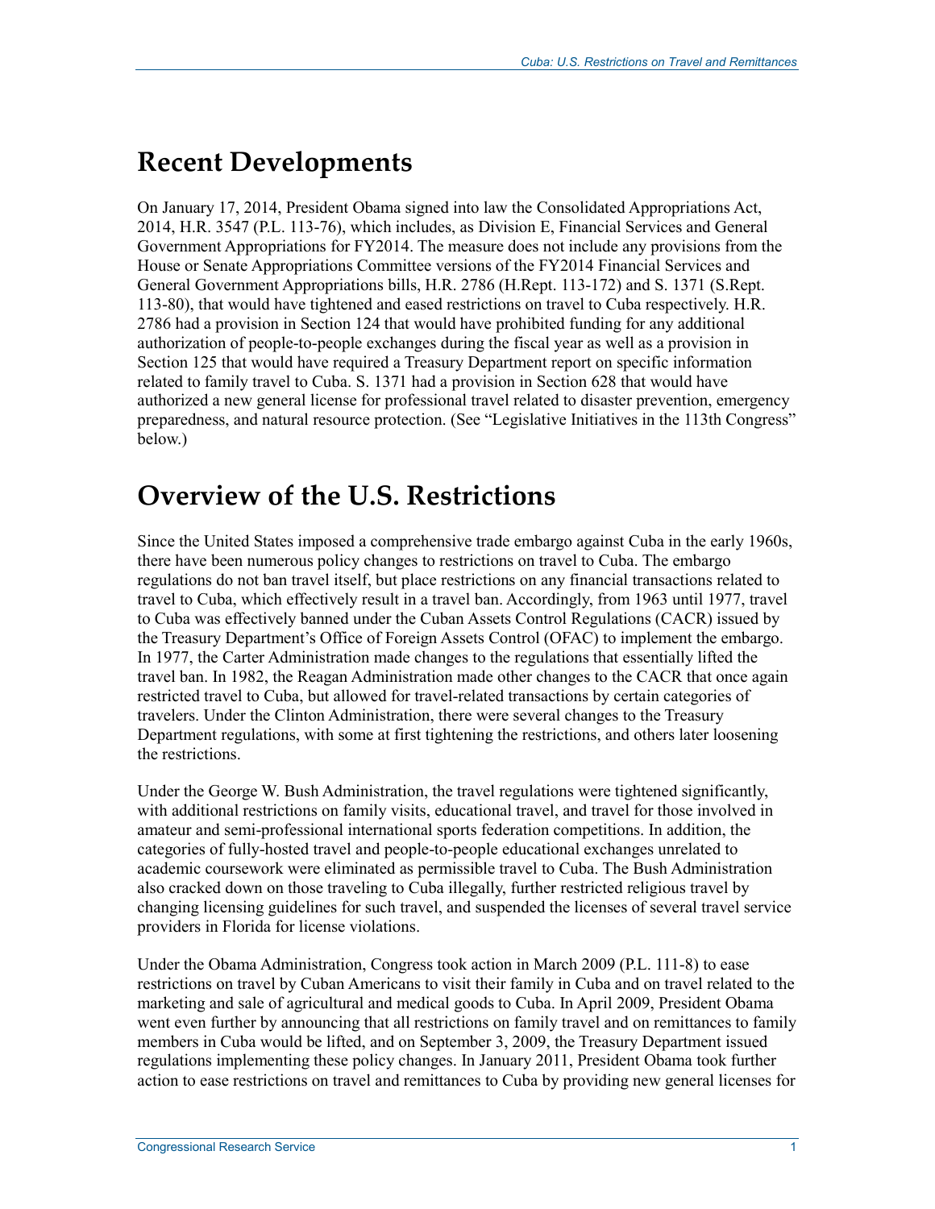# Recent Developments

On January 17, 2014, President Obama signed into law the Consolidated Appropriations Act, 2014, H.R. 3547 (P.L. 113-76), which includes, as Division E, Financial Services and General Government Appropriations for FY2014. The measure does not include any provisions from the House or Senate Appropriations Committee versions of the FY2014 Financial Services and General Government Appropriations bills, H.R. 2786 (H.Rept. 113-172) and S. 1371 (S.Rept. 113-80), that would have tightened and eased restrictions on travel to Cuba respectively. H.R. 2786 had a provision in Section 124 that would have prohibited funding for any additional authorization of people-to-people exchanges during the fiscal year as well as a provision in Section 125 that would have required a Treasury Department report on specific information related to family travel to Cuba. S. 1371 had a provision in Section 628 that would have authorized a new general license for professional travel related to disaster prevention, emergency preparedness, and natural resource protection. (See "Legislative Initiatives in the 113th Congress" below.)

# Overview of the U.S. Restrictions

Since the United States imposed a comprehensive trade embargo against Cuba in the early 1960s, there have been numerous policy changes to restrictions on travel to Cuba. The embargo regulations do not ban travel itself, but place restrictions on any financial transactions related to travel to Cuba, which effectively result in a travel ban. Accordingly, from 1963 until 1977, travel to Cuba was effectively banned under the Cuban Assets Control Regulations (CACR) issued by the Treasury Department's Office of Foreign Assets Control (OFAC) to implement the embargo. In 1977, the Carter Administration made changes to the regulations that essentially lifted the travel ban. In 1982, the Reagan Administration made other changes to the CACR that once again restricted travel to Cuba, but allowed for travel-related transactions by certain categories of travelers. Under the Clinton Administration, there were several changes to the Treasury Department regulations, with some at first tightening the restrictions, and others later loosening the restrictions.

Under the George W. Bush Administration, the travel regulations were tightened significantly, with additional restrictions on family visits, educational travel, and travel for those involved in amateur and semi-professional international sports federation competitions. In addition, the categories of fully-hosted travel and people-to-people educational exchanges unrelated to academic coursework were eliminated as permissible travel to Cuba. The Bush Administration also cracked down on those traveling to Cuba illegally, further restricted religious travel by changing licensing guidelines for such travel, and suspended the licenses of several travel service providers in Florida for license violations.

Under the Obama Administration, Congress took action in March 2009 (P.L. 111-8) to ease restrictions on travel by Cuban Americans to visit their family in Cuba and on travel related to the marketing and sale of agricultural and medical goods to Cuba. In April 2009, President Obama went even further by announcing that all restrictions on family travel and on remittances to family members in Cuba would be lifted, and on September 3, 2009, the Treasury Department issued regulations implementing these policy changes. In January 2011, President Obama took further action to ease restrictions on travel and remittances to Cuba by providing new general licenses for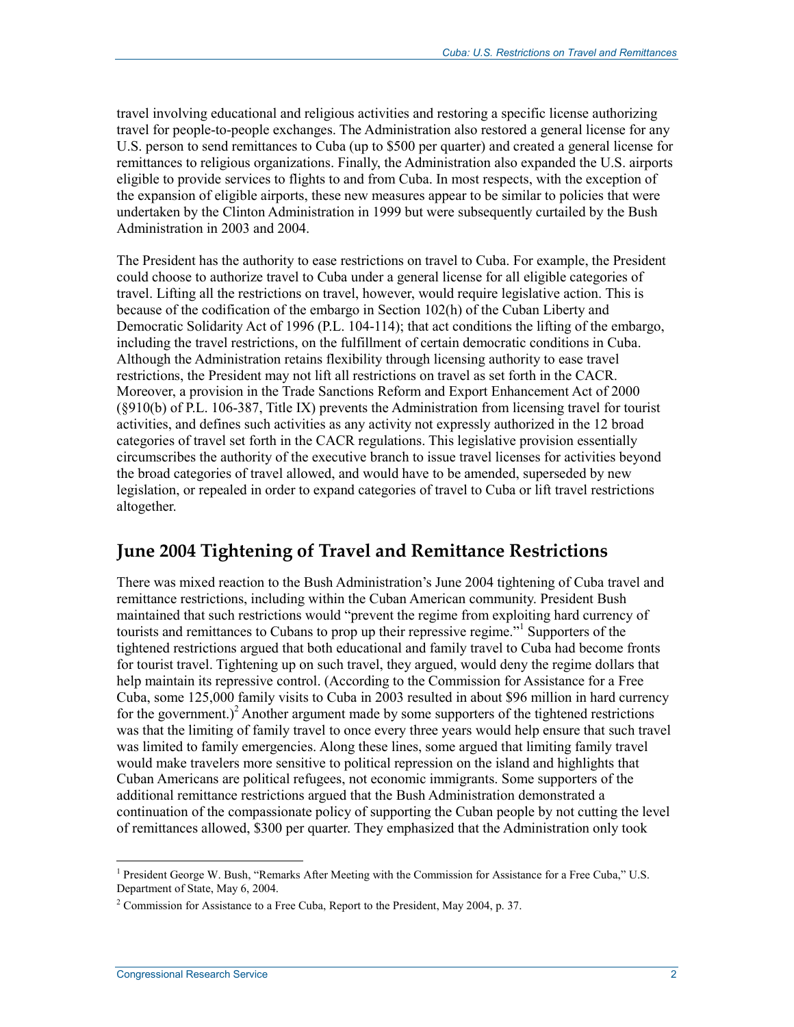travel involving educational and religious activities and restoring a specific license authorizing travel for people-to-people exchanges. The Administration also restored a general license for any U.S. person to send remittances to Cuba (up to $500 per quarter) and created a general license for remittances to religious organizations. Finally, the Administration also expanded the U.S. airports eligible to provide services to flights to and from Cuba. In most respects, with the exception of the expansion of eligible airports, these new measures appear to be similar to policies that were undertaken by the Clinton Administration in 1999 but were subsequently curtailed by the Bush Administration in 2003 and 2004.

The President has the authority to ease restrictions on travel to Cuba. For example, the President could choose to authorize travel to Cuba under a general license for all eligible categories of travel. Lifting all the restrictions on travel, however, would require legislative action. This is because of the codification of the embargo in Section 102(h) of the Cuban Liberty and Democratic Solidarity Act of 1996 (P.L. 104-114); that act conditions the lifting of the embargo, including the travel restrictions, on the fulfillment of certain democratic conditions in Cuba. Although the Administration retains flexibility through licensing authority to ease travel restrictions, the President may not lift all restrictions on travel as set forth in the CACR. Moreover, a provision in the Trade Sanctions Reform and Export Enhancement Act of 2000 (§910(b) of P.L. 106-387, Title IX) prevents the Administration from licensing travel for tourist activities, and defines such activities as any activity not expressly authorized in the 12 broad categories of travel set forth in the CACR regulations. This legislative provision essentially circumscribes the authority of the executive branch to issue travel licenses for activities beyond the broad categories of travel allowed, and would have to be amended, superseded by new legislation, or repealed in order to expand categories of travel to Cuba or lift travel restrictions altogether.

## June 2004 Tightening of Travel and Remittance Restrictions

There was mixed reaction to the Bush Administration's June 2004 tightening of Cuba travel and remittance restrictions, including within the Cuban American community. President Bush maintained that such restrictions would "prevent the regime from exploiting hard currency of tourists and remittances to Cubans to prop up their repressive regime."[1] Supporters of the tightened restrictions argued that both educational and family travel to Cuba had become fronts for tourist travel. Tightening up on such travel, they argued, would deny the regime dollars that help maintain its repressive control. (According to the Commission for Assistance for a Free Cuba, some 125,000 family visits to Cuba in 2003 resulted in about $96 million in hard currency for the government.)[2] Another argument made by some supporters of the tightened restrictions was that the limiting of family travel to once every three years would help ensure that such travel was limited to family emergencies. Along these lines, some argued that limiting family travel would make travelers more sensitive to political repression on the island and highlights that Cuban Americans are political refugees, not economic immigrants. Some supporters of the additional remittance restrictions argued that the Bush Administration demonstrated a continuation of the compassionate policy of supporting the Cuban people by not cutting the level of remittances allowed, $300 per quarter. They emphasized that the Administration only took

---

[1] President George W. Bush, "Remarks After Meeting with the Commission for Assistance for a Free Cuba," U.S. Department of State, May 6, 2004.

[2] Commission for Assistance to a Free Cuba, Report to the President, May 2004, p. 37.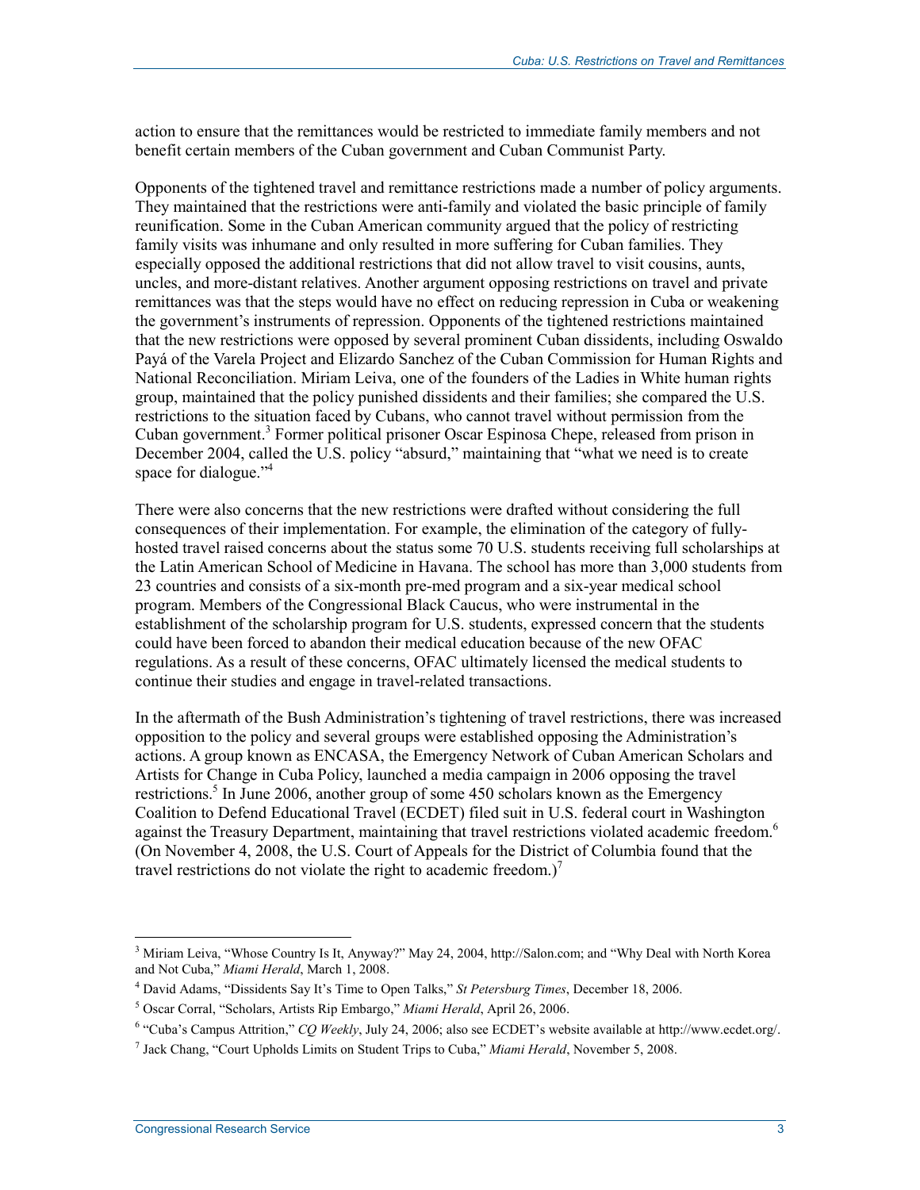action to ensure that the remittances would be restricted to immediate family members and not benefit certain members of the Cuban government and Cuban Communist Party.

Opponents of the tightened travel and remittance restrictions made a number of policy arguments. They maintained that the restrictions were anti-family and violated the basic principle of family reunification. Some in the Cuban American community argued that the policy of restricting family visits was inhumane and only resulted in more suffering for Cuban families. They especially opposed the additional restrictions that did not allow travel to visit cousins, aunts, uncles, and more-distant relatives. Another argument opposing restrictions on travel and private remittances was that the steps would have no effect on reducing repression in Cuba or weakening the government's instruments of repression. Opponents of the tightened restrictions maintained that the new restrictions were opposed by several prominent Cuban dissidents, including Oswaldo Payá of the Varela Project and Elizardo Sanchez of the Cuban Commission for Human Rights and National Reconciliation. Miriam Leiva, one of the founders of the Ladies in White human rights group, maintained that the policy punished dissidents and their families; she compared the U.S. restrictions to the situation faced by Cubans, who cannot travel without permission from the Cuban government.[3] Former political prisoner Oscar Espinosa Chepe, released from prison in December 2004, called the U.S. policy "absurd," maintaining that "what we need is to create space for dialogue."[4]

There were also concerns that the new restrictions were drafted without considering the full consequences of their implementation. For example, the elimination of the category of fully-hosted travel raised concerns about the status some 70 U.S. students receiving full scholarships at the Latin American School of Medicine in Havana. The school has more than 3,000 students from 23 countries and consists of a six-month pre-med program and a six-year medical school program. Members of the Congressional Black Caucus, who were instrumental in the establishment of the scholarship program for U.S. students, expressed concern that the students could have been forced to abandon their medical education because of the new OFAC regulations. As a result of these concerns, OFAC ultimately licensed the medical students to continue their studies and engage in travel-related transactions.

In the aftermath of the Bush Administration's tightening of travel restrictions, there was increased opposition to the policy and several groups were established opposing the Administration's actions. A group known as ENCASA, the Emergency Network of Cuban American Scholars and Artists for Change in Cuba Policy, launched a media campaign in 2006 opposing the travel restrictions.[5] In June 2006, another group of some 450 scholars known as the Emergency Coalition to Defend Educational Travel (ECDET) filed suit in U.S. federal court in Washington against the Treasury Department, maintaining that travel restrictions violated academic freedom.[6] (On November 4, 2008, the U.S. Court of Appeals for the District of Columbia found that the travel restrictions do not violate the right to academic freedom.)[7]

---

[3] Miriam Leiva, "Whose Country Is It, Anyway?" May 24, 2004, http://Salon.com; and "Why Deal with North Korea and Not Cuba," *Miami Herald*, March 1, 2008.

[4] David Adams, "Dissidents Say It's Time to Open Talks," *St Petersburg Times*, December 18, 2006.

[5] Oscar Corral, "Scholars, Artists Rip Embargo," *Miami Herald*, April 26, 2006.

[6] "Cuba's Campus Attrition," *CQ Weekly*, July 24, 2006; also see ECDET's website available at http://www.ecdet.org/.

[7] Jack Chang, "Court Upholds Limits on Student Trips to Cuba," *Miami Herald*, November 5, 2008.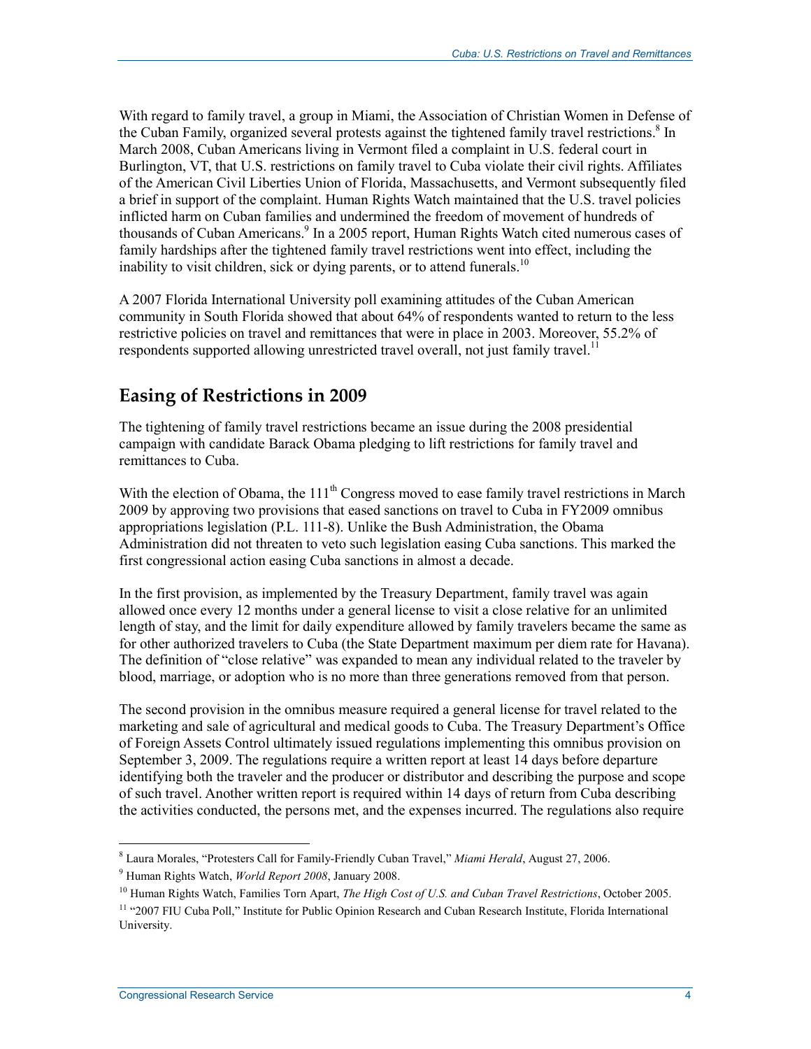With regard to family travel, a group in Miami, the Association of Christian Women in Defense of the Cuban Family, organized several protests against the tightened family travel restrictions.[8] In March 2008, Cuban Americans living in Vermont filed a complaint in U.S. federal court in Burlington, VT, that U.S. restrictions on family travel to Cuba violate their civil rights. Affiliates of the American Civil Liberties Union of Florida, Massachusetts, and Vermont subsequently filed a brief in support of the complaint. Human Rights Watch maintained that the U.S. travel policies inflicted harm on Cuban families and undermined the freedom of movement of hundreds of thousands of Cuban Americans.[9] In a 2005 report, Human Rights Watch cited numerous cases of family hardships after the tightened family travel restrictions went into effect, including the inability to visit children, sick or dying parents, or to attend funerals.[10]

A 2007 Florida International University poll examining attitudes of the Cuban American community in South Florida showed that about 64% of respondents wanted to return to the less restrictive policies on travel and remittances that were in place in 2003. Moreover, 55.2% of respondents supported allowing unrestricted travel overall, not just family travel.[11]

## Easing of Restrictions in 2009

The tightening of family travel restrictions became an issue during the 2008 presidential campaign with candidate Barack Obama pledging to lift restrictions for family travel and remittances to Cuba.

With the election of Obama, the 111th Congress moved to ease family travel restrictions in March 2009 by approving two provisions that eased sanctions on travel to Cuba in FY2009 omnibus appropriations legislation (P.L. 111-8). Unlike the Bush Administration, the Obama Administration did not threaten to veto such legislation easing Cuba sanctions. This marked the first congressional action easing Cuba sanctions in almost a decade.

In the first provision, as implemented by the Treasury Department, family travel was again allowed once every 12 months under a general license to visit a close relative for an unlimited length of stay, and the limit for daily expenditure allowed by family travelers became the same as for other authorized travelers to Cuba (the State Department maximum per diem rate for Havana). The definition of "close relative" was expanded to mean any individual related to the traveler by blood, marriage, or adoption who is no more than three generations removed from that person.

The second provision in the omnibus measure required a general license for travel related to the marketing and sale of agricultural and medical goods to Cuba. The Treasury Department's Office of Foreign Assets Control ultimately issued regulations implementing this omnibus provision on September 3, 2009. The regulations require a written report at least 14 days before departure identifying both the traveler and the producer or distributor and describing the purpose and scope of such travel. Another written report is required within 14 days of return from Cuba describing the activities conducted, the persons met, and the expenses incurred. The regulations also require

---

[8] Laura Morales, "Protesters Call for Family-Friendly Cuban Travel," *Miami Herald*, August 27, 2006.

[9] Human Rights Watch, *World Report 2008*, January 2008.

[10] Human Rights Watch, Families Torn Apart, *The High Cost of U.S. and Cuban Travel Restrictions*, October 2005.

[11] "2007 FIU Cuba Poll," Institute for Public Opinion Research and Cuban Research Institute, Florida International University.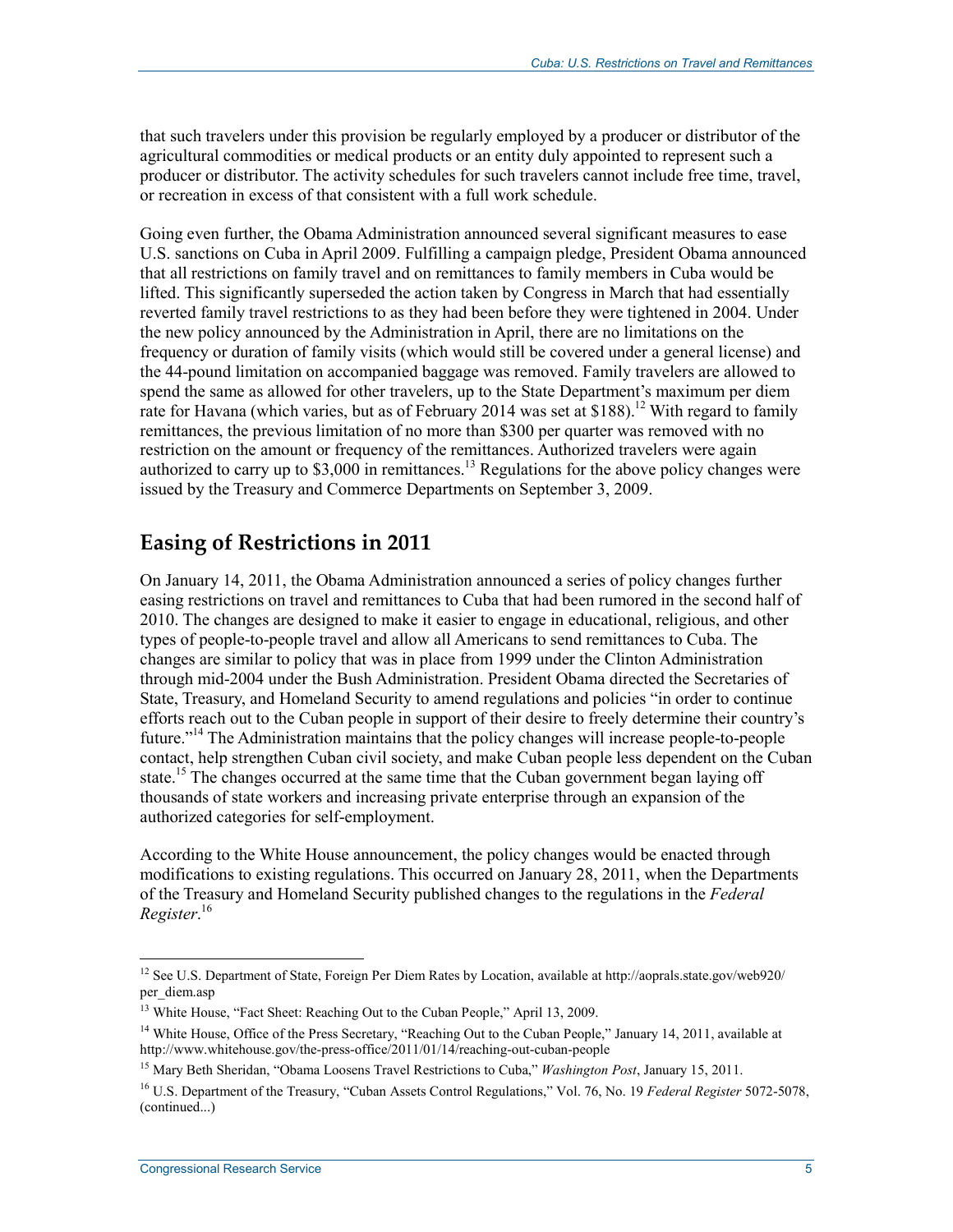that such travelers under this provision be regularly employed by a producer or distributor of the agricultural commodities or medical products or an entity duly appointed to represent such a producer or distributor. The activity schedules for such travelers cannot include free time, travel, or recreation in excess of that consistent with a full work schedule.

Going even further, the Obama Administration announced several significant measures to ease U.S. sanctions on Cuba in April 2009. Fulfilling a campaign pledge, President Obama announced that all restrictions on family travel and on remittances to family members in Cuba would be lifted. This significantly superseded the action taken by Congress in March that had essentially reverted family travel restrictions to as they had been before they were tightened in 2004. Under the new policy announced by the Administration in April, there are no limitations on the frequency or duration of family visits (which would still be covered under a general license) and the 44-pound limitation on accompanied baggage was removed. Family travelers are allowed to spend the same as allowed for other travelers, up to the State Department's maximum per diem rate for Havana (which varies, but as of February 2014 was set at $188).[12] With regard to family remittances, the previous limitation of no more than $300 per quarter was removed with no restriction on the amount or frequency of the remittances. Authorized travelers were again authorized to carry up to $3,000 in remittances.[13] Regulations for the above policy changes were issued by the Treasury and Commerce Departments on September 3, 2009.

## Easing of Restrictions in 2011

On January 14, 2011, the Obama Administration announced a series of policy changes further easing restrictions on travel and remittances to Cuba that had been rumored in the second half of 2010. The changes are designed to make it easier to engage in educational, religious, and other types of people-to-people travel and allow all Americans to send remittances to Cuba. The changes are similar to policy that was in place from 1999 under the Clinton Administration through mid-2004 under the Bush Administration. President Obama directed the Secretaries of State, Treasury, and Homeland Security to amend regulations and policies "in order to continue efforts reach out to the Cuban people in support of their desire to freely determine their country's future."[14] The Administration maintains that the policy changes will increase people-to-people contact, help strengthen Cuban civil society, and make Cuban people less dependent on the Cuban state.[15] The changes occurred at the same time that the Cuban government began laying off thousands of state workers and increasing private enterprise through an expansion of the authorized categories for self-employment.

According to the White House announcement, the policy changes would be enacted through modifications to existing regulations. This occurred on January 28, 2011, when the Departments of the Treasury and Homeland Security published changes to the regulations in the *Federal Register*.[16]

---

[12] See U.S. Department of State, Foreign Per Diem Rates by Location, available at http://aoprals.state.gov/web920/per_diem.asp

[13] White House, "Fact Sheet: Reaching Out to the Cuban People," April 13, 2009.

[14] White House, Office of the Press Secretary, "Reaching Out to the Cuban People," January 14, 2011, available at http://www.whitehouse.gov/the-press-office/2011/01/14/reaching-out-cuban-people

[15] Mary Beth Sheridan, "Obama Loosens Travel Restrictions to Cuba," *Washington Post*, January 15, 2011.

[16] U.S. Department of the Treasury, "Cuban Assets Control Regulations," Vol. 76, No. 19 *Federal Register* 5072-5078, (continued...)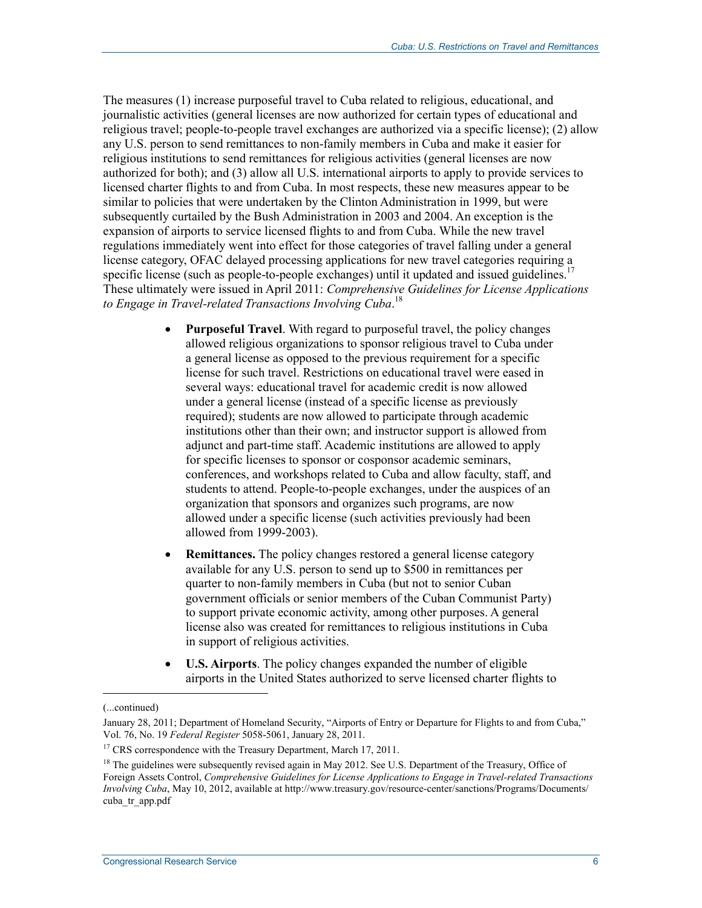The measures (1) increase purposeful travel to Cuba related to religious, educational, and journalistic activities (general licenses are now authorized for certain types of educational and religious travel; people-to-people travel exchanges are authorized via a specific license); (2) allow any U.S. person to send remittances to non-family members in Cuba and make it easier for religious institutions to send remittances for religious activities (general licenses are now authorized for both); and (3) allow all U.S. international airports to apply to provide services to licensed charter flights to and from Cuba. In most respects, these new measures appear to be similar to policies that were undertaken by the Clinton Administration in 1999, but were subsequently curtailed by the Bush Administration in 2003 and 2004. An exception is the expansion of airports to service licensed flights to and from Cuba. While the new travel regulations immediately went into effect for those categories of travel falling under a general license category, OFAC delayed processing applications for new travel categories requiring a specific license (such as people-to-people exchanges) until it updated and issued guidelines.[17] These ultimately were issued in April 2011: *Comprehensive Guidelines for License Applications to Engage in Travel-related Transactions Involving Cuba*.[18]

- **Purposeful Travel**. With regard to purposeful travel, the policy changes allowed religious organizations to sponsor religious travel to Cuba under a general license as opposed to the previous requirement for a specific license for such travel. Restrictions on educational travel were eased in several ways: educational travel for academic credit is now allowed under a general license (instead of a specific license as previously required); students are now allowed to participate through academic institutions other than their own; and instructor support is allowed from adjunct and part-time staff. Academic institutions are allowed to apply for specific licenses to sponsor or cosponsor academic seminars, conferences, and workshops related to Cuba and allow faculty, staff, and students to attend. People-to-people exchanges, under the auspices of an organization that sponsors and organizes such programs, are now allowed under a specific license (such activities previously had been allowed from 1999-2003).
- **Remittances.** The policy changes restored a general license category available for any U.S. person to send up to $500 in remittances per quarter to non-family members in Cuba (but not to senior Cuban government officials or senior members of the Cuban Communist Party) to support private economic activity, among other purposes. A general license also was created for remittances to religious institutions in Cuba in support of religious activities.
- **U.S. Airports**. The policy changes expanded the number of eligible airports in the United States authorized to serve licensed charter flights to

(...continued)

January 28, 2011; Department of Homeland Security, "Airports of Entry or Departure for Flights to and from Cuba," Vol. 76, No. 19 *Federal Register* 5058-5061, January 28, 2011.

[17] CRS correspondence with the Treasury Department, March 17, 2011.

[18] The guidelines were subsequently revised again in May 2012. See U.S. Department of the Treasury, Office of Foreign Assets Control, *Comprehensive Guidelines for License Applications to Engage in Travel-related Transactions Involving Cuba*, May 10, 2012, available at http://www.treasury.gov/resource-center/sanctions/Programs/Documents/cuba_tr_app.pdf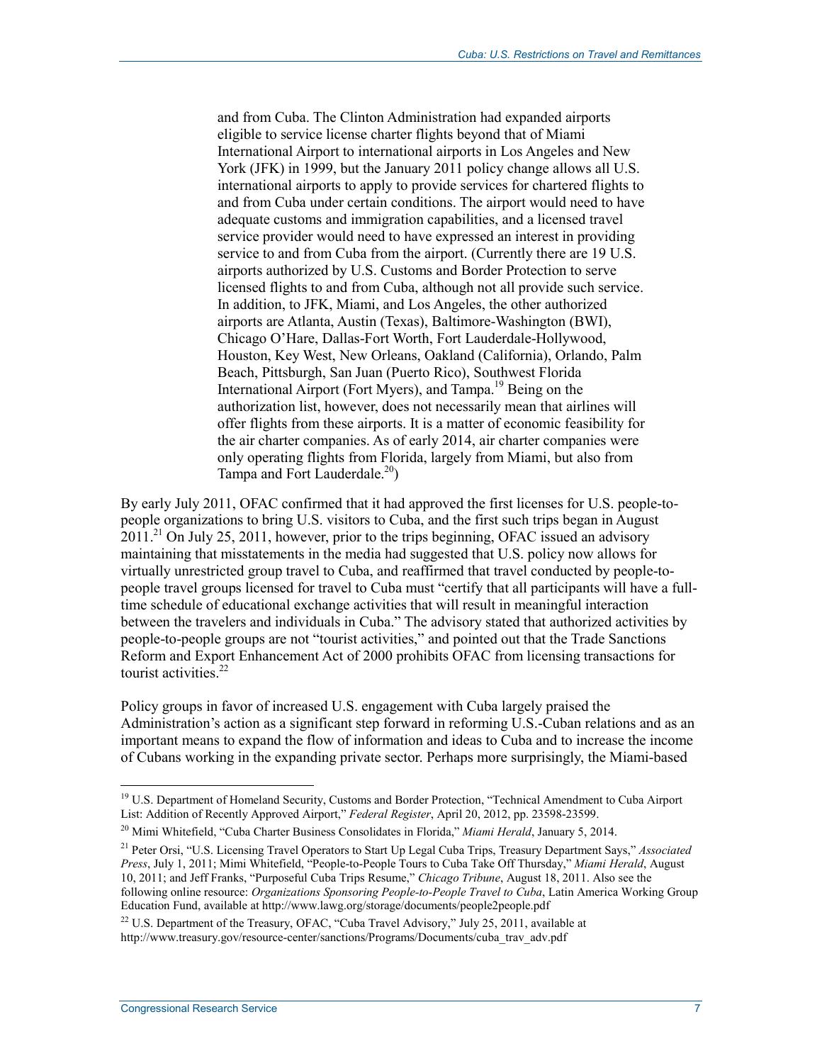> and from Cuba. The Clinton Administration had expanded airports eligible to service license charter flights beyond that of Miami International Airport to international airports in Los Angeles and New York (JFK) in 1999, but the January 2011 policy change allows all U.S. international airports to apply to provide services for chartered flights to and from Cuba under certain conditions. The airport would need to have adequate customs and immigration capabilities, and a licensed travel service provider would need to have expressed an interest in providing service to and from Cuba from the airport. (Currently there are 19 U.S. airports authorized by U.S. Customs and Border Protection to serve licensed flights to and from Cuba, although not all provide such service. In addition, to JFK, Miami, and Los Angeles, the other authorized airports are Atlanta, Austin (Texas), Baltimore-Washington (BWI), Chicago O'Hare, Dallas-Fort Worth, Fort Lauderdale-Hollywood, Houston, Key West, New Orleans, Oakland (California), Orlando, Palm Beach, Pittsburgh, San Juan (Puerto Rico), Southwest Florida International Airport (Fort Myers), and Tampa.[19] Being on the authorization list, however, does not necessarily mean that airlines will offer flights from these airports. It is a matter of economic feasibility for the air charter companies. As of early 2014, air charter companies were only operating flights from Florida, largely from Miami, but also from Tampa and Fort Lauderdale.[20])

By early July 2011, OFAC confirmed that it had approved the first licenses for U.S. people-to-people organizations to bring U.S. visitors to Cuba, and the first such trips began in August 2011.[21] On July 25, 2011, however, prior to the trips beginning, OFAC issued an advisory maintaining that misstatements in the media had suggested that U.S. policy now allows for virtually unrestricted group travel to Cuba, and reaffirmed that travel conducted by people-to-people travel groups licensed for travel to Cuba must "certify that all participants will have a full-time schedule of educational exchange activities that will result in meaningful interaction between the travelers and individuals in Cuba." The advisory stated that authorized activities by people-to-people groups are not "tourist activities," and pointed out that the Trade Sanctions Reform and Export Enhancement Act of 2000 prohibits OFAC from licensing transactions for tourist activities.[22]

Policy groups in favor of increased U.S. engagement with Cuba largely praised the Administration's action as a significant step forward in reforming U.S.-Cuban relations and as an important means to expand the flow of information and ideas to Cuba and to increase the income of Cubans working in the expanding private sector. Perhaps more surprisingly, the Miami-based

---

[19] U.S. Department of Homeland Security, Customs and Border Protection, "Technical Amendment to Cuba Airport List: Addition of Recently Approved Airport," *Federal Register*, April 20, 2012, pp. 23598-23599.

[20] Mimi Whitefield, "Cuba Charter Business Consolidates in Florida," *Miami Herald*, January 5, 2014.

[21] Peter Orsi, "U.S. Licensing Travel Operators to Start Up Legal Cuba Trips, Treasury Department Says," *Associated Press*, July 1, 2011; Mimi Whitefield, "People-to-People Tours to Cuba Take Off Thursday," *Miami Herald*, August 10, 2011; and Jeff Franks, "Purposeful Cuba Trips Resume," *Chicago Tribune*, August 18, 2011. Also see the following online resource: *Organizations Sponsoring People-to-People Travel to Cuba*, Latin America Working Group Education Fund, available at http://www.lawg.org/storage/documents/people2people.pdf

[22] U.S. Department of the Treasury, OFAC, "Cuba Travel Advisory," July 25, 2011, available at http://www.treasury.gov/resource-center/sanctions/Programs/Documents/cuba_trav_adv.pdf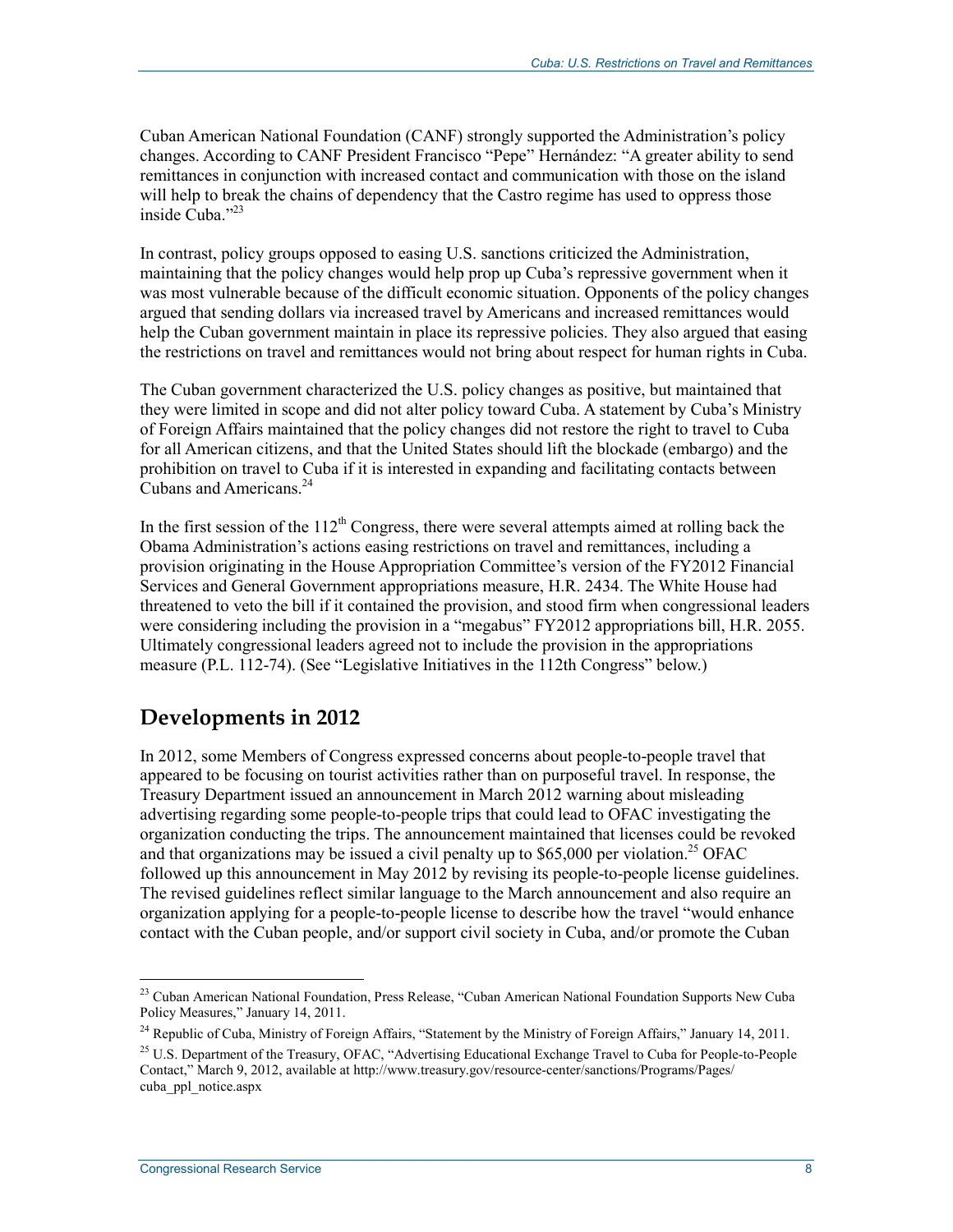Cuban American National Foundation (CANF) strongly supported the Administration's policy changes. According to CANF President Francisco "Pepe" Hernández: "A greater ability to send remittances in conjunction with increased contact and communication with those on the island will help to break the chains of dependency that the Castro regime has used to oppress those inside Cuba."[23]

In contrast, policy groups opposed to easing U.S. sanctions criticized the Administration, maintaining that the policy changes would help prop up Cuba's repressive government when it was most vulnerable because of the difficult economic situation. Opponents of the policy changes argued that sending dollars via increased travel by Americans and increased remittances would help the Cuban government maintain in place its repressive policies. They also argued that easing the restrictions on travel and remittances would not bring about respect for human rights in Cuba.

The Cuban government characterized the U.S. policy changes as positive, but maintained that they were limited in scope and did not alter policy toward Cuba. A statement by Cuba's Ministry of Foreign Affairs maintained that the policy changes did not restore the right to travel to Cuba for all American citizens, and that the United States should lift the blockade (embargo) and the prohibition on travel to Cuba if it is interested in expanding and facilitating contacts between Cubans and Americans.[24]

In the first session of the 112th Congress, there were several attempts aimed at rolling back the Obama Administration's actions easing restrictions on travel and remittances, including a provision originating in the House Appropriation Committee's version of the FY2012 Financial Services and General Government appropriations measure, H.R. 2434. The White House had threatened to veto the bill if it contained the provision, and stood firm when congressional leaders were considering including the provision in a "megabus" FY2012 appropriations bill, H.R. 2055. Ultimately congressional leaders agreed not to include the provision in the appropriations measure (P.L. 112-74). (See "Legislative Initiatives in the 112th Congress" below.)

## Developments in 2012

In 2012, some Members of Congress expressed concerns about people-to-people travel that appeared to be focusing on tourist activities rather than on purposeful travel. In response, the Treasury Department issued an announcement in March 2012 warning about misleading advertising regarding some people-to-people trips that could lead to OFAC investigating the organization conducting the trips. The announcement maintained that licenses could be revoked and that organizations may be issued a civil penalty up to $65,000 per violation.[25] OFAC followed up this announcement in May 2012 by revising its people-to-people license guidelines. The revised guidelines reflect similar language to the March announcement and also require an organization applying for a people-to-people license to describe how the travel "would enhance contact with the Cuban people, and/or support civil society in Cuba, and/or promote the Cuban

---

[23] Cuban American National Foundation, Press Release, "Cuban American National Foundation Supports New Cuba Policy Measures," January 14, 2011.

[24] Republic of Cuba, Ministry of Foreign Affairs, "Statement by the Ministry of Foreign Affairs," January 14, 2011.

[25] U.S. Department of the Treasury, OFAC, "Advertising Educational Exchange Travel to Cuba for People-to-People Contact," March 9, 2012, available at http://www.treasury.gov/resource-center/sanctions/Programs/Pages/cuba_ppl_notice.aspx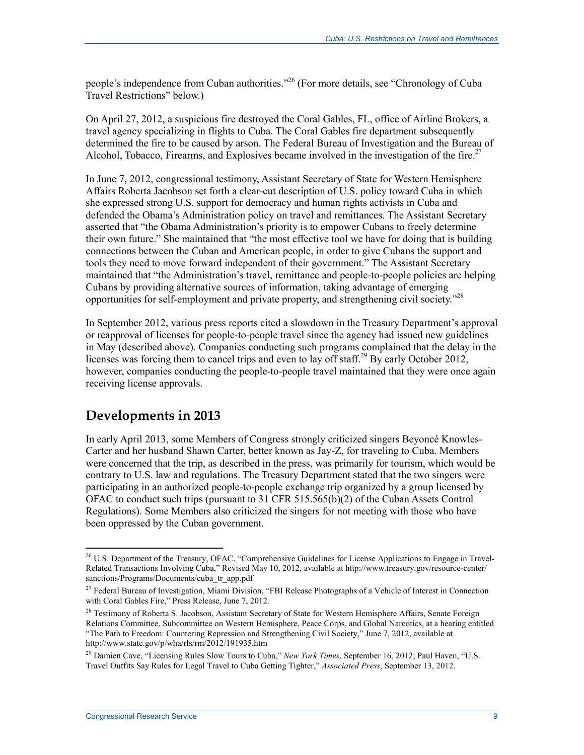people's independence from Cuban authorities."[26] (For more details, see "Chronology of Cuba Travel Restrictions" below.)

On April 27, 2012, a suspicious fire destroyed the Coral Gables, FL, office of Airline Brokers, a travel agency specializing in flights to Cuba. The Coral Gables fire department subsequently determined the fire to be caused by arson. The Federal Bureau of Investigation and the Bureau of Alcohol, Tobacco, Firearms, and Explosives became involved in the investigation of the fire.[27]

In June 7, 2012, congressional testimony, Assistant Secretary of State for Western Hemisphere Affairs Roberta Jacobson set forth a clear-cut description of U.S. policy toward Cuba in which she expressed strong U.S. support for democracy and human rights activists in Cuba and defended the Obama's Administration policy on travel and remittances. The Assistant Secretary asserted that "the Obama Administration's priority is to empower Cubans to freely determine their own future." She maintained that "the most effective tool we have for doing that is building connections between the Cuban and American people, in order to give Cubans the support and tools they need to move forward independent of their government." The Assistant Secretary maintained that "the Administration's travel, remittance and people-to-people policies are helping Cubans by providing alternative sources of information, taking advantage of emerging opportunities for self-employment and private property, and strengthening civil society."[28]

In September 2012, various press reports cited a slowdown in the Treasury Department's approval or reapproval of licenses for people-to-people travel since the agency had issued new guidelines in May (described above). Companies conducting such programs complained that the delay in the licenses was forcing them to cancel trips and even to lay off staff.[29] By early October 2012, however, companies conducting the people-to-people travel maintained that they were once again receiving license approvals.

## Developments in 2013

In early April 2013, some Members of Congress strongly criticized singers Beyoncé Knowles-Carter and her husband Shawn Carter, better known as Jay-Z, for traveling to Cuba. Members were concerned that the trip, as described in the press, was primarily for tourism, which would be contrary to U.S. law and regulations. The Treasury Department stated that the two singers were participating in an authorized people-to-people exchange trip organized by a group licensed by OFAC to conduct such trips (pursuant to 31 CFR 515.565(b)(2) of the Cuban Assets Control Regulations). Some Members also criticized the singers for not meeting with those who have been oppressed by the Cuban government.

---

[26] U.S. Department of the Treasury, OFAC, "Comprehensive Guidelines for License Applications to Engage in Travel-Related Transactions Involving Cuba," Revised May 10, 2012, available at http://www.treasury.gov/resource-center/sanctions/Programs/Documents/cuba_tr_app.pdf

[27] Federal Bureau of Investigation, Miami Division, "FBI Release Photographs of a Vehicle of Interest in Connection with Coral Gables Fire," Press Release, June 7, 2012.

[28] Testimony of Roberta S. Jacobson, Assistant Secretary of State for Western Hemisphere Affairs, Senate Foreign Relations Committee, Subcommittee on Western Hemisphere, Peace Corps, and Global Narcotics, at a hearing entitled "The Path to Freedom: Countering Repression and Strengthening Civil Society," June 7, 2012, available at http://www.state.gov/p/wha/rls/rm/2012/191935.htm

[29] Damien Cave, "Licensing Rules Slow Tours to Cuba," *New York Times*, September 16, 2012; Paul Haven, "U.S. Travel Outfits Say Rules for Legal Travel to Cuba Getting Tighter," *Associated Press*, September 13, 2012.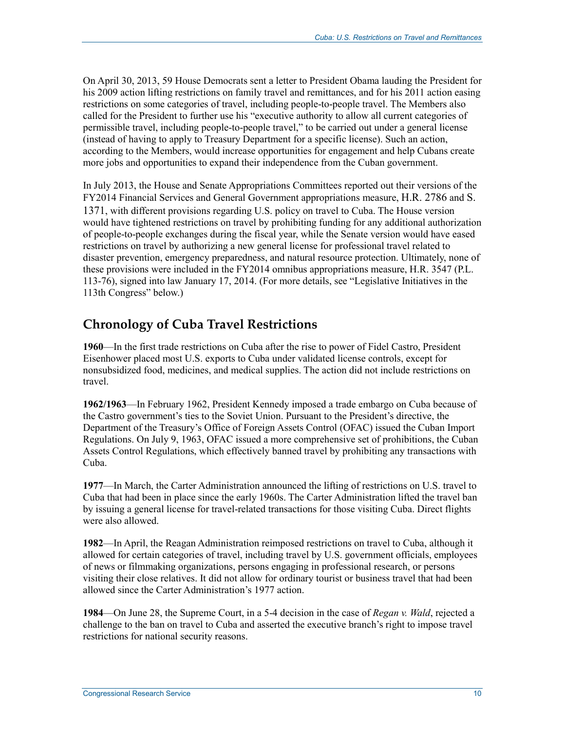On April 30, 2013, 59 House Democrats sent a letter to President Obama lauding the President for his 2009 action lifting restrictions on family travel and remittances, and for his 2011 action easing restrictions on some categories of travel, including people-to-people travel. The Members also called for the President to further use his "executive authority to allow all current categories of permissible travel, including people-to-people travel," to be carried out under a general license (instead of having to apply to Treasury Department for a specific license). Such an action, according to the Members, would increase opportunities for engagement and help Cubans create more jobs and opportunities to expand their independence from the Cuban government.

In July 2013, the House and Senate Appropriations Committees reported out their versions of the FY2014 Financial Services and General Government appropriations measure, H.R. 2786 and S. 1371, with different provisions regarding U.S. policy on travel to Cuba. The House version would have tightened restrictions on travel by prohibiting funding for any additional authorization of people-to-people exchanges during the fiscal year, while the Senate version would have eased restrictions on travel by authorizing a new general license for professional travel related to disaster prevention, emergency preparedness, and natural resource protection. Ultimately, none of these provisions were included in the FY2014 omnibus appropriations measure, H.R. 3547 (P.L. 113-76), signed into law January 17, 2014. (For more details, see "Legislative Initiatives in the 113th Congress" below.)

## Chronology of Cuba Travel Restrictions

**1960**—In the first trade restrictions on Cuba after the rise to power of Fidel Castro, President Eisenhower placed most U.S. exports to Cuba under validated license controls, except for nonsubsidized food, medicines, and medical supplies. The action did not include restrictions on travel.

**1962/1963**—In February 1962, President Kennedy imposed a trade embargo on Cuba because of the Castro government's ties to the Soviet Union. Pursuant to the President's directive, the Department of the Treasury's Office of Foreign Assets Control (OFAC) issued the Cuban Import Regulations. On July 9, 1963, OFAC issued a more comprehensive set of prohibitions, the Cuban Assets Control Regulations, which effectively banned travel by prohibiting any transactions with Cuba.

**1977**—In March, the Carter Administration announced the lifting of restrictions on U.S. travel to Cuba that had been in place since the early 1960s. The Carter Administration lifted the travel ban by issuing a general license for travel-related transactions for those visiting Cuba. Direct flights were also allowed.

**1982**—In April, the Reagan Administration reimposed restrictions on travel to Cuba, although it allowed for certain categories of travel, including travel by U.S. government officials, employees of news or filmmaking organizations, persons engaging in professional research, or persons visiting their close relatives. It did not allow for ordinary tourist or business travel that had been allowed since the Carter Administration's 1977 action.

**1984**—On June 28, the Supreme Court, in a 5-4 decision in the case of *Regan v. Wald*, rejected a challenge to the ban on travel to Cuba and asserted the executive branch's right to impose travel restrictions for national security reasons.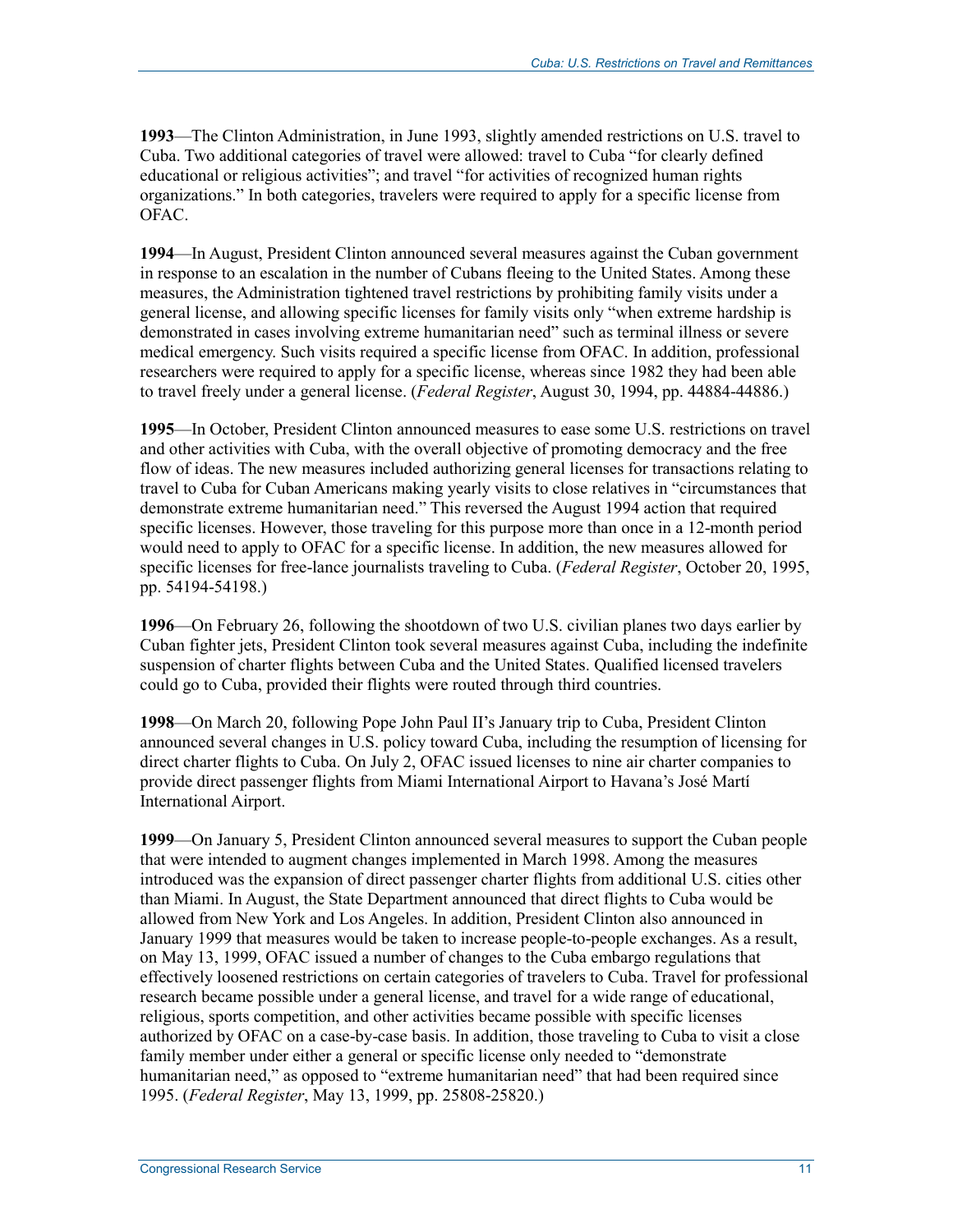**1993**—The Clinton Administration, in June 1993, slightly amended restrictions on U.S. travel to Cuba. Two additional categories of travel were allowed: travel to Cuba "for clearly defined educational or religious activities"; and travel "for activities of recognized human rights organizations." In both categories, travelers were required to apply for a specific license from OFAC.

**1994**—In August, President Clinton announced several measures against the Cuban government in response to an escalation in the number of Cubans fleeing to the United States. Among these measures, the Administration tightened travel restrictions by prohibiting family visits under a general license, and allowing specific licenses for family visits only "when extreme hardship is demonstrated in cases involving extreme humanitarian need" such as terminal illness or severe medical emergency. Such visits required a specific license from OFAC. In addition, professional researchers were required to apply for a specific license, whereas since 1982 they had been able to travel freely under a general license. (*Federal Register*, August 30, 1994, pp. 44884-44886.)

**1995**—In October, President Clinton announced measures to ease some U.S. restrictions on travel and other activities with Cuba, with the overall objective of promoting democracy and the free flow of ideas. The new measures included authorizing general licenses for transactions relating to travel to Cuba for Cuban Americans making yearly visits to close relatives in "circumstances that demonstrate extreme humanitarian need." This reversed the August 1994 action that required specific licenses. However, those traveling for this purpose more than once in a 12-month period would need to apply to OFAC for a specific license. In addition, the new measures allowed for specific licenses for free-lance journalists traveling to Cuba. (*Federal Register*, October 20, 1995, pp. 54194-54198.)

**1996**—On February 26, following the shootdown of two U.S. civilian planes two days earlier by Cuban fighter jets, President Clinton took several measures against Cuba, including the indefinite suspension of charter flights between Cuba and the United States. Qualified licensed travelers could go to Cuba, provided their flights were routed through third countries.

**1998**—On March 20, following Pope John Paul II's January trip to Cuba, President Clinton announced several changes in U.S. policy toward Cuba, including the resumption of licensing for direct charter flights to Cuba. On July 2, OFAC issued licenses to nine air charter companies to provide direct passenger flights from Miami International Airport to Havana's José Martí International Airport.

**1999**—On January 5, President Clinton announced several measures to support the Cuban people that were intended to augment changes implemented in March 1998. Among the measures introduced was the expansion of direct passenger charter flights from additional U.S. cities other than Miami. In August, the State Department announced that direct flights to Cuba would be allowed from New York and Los Angeles. In addition, President Clinton also announced in January 1999 that measures would be taken to increase people-to-people exchanges. As a result, on May 13, 1999, OFAC issued a number of changes to the Cuba embargo regulations that effectively loosened restrictions on certain categories of travelers to Cuba. Travel for professional research became possible under a general license, and travel for a wide range of educational, religious, sports competition, and other activities became possible with specific licenses authorized by OFAC on a case-by-case basis. In addition, those traveling to Cuba to visit a close family member under either a general or specific license only needed to "demonstrate humanitarian need," as opposed to "extreme humanitarian need" that had been required since 1995. (*Federal Register*, May 13, 1999, pp. 25808-25820.)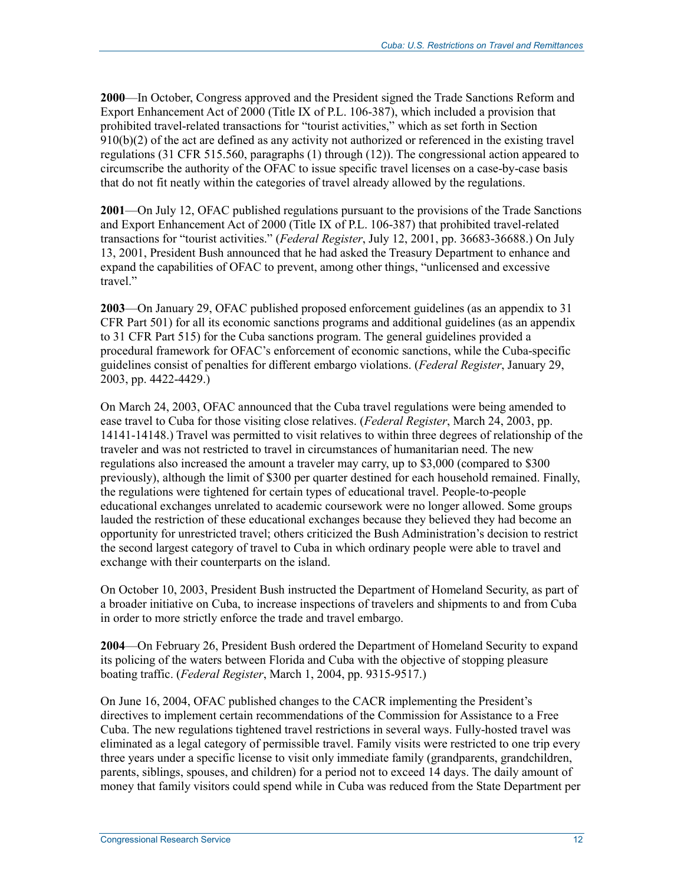**2000**—In October, Congress approved and the President signed the Trade Sanctions Reform and Export Enhancement Act of 2000 (Title IX of P.L. 106-387), which included a provision that prohibited travel-related transactions for "tourist activities," which as set forth in Section 910(b)(2) of the act are defined as any activity not authorized or referenced in the existing travel regulations (31 CFR 515.560, paragraphs (1) through (12)). The congressional action appeared to circumscribe the authority of the OFAC to issue specific travel licenses on a case-by-case basis that do not fit neatly within the categories of travel already allowed by the regulations.

**2001**—On July 12, OFAC published regulations pursuant to the provisions of the Trade Sanctions and Export Enhancement Act of 2000 (Title IX of P.L. 106-387) that prohibited travel-related transactions for "tourist activities." (*Federal Register*, July 12, 2001, pp. 36683-36688.) On July 13, 2001, President Bush announced that he had asked the Treasury Department to enhance and expand the capabilities of OFAC to prevent, among other things, "unlicensed and excessive travel."

**2003**—On January 29, OFAC published proposed enforcement guidelines (as an appendix to 31 CFR Part 501) for all its economic sanctions programs and additional guidelines (as an appendix to 31 CFR Part 515) for the Cuba sanctions program. The general guidelines provided a procedural framework for OFAC's enforcement of economic sanctions, while the Cuba-specific guidelines consist of penalties for different embargo violations. (*Federal Register*, January 29, 2003, pp. 4422-4429.)

On March 24, 2003, OFAC announced that the Cuba travel regulations were being amended to ease travel to Cuba for those visiting close relatives. (*Federal Register*, March 24, 2003, pp. 14141-14148.) Travel was permitted to visit relatives to within three degrees of relationship of the traveler and was not restricted to travel in circumstances of humanitarian need. The new regulations also increased the amount a traveler may carry, up to $3,000 (compared to $300 previously), although the limit of $300 per quarter destined for each household remained. Finally, the regulations were tightened for certain types of educational travel. People-to-people educational exchanges unrelated to academic coursework were no longer allowed. Some groups lauded the restriction of these educational exchanges because they believed they had become an opportunity for unrestricted travel; others criticized the Bush Administration's decision to restrict the second largest category of travel to Cuba in which ordinary people were able to travel and exchange with their counterparts on the island.

On October 10, 2003, President Bush instructed the Department of Homeland Security, as part of a broader initiative on Cuba, to increase inspections of travelers and shipments to and from Cuba in order to more strictly enforce the trade and travel embargo.

**2004**—On February 26, President Bush ordered the Department of Homeland Security to expand its policing of the waters between Florida and Cuba with the objective of stopping pleasure boating traffic. (*Federal Register*, March 1, 2004, pp. 9315-9517.)

On June 16, 2004, OFAC published changes to the CACR implementing the President's directives to implement certain recommendations of the Commission for Assistance to a Free Cuba. The new regulations tightened travel restrictions in several ways. Fully-hosted travel was eliminated as a legal category of permissible travel. Family visits were restricted to one trip every three years under a specific license to visit only immediate family (grandparents, grandchildren, parents, siblings, spouses, and children) for a period not to exceed 14 days. The daily amount of money that family visitors could spend while in Cuba was reduced from the State Department per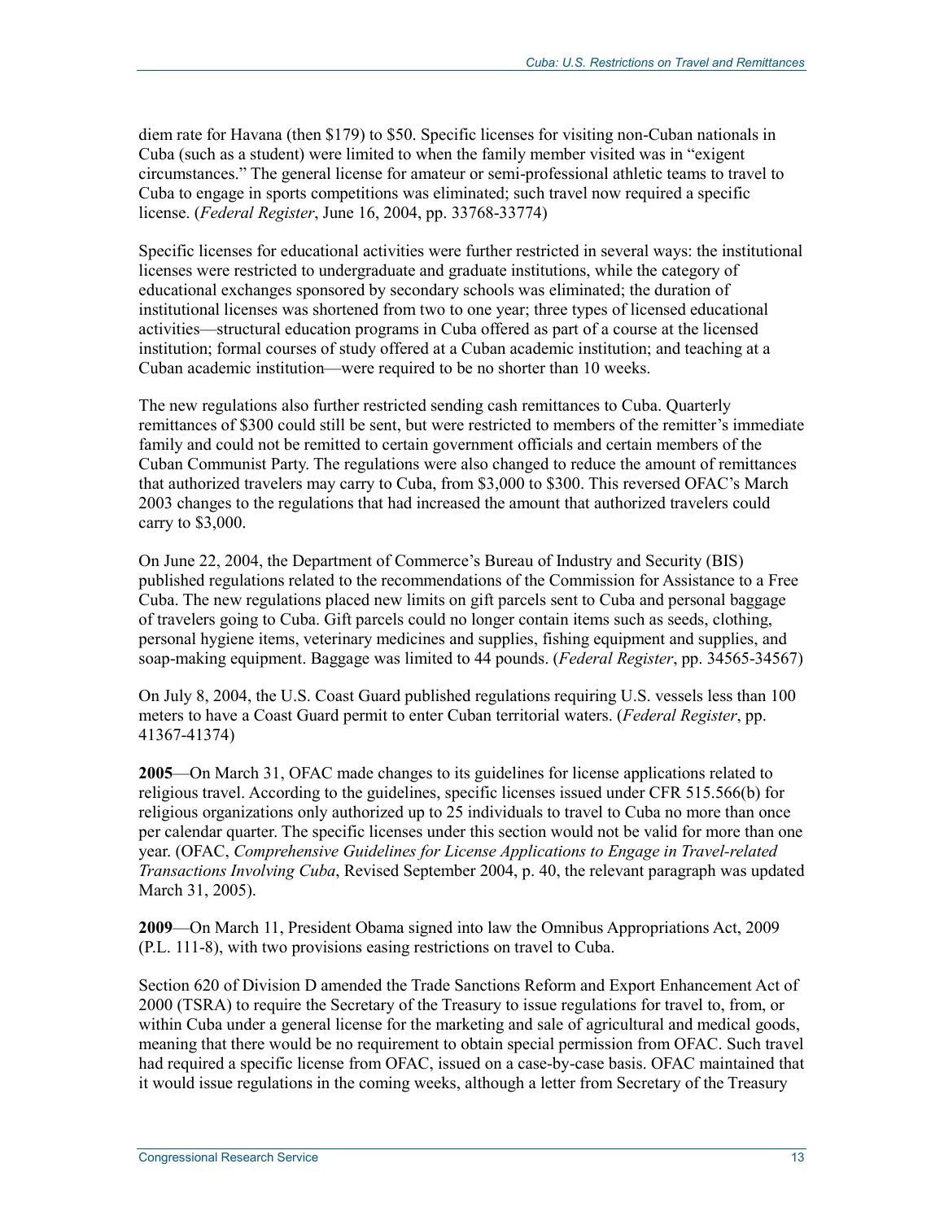diem rate for Havana (then $179) to $50. Specific licenses for visiting non-Cuban nationals in Cuba (such as a student) were limited to when the family member visited was in "exigent circumstances." The general license for amateur or semi-professional athletic teams to travel to Cuba to engage in sports competitions was eliminated; such travel now required a specific license. (*Federal Register*, June 16, 2004, pp. 33768-33774)

Specific licenses for educational activities were further restricted in several ways: the institutional licenses were restricted to undergraduate and graduate institutions, while the category of educational exchanges sponsored by secondary schools was eliminated; the duration of institutional licenses was shortened from two to one year; three types of licensed educational activities—structural education programs in Cuba offered as part of a course at the licensed institution; formal courses of study offered at a Cuban academic institution; and teaching at a Cuban academic institution—were required to be no shorter than 10 weeks.

The new regulations also further restricted sending cash remittances to Cuba. Quarterly remittances of $300 could still be sent, but were restricted to members of the remitter's immediate family and could not be remitted to certain government officials and certain members of the Cuban Communist Party. The regulations were also changed to reduce the amount of remittances that authorized travelers may carry to Cuba, from $3,000 to $300. This reversed OFAC's March 2003 changes to the regulations that had increased the amount that authorized travelers could carry to $3,000.

On June 22, 2004, the Department of Commerce's Bureau of Industry and Security (BIS) published regulations related to the recommendations of the Commission for Assistance to a Free Cuba. The new regulations placed new limits on gift parcels sent to Cuba and personal baggage of travelers going to Cuba. Gift parcels could no longer contain items such as seeds, clothing, personal hygiene items, veterinary medicines and supplies, fishing equipment and supplies, and soap-making equipment. Baggage was limited to 44 pounds. (*Federal Register*, pp. 34565-34567)

On July 8, 2004, the U.S. Coast Guard published regulations requiring U.S. vessels less than 100 meters to have a Coast Guard permit to enter Cuban territorial waters. (*Federal Register*, pp. 41367-41374)

**2005**—On March 31, OFAC made changes to its guidelines for license applications related to religious travel. According to the guidelines, specific licenses issued under CFR 515.566(b) for religious organizations only authorized up to 25 individuals to travel to Cuba no more than once per calendar quarter. The specific licenses under this section would not be valid for more than one year. (OFAC, *Comprehensive Guidelines for License Applications to Engage in Travel-related Transactions Involving Cuba*, Revised September 2004, p. 40, the relevant paragraph was updated March 31, 2005).

**2009**—On March 11, President Obama signed into law the Omnibus Appropriations Act, 2009 (P.L. 111-8), with two provisions easing restrictions on travel to Cuba.

Section 620 of Division D amended the Trade Sanctions Reform and Export Enhancement Act of 2000 (TSRA) to require the Secretary of the Treasury to issue regulations for travel to, from, or within Cuba under a general license for the marketing and sale of agricultural and medical goods, meaning that there would be no requirement to obtain special permission from OFAC. Such travel had required a specific license from OFAC, issued on a case-by-case basis. OFAC maintained that it would issue regulations in the coming weeks, although a letter from Secretary of the Treasury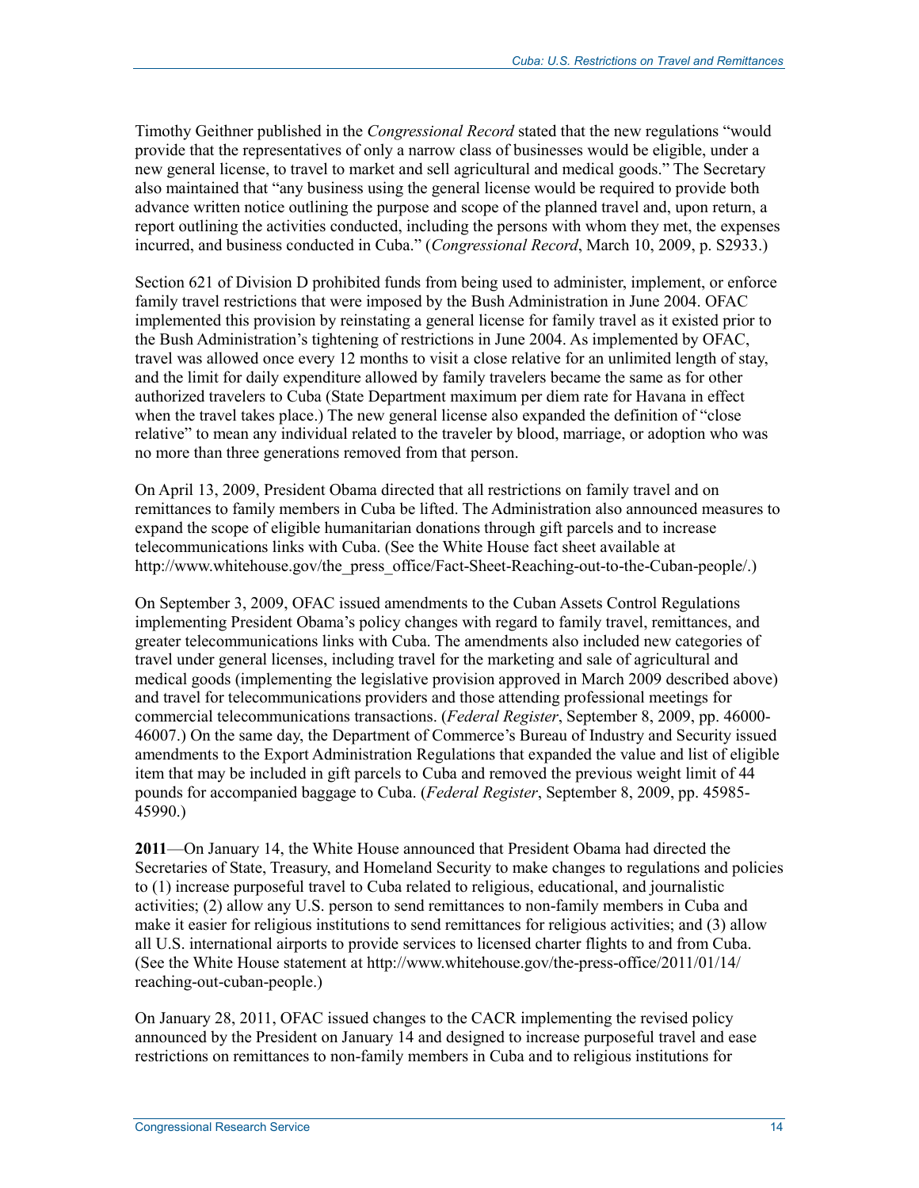Timothy Geithner published in the *Congressional Record* stated that the new regulations "would provide that the representatives of only a narrow class of businesses would be eligible, under a new general license, to travel to market and sell agricultural and medical goods." The Secretary also maintained that "any business using the general license would be required to provide both advance written notice outlining the purpose and scope of the planned travel and, upon return, a report outlining the activities conducted, including the persons with whom they met, the expenses incurred, and business conducted in Cuba." (*Congressional Record*, March 10, 2009, p. S2933.)

Section 621 of Division D prohibited funds from being used to administer, implement, or enforce family travel restrictions that were imposed by the Bush Administration in June 2004. OFAC implemented this provision by reinstating a general license for family travel as it existed prior to the Bush Administration's tightening of restrictions in June 2004. As implemented by OFAC, travel was allowed once every 12 months to visit a close relative for an unlimited length of stay, and the limit for daily expenditure allowed by family travelers became the same as for other authorized travelers to Cuba (State Department maximum per diem rate for Havana in effect when the travel takes place.) The new general license also expanded the definition of "close relative" to mean any individual related to the traveler by blood, marriage, or adoption who was no more than three generations removed from that person.

On April 13, 2009, President Obama directed that all restrictions on family travel and on remittances to family members in Cuba be lifted. The Administration also announced measures to expand the scope of eligible humanitarian donations through gift parcels and to increase telecommunications links with Cuba. (See the White House fact sheet available at http://www.whitehouse.gov/the_press_office/Fact-Sheet-Reaching-out-to-the-Cuban-people/.)

On September 3, 2009, OFAC issued amendments to the Cuban Assets Control Regulations implementing President Obama's policy changes with regard to family travel, remittances, and greater telecommunications links with Cuba. The amendments also included new categories of travel under general licenses, including travel for the marketing and sale of agricultural and medical goods (implementing the legislative provision approved in March 2009 described above) and travel for telecommunications providers and those attending professional meetings for commercial telecommunications transactions. (*Federal Register*, September 8, 2009, pp. 46000-46007.) On the same day, the Department of Commerce's Bureau of Industry and Security issued amendments to the Export Administration Regulations that expanded the value and list of eligible item that may be included in gift parcels to Cuba and removed the previous weight limit of 44 pounds for accompanied baggage to Cuba. (*Federal Register*, September 8, 2009, pp. 45985-45990.)

**2011**—On January 14, the White House announced that President Obama had directed the Secretaries of State, Treasury, and Homeland Security to make changes to regulations and policies to (1) increase purposeful travel to Cuba related to religious, educational, and journalistic activities; (2) allow any U.S. person to send remittances to non-family members in Cuba and make it easier for religious institutions to send remittances for religious activities; and (3) allow all U.S. international airports to provide services to licensed charter flights to and from Cuba. (See the White House statement at http://www.whitehouse.gov/the-press-office/2011/01/14/reaching-out-cuban-people.)

On January 28, 2011, OFAC issued changes to the CACR implementing the revised policy announced by the President on January 14 and designed to increase purposeful travel and ease restrictions on remittances to non-family members in Cuba and to religious institutions for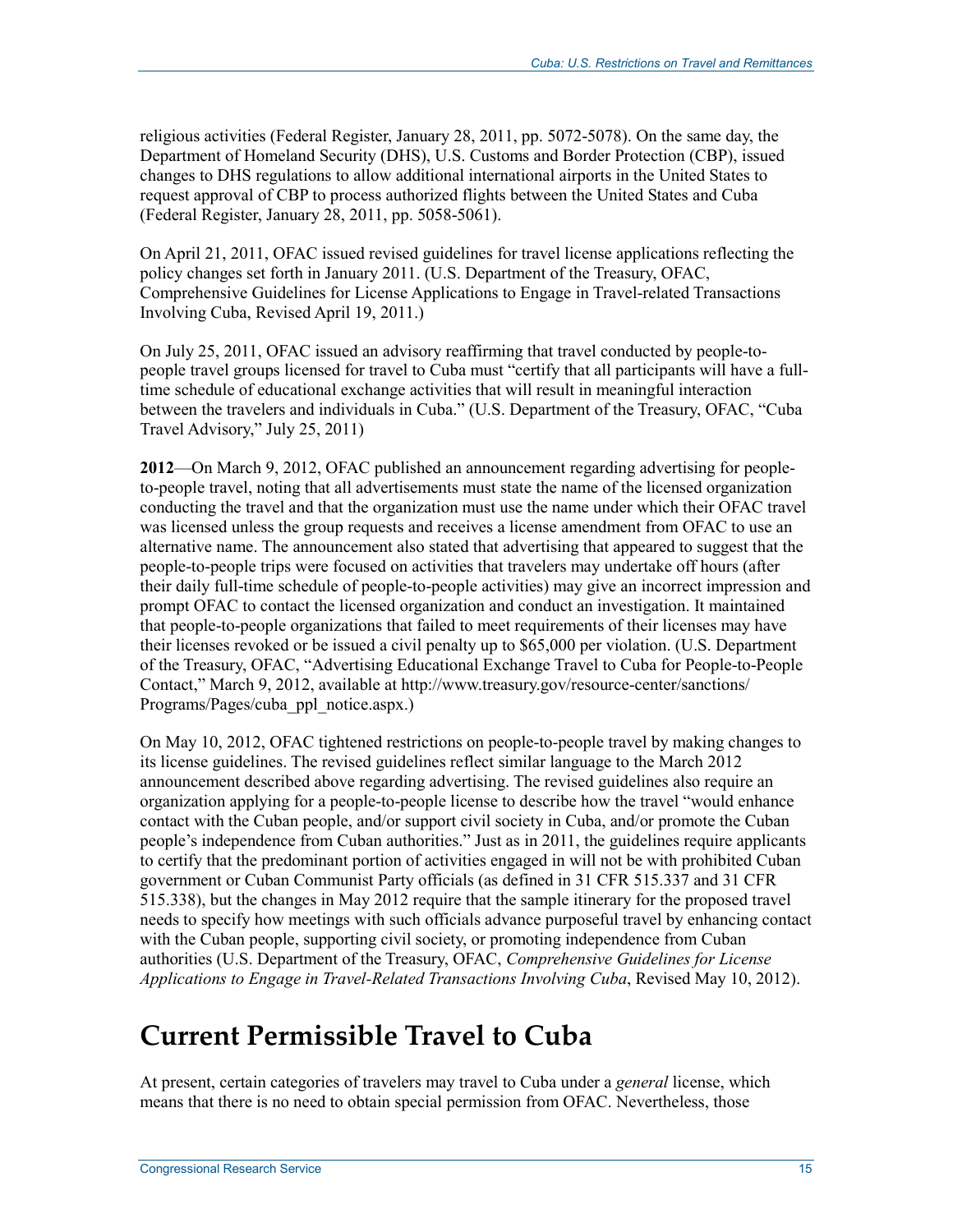religious activities (Federal Register, January 28, 2011, pp. 5072-5078). On the same day, the Department of Homeland Security (DHS), U.S. Customs and Border Protection (CBP), issued changes to DHS regulations to allow additional international airports in the United States to request approval of CBP to process authorized flights between the United States and Cuba (Federal Register, January 28, 2011, pp. 5058-5061).

On April 21, 2011, OFAC issued revised guidelines for travel license applications reflecting the policy changes set forth in January 2011. (U.S. Department of the Treasury, OFAC, Comprehensive Guidelines for License Applications to Engage in Travel-related Transactions Involving Cuba, Revised April 19, 2011.)

On July 25, 2011, OFAC issued an advisory reaffirming that travel conducted by people-to-people travel groups licensed for travel to Cuba must "certify that all participants will have a full-time schedule of educational exchange activities that will result in meaningful interaction between the travelers and individuals in Cuba." (U.S. Department of the Treasury, OFAC, "Cuba Travel Advisory," July 25, 2011)

**2012**—On March 9, 2012, OFAC published an announcement regarding advertising for people-to-people travel, noting that all advertisements must state the name of the licensed organization conducting the travel and that the organization must use the name under which their OFAC travel was licensed unless the group requests and receives a license amendment from OFAC to use an alternative name. The announcement also stated that advertising that appeared to suggest that the people-to-people trips were focused on activities that travelers may undertake off hours (after their daily full-time schedule of people-to-people activities) may give an incorrect impression and prompt OFAC to contact the licensed organization and conduct an investigation. It maintained that people-to-people organizations that failed to meet requirements of their licenses may have their licenses revoked or be issued a civil penalty up to $65,000 per violation. (U.S. Department of the Treasury, OFAC, "Advertising Educational Exchange Travel to Cuba for People-to-People Contact," March 9, 2012, available at http://www.treasury.gov/resource-center/sanctions/Programs/Pages/cuba_ppl_notice.aspx.)

On May 10, 2012, OFAC tightened restrictions on people-to-people travel by making changes to its license guidelines. The revised guidelines reflect similar language to the March 2012 announcement described above regarding advertising. The revised guidelines also require an organization applying for a people-to-people license to describe how the travel "would enhance contact with the Cuban people, and/or support civil society in Cuba, and/or promote the Cuban people's independence from Cuban authorities." Just as in 2011, the guidelines require applicants to certify that the predominant portion of activities engaged in will not be with prohibited Cuban government or Cuban Communist Party officials (as defined in 31 CFR 515.337 and 31 CFR 515.338), but the changes in May 2012 require that the sample itinerary for the proposed travel needs to specify how meetings with such officials advance purposeful travel by enhancing contact with the Cuban people, supporting civil society, or promoting independence from Cuban authorities (U.S. Department of the Treasury, OFAC, *Comprehensive Guidelines for License Applications to Engage in Travel-Related Transactions Involving Cuba*, Revised May 10, 2012).

# Current Permissible Travel to Cuba

At present, certain categories of travelers may travel to Cuba under a *general* license, which means that there is no need to obtain special permission from OFAC. Nevertheless, those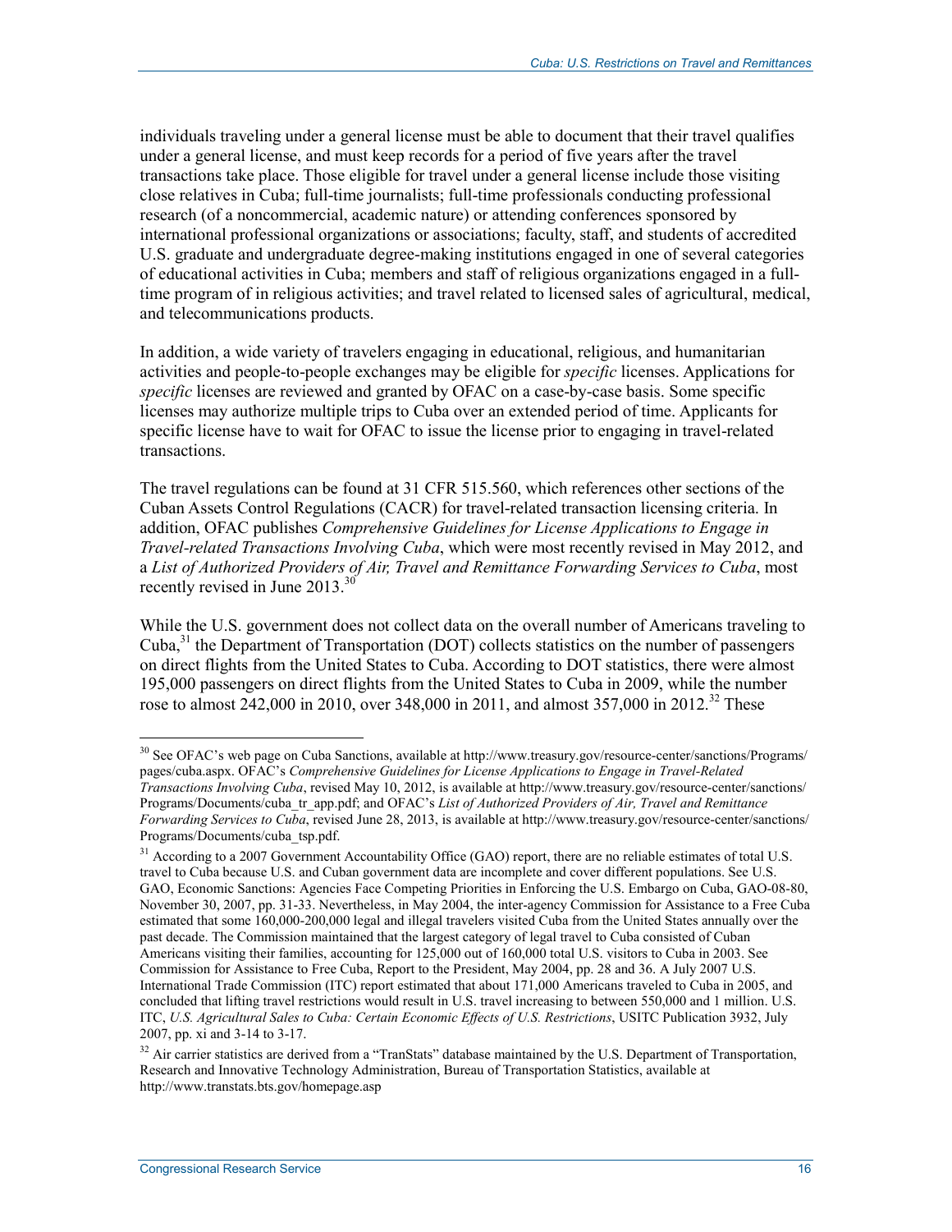individuals traveling under a general license must be able to document that their travel qualifies under a general license, and must keep records for a period of five years after the travel transactions take place. Those eligible for travel under a general license include those visiting close relatives in Cuba; full-time journalists; full-time professionals conducting professional research (of a noncommercial, academic nature) or attending conferences sponsored by international professional organizations or associations; faculty, staff, and students of accredited U.S. graduate and undergraduate degree-making institutions engaged in one of several categories of educational activities in Cuba; members and staff of religious organizations engaged in a full-time program of in religious activities; and travel related to licensed sales of agricultural, medical, and telecommunications products.

In addition, a wide variety of travelers engaging in educational, religious, and humanitarian activities and people-to-people exchanges may be eligible for *specific* licenses. Applications for *specific* licenses are reviewed and granted by OFAC on a case-by-case basis. Some specific licenses may authorize multiple trips to Cuba over an extended period of time. Applicants for specific license have to wait for OFAC to issue the license prior to engaging in travel-related transactions.

The travel regulations can be found at 31 CFR 515.560, which references other sections of the Cuban Assets Control Regulations (CACR) for travel-related transaction licensing criteria. In addition, OFAC publishes *Comprehensive Guidelines for License Applications to Engage in Travel-related Transactions Involving Cuba*, which were most recently revised in May 2012, and a *List of Authorized Providers of Air, Travel and Remittance Forwarding Services to Cuba*, most recently revised in June 2013.[30]

While the U.S. government does not collect data on the overall number of Americans traveling to Cuba,[31] the Department of Transportation (DOT) collects statistics on the number of passengers on direct flights from the United States to Cuba. According to DOT statistics, there were almost 195,000 passengers on direct flights from the United States to Cuba in 2009, while the number rose to almost 242,000 in 2010, over 348,000 in 2011, and almost 357,000 in 2012.[32] These

---

[30] See OFAC's web page on Cuba Sanctions, available at http://www.treasury.gov/resource-center/sanctions/Programs/pages/cuba.aspx. OFAC's *Comprehensive Guidelines for License Applications to Engage in Travel-Related Transactions Involving Cuba*, revised May 10, 2012, is available at http://www.treasury.gov/resource-center/sanctions/Programs/Documents/cuba_tr_app.pdf; and OFAC's *List of Authorized Providers of Air, Travel and Remittance Forwarding Services to Cuba*, revised June 28, 2013, is available at http://www.treasury.gov/resource-center/sanctions/Programs/Documents/cuba_tsp.pdf.

[31] According to a 2007 Government Accountability Office (GAO) report, there are no reliable estimates of total U.S. travel to Cuba because U.S. and Cuban government data are incomplete and cover different populations. See U.S. GAO, Economic Sanctions: Agencies Face Competing Priorities in Enforcing the U.S. Embargo on Cuba, GAO-08-80, November 30, 2007, pp. 31-33. Nevertheless, in May 2004, the inter-agency Commission for Assistance to a Free Cuba estimated that some 160,000-200,000 legal and illegal travelers visited Cuba from the United States annually over the past decade. The Commission maintained that the largest category of legal travel to Cuba consisted of Cuban Americans visiting their families, accounting for 125,000 out of 160,000 total U.S. visitors to Cuba in 2003. See Commission for Assistance to Free Cuba, Report to the President, May 2004, pp. 28 and 36. A July 2007 U.S. International Trade Commission (ITC) report estimated that about 171,000 Americans traveled to Cuba in 2005, and concluded that lifting travel restrictions would result in U.S. travel increasing to between 550,000 and 1 million. U.S. ITC, *U.S. Agricultural Sales to Cuba: Certain Economic Effects of U.S. Restrictions*, USITC Publication 3932, July 2007, pp. xi and 3-14 to 3-17.

[32] Air carrier statistics are derived from a "TranStats" database maintained by the U.S. Department of Transportation, Research and Innovative Technology Administration, Bureau of Transportation Statistics, available at http://www.transtats.bts.gov/homepage.asp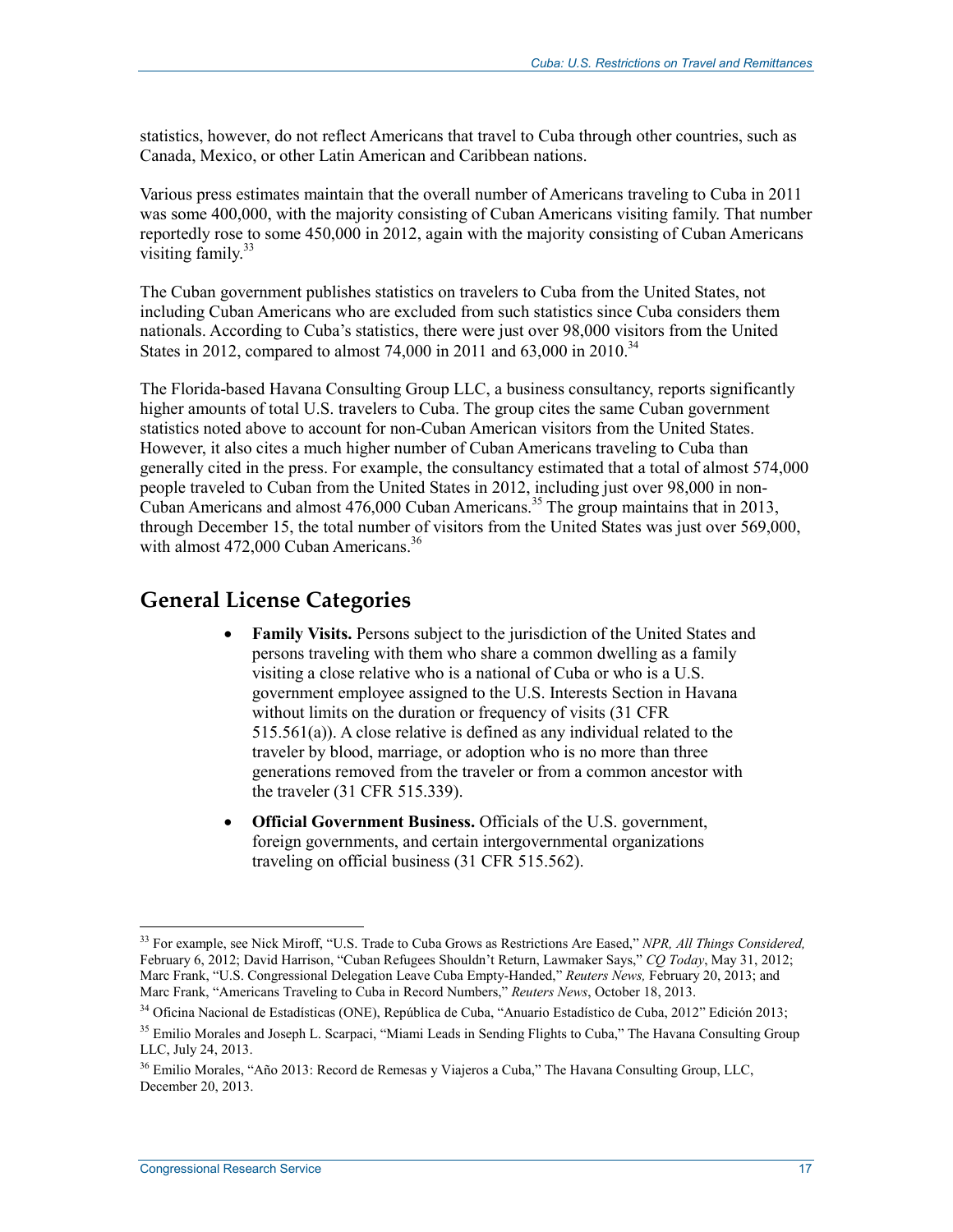statistics, however, do not reflect Americans that travel to Cuba through other countries, such as Canada, Mexico, or other Latin American and Caribbean nations.

Various press estimates maintain that the overall number of Americans traveling to Cuba in 2011 was some 400,000, with the majority consisting of Cuban Americans visiting family. That number reportedly rose to some 450,000 in 2012, again with the majority consisting of Cuban Americans visiting family.[33]

The Cuban government publishes statistics on travelers to Cuba from the United States, not including Cuban Americans who are excluded from such statistics since Cuba considers them nationals. According to Cuba's statistics, there were just over 98,000 visitors from the United States in 2012, compared to almost 74,000 in 2011 and 63,000 in 2010.[34]

The Florida-based Havana Consulting Group LLC, a business consultancy, reports significantly higher amounts of total U.S. travelers to Cuba. The group cites the same Cuban government statistics noted above to account for non-Cuban American visitors from the United States. However, it also cites a much higher number of Cuban Americans traveling to Cuba than generally cited in the press. For example, the consultancy estimated that a total of almost 574,000 people traveled to Cuban from the United States in 2012, including just over 98,000 in non-Cuban Americans and almost 476,000 Cuban Americans.[35] The group maintains that in 2013, through December 15, the total number of visitors from the United States was just over 569,000, with almost 472,000 Cuban Americans.[36]

## General License Categories

- **Family Visits.** Persons subject to the jurisdiction of the United States and persons traveling with them who share a common dwelling as a family visiting a close relative who is a national of Cuba or who is a U.S. government employee assigned to the U.S. Interests Section in Havana without limits on the duration or frequency of visits (31 CFR 515.561(a)). A close relative is defined as any individual related to the traveler by blood, marriage, or adoption who is no more than three generations removed from the traveler or from a common ancestor with the traveler (31 CFR 515.339).
- **Official Government Business.** Officials of the U.S. government, foreign governments, and certain intergovernmental organizations traveling on official business (31 CFR 515.562).

---

[33] For example, see Nick Miroff, "U.S. Trade to Cuba Grows as Restrictions Are Eased," *NPR, All Things Considered,* February 6, 2012; David Harrison, "Cuban Refugees Shouldn't Return, Lawmaker Says," *CQ Today*, May 31, 2012; Marc Frank, "U.S. Congressional Delegation Leave Cuba Empty-Handed," *Reuters News,* February 20, 2013; and Marc Frank, "Americans Traveling to Cuba in Record Numbers," *Reuters News*, October 18, 2013.

[34] Oficina Nacional de Estadísticas (ONE), República de Cuba, "Anuario Estadístico de Cuba, 2012" Edición 2013;

[35] Emilio Morales and Joseph L. Scarpaci, "Miami Leads in Sending Flights to Cuba," The Havana Consulting Group LLC, July 24, 2013.

[36] Emilio Morales, "Año 2013: Record de Remesas y Viajeros a Cuba," The Havana Consulting Group, LLC, December 20, 2013.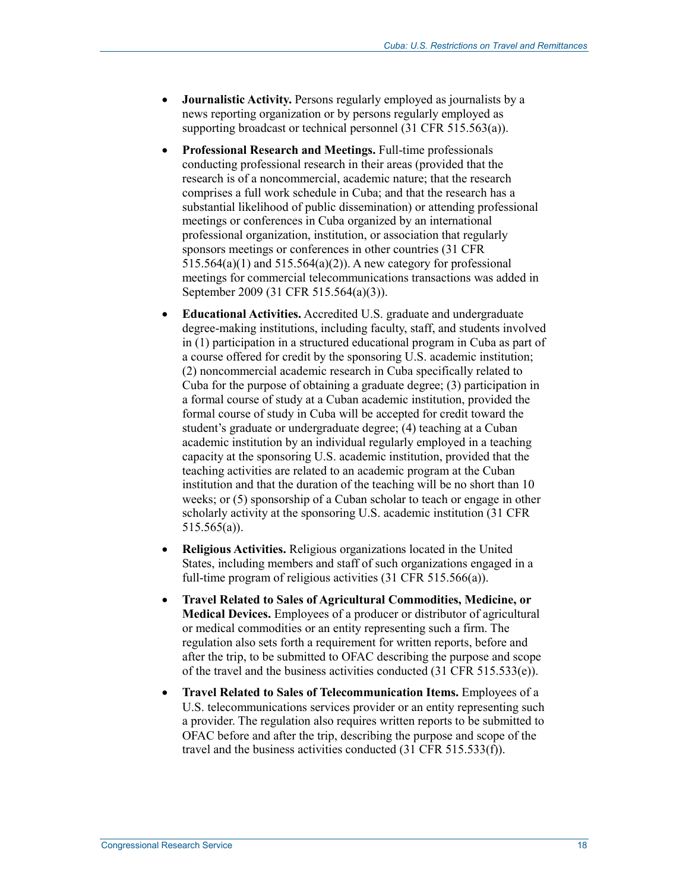- **Journalistic Activity.** Persons regularly employed as journalists by a news reporting organization or by persons regularly employed as supporting broadcast or technical personnel (31 CFR 515.563(a)).
- **Professional Research and Meetings.** Full-time professionals conducting professional research in their areas (provided that the research is of a noncommercial, academic nature; that the research comprises a full work schedule in Cuba; and that the research has a substantial likelihood of public dissemination) or attending professional meetings or conferences in Cuba organized by an international professional organization, institution, or association that regularly sponsors meetings or conferences in other countries (31 CFR 515.564(a)(1) and 515.564(a)(2)). A new category for professional meetings for commercial telecommunications transactions was added in September 2009 (31 CFR 515.564(a)(3)).
- **Educational Activities.** Accredited U.S. graduate and undergraduate degree-making institutions, including faculty, staff, and students involved in (1) participation in a structured educational program in Cuba as part of a course offered for credit by the sponsoring U.S. academic institution; (2) noncommercial academic research in Cuba specifically related to Cuba for the purpose of obtaining a graduate degree; (3) participation in a formal course of study at a Cuban academic institution, provided the formal course of study in Cuba will be accepted for credit toward the student's graduate or undergraduate degree; (4) teaching at a Cuban academic institution by an individual regularly employed in a teaching capacity at the sponsoring U.S. academic institution, provided that the teaching activities are related to an academic program at the Cuban institution and that the duration of the teaching will be no short than 10 weeks; or (5) sponsorship of a Cuban scholar to teach or engage in other scholarly activity at the sponsoring U.S. academic institution (31 CFR 515.565(a)).
- **Religious Activities.** Religious organizations located in the United States, including members and staff of such organizations engaged in a full-time program of religious activities (31 CFR 515.566(a)).
- **Travel Related to Sales of Agricultural Commodities, Medicine, or Medical Devices.** Employees of a producer or distributor of agricultural or medical commodities or an entity representing such a firm. The regulation also sets forth a requirement for written reports, before and after the trip, to be submitted to OFAC describing the purpose and scope of the travel and the business activities conducted (31 CFR 515.533(e)).
- **Travel Related to Sales of Telecommunication Items.** Employees of a U.S. telecommunications services provider or an entity representing such a provider. The regulation also requires written reports to be submitted to OFAC before and after the trip, describing the purpose and scope of the travel and the business activities conducted (31 CFR 515.533(f)).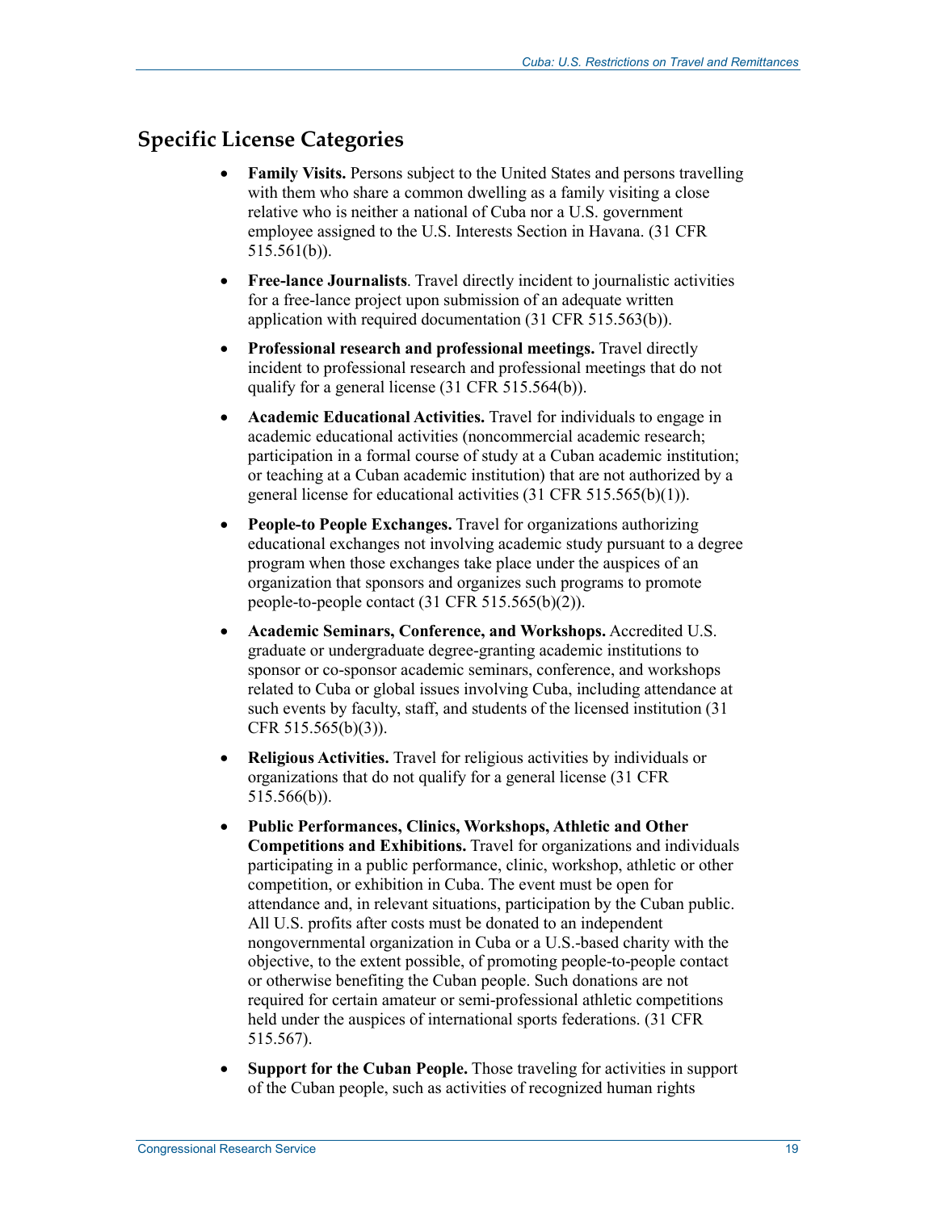## Specific License Categories

- **Family Visits.** Persons subject to the United States and persons travelling with them who share a common dwelling as a family visiting a close relative who is neither a national of Cuba nor a U.S. government employee assigned to the U.S. Interests Section in Havana. (31 CFR 515.561(b)).
- **Free-lance Journalists**. Travel directly incident to journalistic activities for a free-lance project upon submission of an adequate written application with required documentation (31 CFR 515.563(b)).
- **Professional research and professional meetings.** Travel directly incident to professional research and professional meetings that do not qualify for a general license (31 CFR 515.564(b)).
- **Academic Educational Activities.** Travel for individuals to engage in academic educational activities (noncommercial academic research; participation in a formal course of study at a Cuban academic institution; or teaching at a Cuban academic institution) that are not authorized by a general license for educational activities (31 CFR 515.565(b)(1)).
- **People-to People Exchanges.** Travel for organizations authorizing educational exchanges not involving academic study pursuant to a degree program when those exchanges take place under the auspices of an organization that sponsors and organizes such programs to promote people-to-people contact (31 CFR 515.565(b)(2)).
- **Academic Seminars, Conference, and Workshops.** Accredited U.S. graduate or undergraduate degree-granting academic institutions to sponsor or co-sponsor academic seminars, conference, and workshops related to Cuba or global issues involving Cuba, including attendance at such events by faculty, staff, and students of the licensed institution (31 CFR 515.565(b)(3)).
- **Religious Activities.** Travel for religious activities by individuals or organizations that do not qualify for a general license (31 CFR 515.566(b)).
- **Public Performances, Clinics, Workshops, Athletic and Other Competitions and Exhibitions.** Travel for organizations and individuals participating in a public performance, clinic, workshop, athletic or other competition, or exhibition in Cuba. The event must be open for attendance and, in relevant situations, participation by the Cuban public. All U.S. profits after costs must be donated to an independent nongovernmental organization in Cuba or a U.S.-based charity with the objective, to the extent possible, of promoting people-to-people contact or otherwise benefiting the Cuban people. Such donations are not required for certain amateur or semi-professional athletic competitions held under the auspices of international sports federations. (31 CFR 515.567).
- **Support for the Cuban People.** Those traveling for activities in support of the Cuban people, such as activities of recognized human rights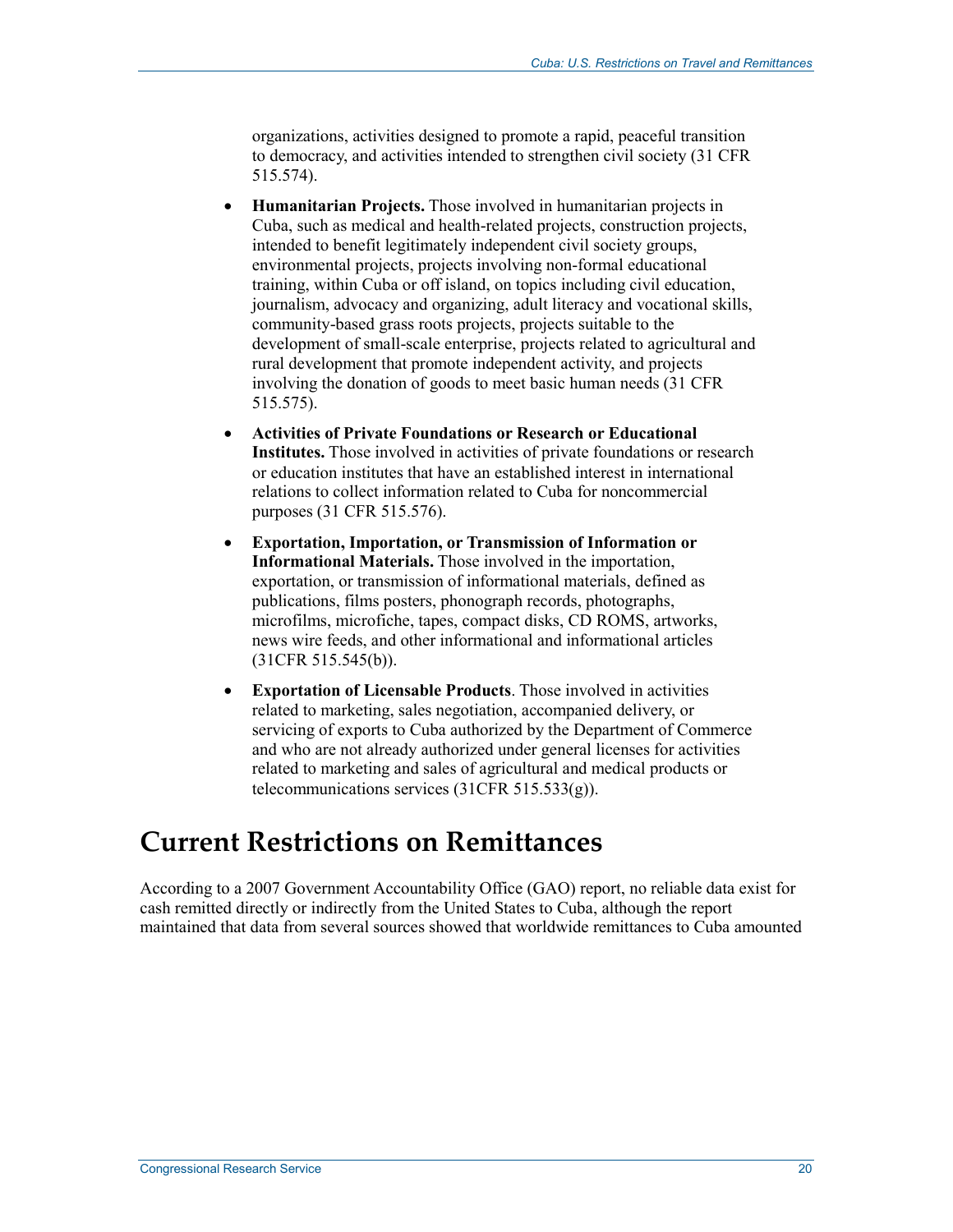organizations, activities designed to promote a rapid, peaceful transition to democracy, and activities intended to strengthen civil society (31 CFR 515.574).

- **Humanitarian Projects.** Those involved in humanitarian projects in Cuba, such as medical and health-related projects, construction projects, intended to benefit legitimately independent civil society groups, environmental projects, projects involving non-formal educational training, within Cuba or off island, on topics including civil education, journalism, advocacy and organizing, adult literacy and vocational skills, community-based grass roots projects, projects suitable to the development of small-scale enterprise, projects related to agricultural and rural development that promote independent activity, and projects involving the donation of goods to meet basic human needs (31 CFR 515.575).
- **Activities of Private Foundations or Research or Educational Institutes.** Those involved in activities of private foundations or research or education institutes that have an established interest in international relations to collect information related to Cuba for noncommercial purposes (31 CFR 515.576).
- **Exportation, Importation, or Transmission of Information or Informational Materials.** Those involved in the importation, exportation, or transmission of informational materials, defined as publications, films posters, phonograph records, photographs, microfilms, microfiche, tapes, compact disks, CD ROMS, artworks, news wire feeds, and other informational and informational articles (31CFR 515.545(b)).
- **Exportation of Licensable Products**. Those involved in activities related to marketing, sales negotiation, accompanied delivery, or servicing of exports to Cuba authorized by the Department of Commerce and who are not already authorized under general licenses for activities related to marketing and sales of agricultural and medical products or telecommunications services (31CFR 515.533(g)).

# Current Restrictions on Remittances

According to a 2007 Government Accountability Office (GAO) report, no reliable data exist for cash remitted directly or indirectly from the United States to Cuba, although the report maintained that data from several sources showed that worldwide remittances to Cuba amounted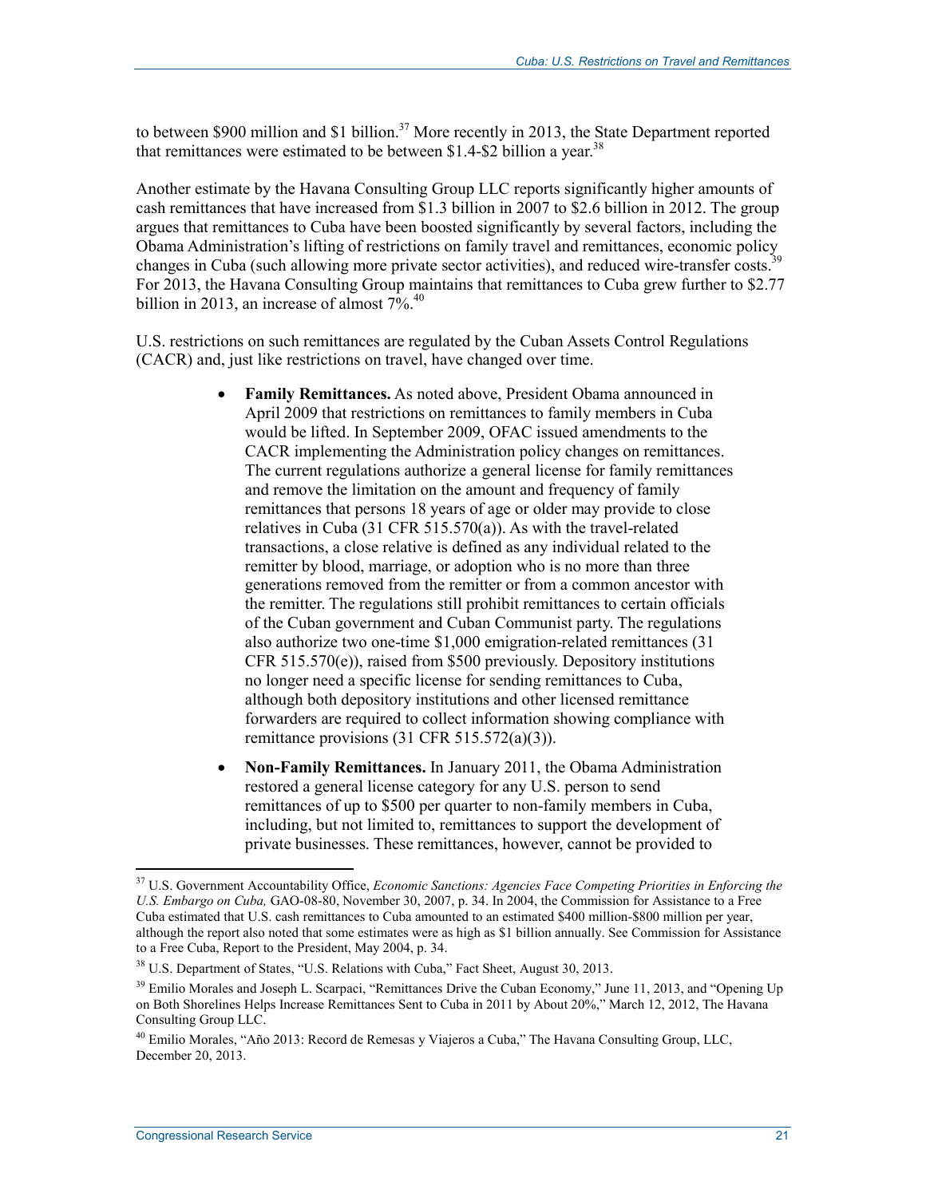to between $900 million and $1 billion.[37] More recently in 2013, the State Department reported that remittances were estimated to be between $1.4-$2 billion a year.[38]

Another estimate by the Havana Consulting Group LLC reports significantly higher amounts of cash remittances that have increased from $1.3 billion in 2007 to $2.6 billion in 2012. The group argues that remittances to Cuba have been boosted significantly by several factors, including the Obama Administration's lifting of restrictions on family travel and remittances, economic policy changes in Cuba (such allowing more private sector activities), and reduced wire-transfer costs.[39] For 2013, the Havana Consulting Group maintains that remittances to Cuba grew further to $2.77 billion in 2013, an increase of almost 7%.[40]

U.S. restrictions on such remittances are regulated by the Cuban Assets Control Regulations (CACR) and, just like restrictions on travel, have changed over time.

- **Family Remittances.** As noted above, President Obama announced in April 2009 that restrictions on remittances to family members in Cuba would be lifted. In September 2009, OFAC issued amendments to the CACR implementing the Administration policy changes on remittances. The current regulations authorize a general license for family remittances and remove the limitation on the amount and frequency of family remittances that persons 18 years of age or older may provide to close relatives in Cuba (31 CFR 515.570(a)). As with the travel-related transactions, a close relative is defined as any individual related to the remitter by blood, marriage, or adoption who is no more than three generations removed from the remitter or from a common ancestor with the remitter. The regulations still prohibit remittances to certain officials of the Cuban government and Cuban Communist party. The regulations also authorize two one-time $1,000 emigration-related remittances (31 CFR 515.570(e)), raised from $500 previously. Depository institutions no longer need a specific license for sending remittances to Cuba, although both depository institutions and other licensed remittance forwarders are required to collect information showing compliance with remittance provisions (31 CFR 515.572(a)(3)).
- **Non-Family Remittances.** In January 2011, the Obama Administration restored a general license category for any U.S. person to send remittances of up to $500 per quarter to non-family members in Cuba, including, but not limited to, remittances to support the development of private businesses. These remittances, however, cannot be provided to

---

[37] U.S. Government Accountability Office, *Economic Sanctions: Agencies Face Competing Priorities in Enforcing the U.S. Embargo on Cuba,* GAO-08-80, November 30, 2007, p. 34. In 2004, the Commission for Assistance to a Free Cuba estimated that U.S. cash remittances to Cuba amounted to an estimated $400 million-$800 million per year, although the report also noted that some estimates were as high as $1 billion annually. See Commission for Assistance to a Free Cuba, Report to the President, May 2004, p. 34.

[38] U.S. Department of States, "U.S. Relations with Cuba," Fact Sheet, August 30, 2013.

[39] Emilio Morales and Joseph L. Scarpaci, "Remittances Drive the Cuban Economy," June 11, 2013, and "Opening Up on Both Shorelines Helps Increase Remittances Sent to Cuba in 2011 by About 20%," March 12, 2012, The Havana Consulting Group LLC.

[40] Emilio Morales, "Año 2013: Record de Remesas y Viajeros a Cuba," The Havana Consulting Group, LLC, December 20, 2013.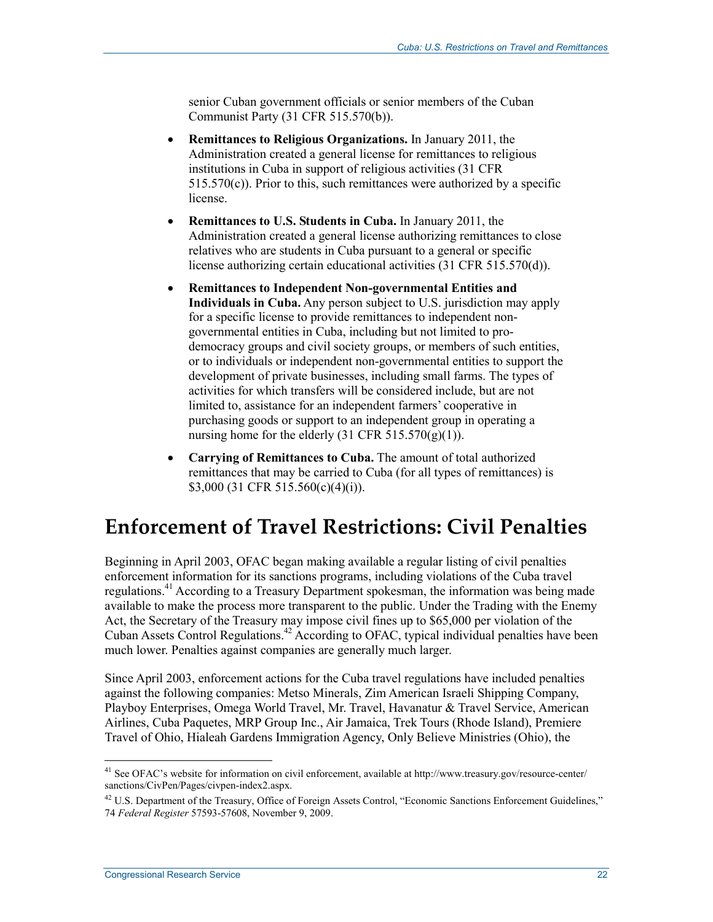senior Cuban government officials or senior members of the Cuban Communist Party (31 CFR 515.570(b)).

- **Remittances to Religious Organizations.** In January 2011, the Administration created a general license for remittances to religious institutions in Cuba in support of religious activities (31 CFR 515.570(c)). Prior to this, such remittances were authorized by a specific license.
- **Remittances to U.S. Students in Cuba.** In January 2011, the Administration created a general license authorizing remittances to close relatives who are students in Cuba pursuant to a general or specific license authorizing certain educational activities (31 CFR 515.570(d)).
- **Remittances to Independent Non-governmental Entities and Individuals in Cuba.** Any person subject to U.S. jurisdiction may apply for a specific license to provide remittances to independent non-governmental entities in Cuba, including but not limited to pro-democracy groups and civil society groups, or members of such entities, or to individuals or independent non-governmental entities to support the development of private businesses, including small farms. The types of activities for which transfers will be considered include, but are not limited to, assistance for an independent farmers' cooperative in purchasing goods or support to an independent group in operating a nursing home for the elderly (31 CFR 515.570(g)(1)).
- **Carrying of Remittances to Cuba.** The amount of total authorized remittances that may be carried to Cuba (for all types of remittances) is $3,000 (31 CFR 515.560(c)(4)(i)).

# Enforcement of Travel Restrictions: Civil Penalties

Beginning in April 2003, OFAC began making available a regular listing of civil penalties enforcement information for its sanctions programs, including violations of the Cuba travel regulations.[41] According to a Treasury Department spokesman, the information was being made available to make the process more transparent to the public. Under the Trading with the Enemy Act, the Secretary of the Treasury may impose civil fines up to $65,000 per violation of the Cuban Assets Control Regulations.[42] According to OFAC, typical individual penalties have been much lower. Penalties against companies are generally much larger.

Since April 2003, enforcement actions for the Cuba travel regulations have included penalties against the following companies: Metso Minerals, Zim American Israeli Shipping Company, Playboy Enterprises, Omega World Travel, Mr. Travel, Havanatur & Travel Service, American Airlines, Cuba Paquetes, MRP Group Inc., Air Jamaica, Trek Tours (Rhode Island), Premiere Travel of Ohio, Hialeah Gardens Immigration Agency, Only Believe Ministries (Ohio), the

---

[41] See OFAC's website for information on civil enforcement, available at http://www.treasury.gov/resource-center/sanctions/CivPen/Pages/civpen-index2.aspx.

[42] U.S. Department of the Treasury, Office of Foreign Assets Control, "Economic Sanctions Enforcement Guidelines," 74 *Federal Register* 57593-57608, November 9, 2009.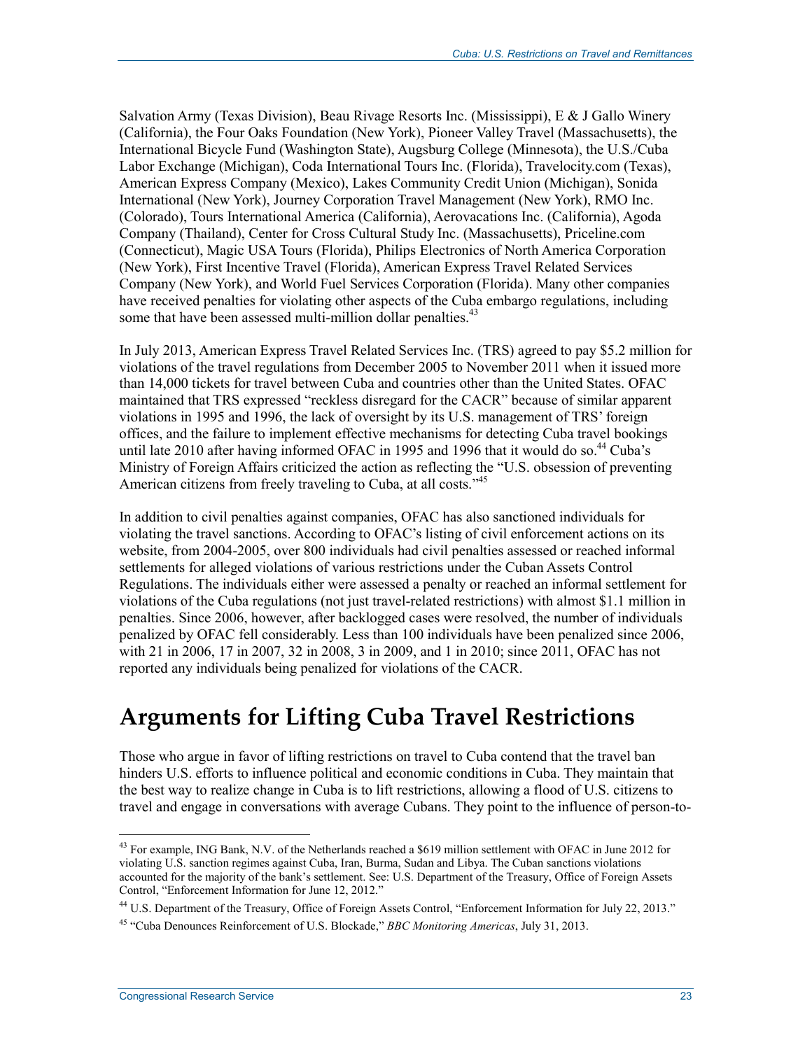Salvation Army (Texas Division), Beau Rivage Resorts Inc. (Mississippi), E & J Gallo Winery (California), the Four Oaks Foundation (New York), Pioneer Valley Travel (Massachusetts), the International Bicycle Fund (Washington State), Augsburg College (Minnesota), the U.S./Cuba Labor Exchange (Michigan), Coda International Tours Inc. (Florida), Travelocity.com (Texas), American Express Company (Mexico), Lakes Community Credit Union (Michigan), Sonida International (New York), Journey Corporation Travel Management (New York), RMO Inc. (Colorado), Tours International America (California), Aerovacations Inc. (California), Agoda Company (Thailand), Center for Cross Cultural Study Inc. (Massachusetts), Priceline.com (Connecticut), Magic USA Tours (Florida), Philips Electronics of North America Corporation (New York), First Incentive Travel (Florida), American Express Travel Related Services Company (New York), and World Fuel Services Corporation (Florida). Many other companies have received penalties for violating other aspects of the Cuba embargo regulations, including some that have been assessed multi-million dollar penalties.[43]

In July 2013, American Express Travel Related Services Inc. (TRS) agreed to pay $5.2 million for violations of the travel regulations from December 2005 to November 2011 when it issued more than 14,000 tickets for travel between Cuba and countries other than the United States. OFAC maintained that TRS expressed "reckless disregard for the CACR" because of similar apparent violations in 1995 and 1996, the lack of oversight by its U.S. management of TRS' foreign offices, and the failure to implement effective mechanisms for detecting Cuba travel bookings until late 2010 after having informed OFAC in 1995 and 1996 that it would do so.[44] Cuba's Ministry of Foreign Affairs criticized the action as reflecting the "U.S. obsession of preventing American citizens from freely traveling to Cuba, at all costs."[45]

In addition to civil penalties against companies, OFAC has also sanctioned individuals for violating the travel sanctions. According to OFAC's listing of civil enforcement actions on its website, from 2004-2005, over 800 individuals had civil penalties assessed or reached informal settlements for alleged violations of various restrictions under the Cuban Assets Control Regulations. The individuals either were assessed a penalty or reached an informal settlement for violations of the Cuba regulations (not just travel-related restrictions) with almost $1.1 million in penalties. Since 2006, however, after backlogged cases were resolved, the number of individuals penalized by OFAC fell considerably. Less than 100 individuals have been penalized since 2006, with 21 in 2006, 17 in 2007, 32 in 2008, 3 in 2009, and 1 in 2010; since 2011, OFAC has not reported any individuals being penalized for violations of the CACR.

# Arguments for Lifting Cuba Travel Restrictions

Those who argue in favor of lifting restrictions on travel to Cuba contend that the travel ban hinders U.S. efforts to influence political and economic conditions in Cuba. They maintain that the best way to realize change in Cuba is to lift restrictions, allowing a flood of U.S. citizens to travel and engage in conversations with average Cubans. They point to the influence of person-to-

---

[43] For example, ING Bank, N.V. of the Netherlands reached a $619 million settlement with OFAC in June 2012 for violating U.S. sanction regimes against Cuba, Iran, Burma, Sudan and Libya. The Cuban sanctions violations accounted for the majority of the bank's settlement. See: U.S. Department of the Treasury, Office of Foreign Assets Control, "Enforcement Information for June 12, 2012."

[44] U.S. Department of the Treasury, Office of Foreign Assets Control, "Enforcement Information for July 22, 2013."

[45] "Cuba Denounces Reinforcement of U.S. Blockade," *BBC Monitoring Americas*, July 31, 2013.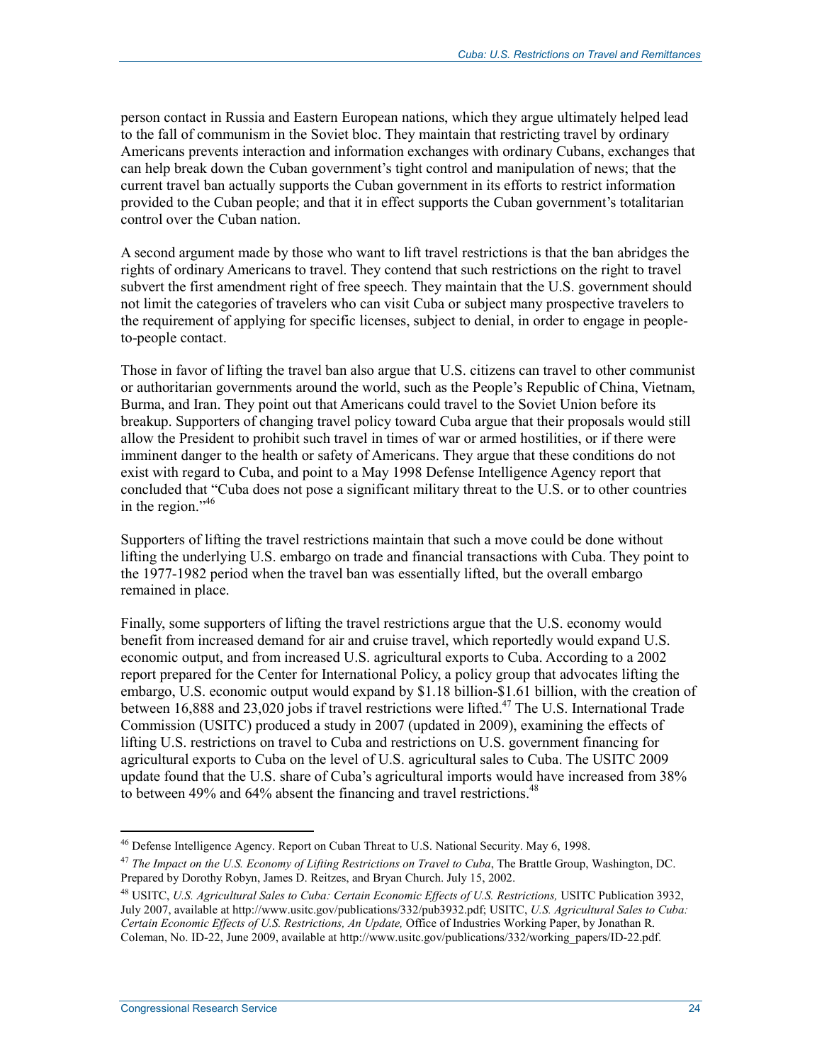person contact in Russia and Eastern European nations, which they argue ultimately helped lead to the fall of communism in the Soviet bloc. They maintain that restricting travel by ordinary Americans prevents interaction and information exchanges with ordinary Cubans, exchanges that can help break down the Cuban government's tight control and manipulation of news; that the current travel ban actually supports the Cuban government in its efforts to restrict information provided to the Cuban people; and that it in effect supports the Cuban government's totalitarian control over the Cuban nation.

A second argument made by those who want to lift travel restrictions is that the ban abridges the rights of ordinary Americans to travel. They contend that such restrictions on the right to travel subvert the first amendment right of free speech. They maintain that the U.S. government should not limit the categories of travelers who can visit Cuba or subject many prospective travelers to the requirement of applying for specific licenses, subject to denial, in order to engage in people-to-people contact.

Those in favor of lifting the travel ban also argue that U.S. citizens can travel to other communist or authoritarian governments around the world, such as the People's Republic of China, Vietnam, Burma, and Iran. They point out that Americans could travel to the Soviet Union before its breakup. Supporters of changing travel policy toward Cuba argue that their proposals would still allow the President to prohibit such travel in times of war or armed hostilities, or if there were imminent danger to the health or safety of Americans. They argue that these conditions do not exist with regard to Cuba, and point to a May 1998 Defense Intelligence Agency report that concluded that "Cuba does not pose a significant military threat to the U.S. or to other countries in the region."[46]

Supporters of lifting the travel restrictions maintain that such a move could be done without lifting the underlying U.S. embargo on trade and financial transactions with Cuba. They point to the 1977-1982 period when the travel ban was essentially lifted, but the overall embargo remained in place.

Finally, some supporters of lifting the travel restrictions argue that the U.S. economy would benefit from increased demand for air and cruise travel, which reportedly would expand U.S. economic output, and from increased U.S. agricultural exports to Cuba. According to a 2002 report prepared for the Center for International Policy, a policy group that advocates lifting the embargo, U.S. economic output would expand by $1.18 billion-$1.61 billion, with the creation of between 16,888 and 23,020 jobs if travel restrictions were lifted.[47] The U.S. International Trade Commission (USITC) produced a study in 2007 (updated in 2009), examining the effects of lifting U.S. restrictions on travel to Cuba and restrictions on U.S. government financing for agricultural exports to Cuba on the level of U.S. agricultural sales to Cuba. The USITC 2009 update found that the U.S. share of Cuba's agricultural imports would have increased from 38% to between 49% and 64% absent the financing and travel restrictions.[48]

---

[46] Defense Intelligence Agency. Report on Cuban Threat to U.S. National Security. May 6, 1998.

[47] *The Impact on the U.S. Economy of Lifting Restrictions on Travel to Cuba*, The Brattle Group, Washington, DC. Prepared by Dorothy Robyn, James D. Reitzes, and Bryan Church. July 15, 2002.

[48] USITC, *U.S. Agricultural Sales to Cuba: Certain Economic Effects of U.S. Restrictions,* USITC Publication 3932, July 2007, available at http://www.usitc.gov/publications/332/pub3932.pdf; USITC, *U.S. Agricultural Sales to Cuba: Certain Economic Effects of U.S. Restrictions, An Update,* Office of Industries Working Paper, by Jonathan R. Coleman, No. ID-22, June 2009, available at http://www.usitc.gov/publications/332/working_papers/ID-22.pdf.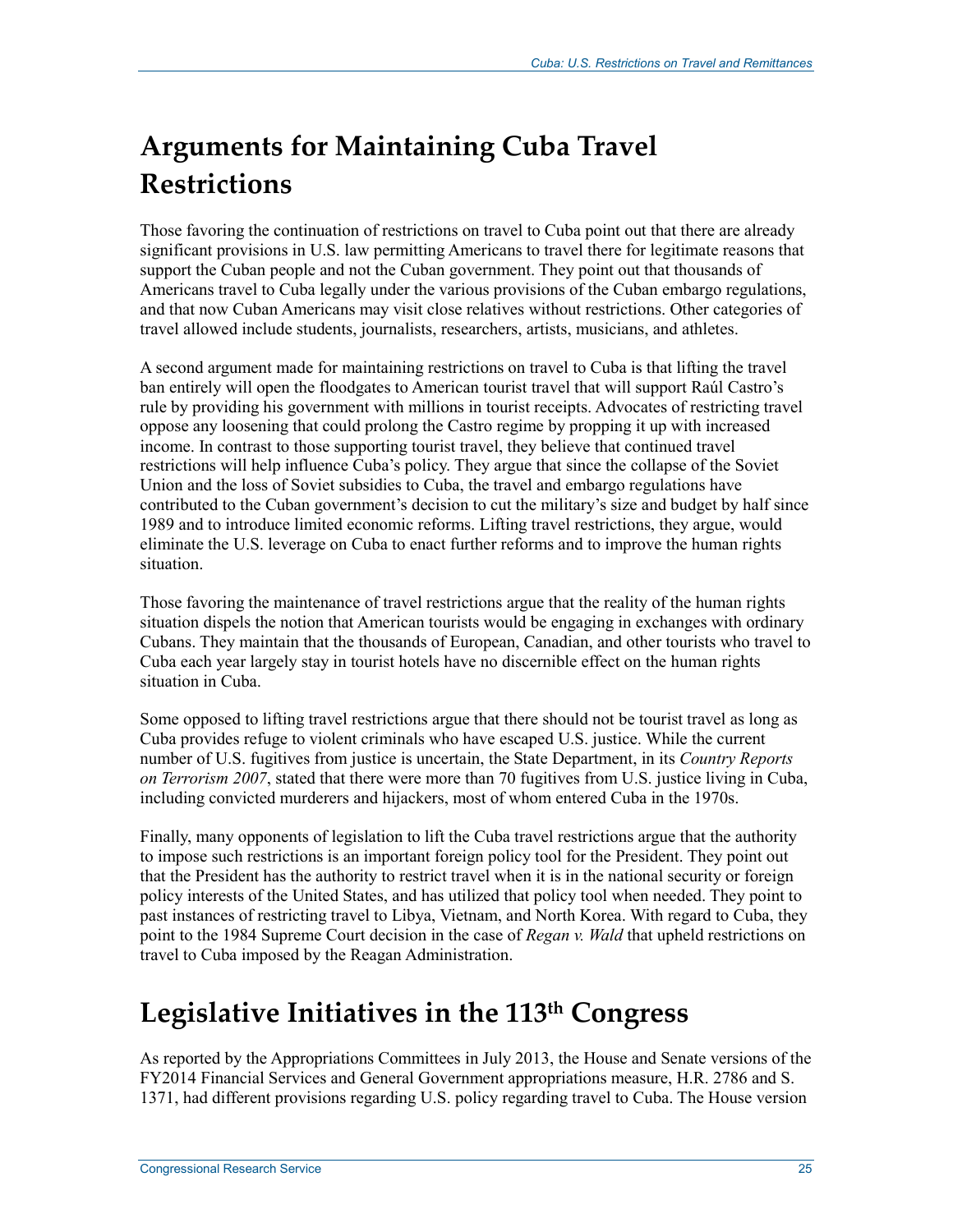# Arguments for Maintaining Cuba Travel Restrictions

Those favoring the continuation of restrictions on travel to Cuba point out that there are already significant provisions in U.S. law permitting Americans to travel there for legitimate reasons that support the Cuban people and not the Cuban government. They point out that thousands of Americans travel to Cuba legally under the various provisions of the Cuban embargo regulations, and that now Cuban Americans may visit close relatives without restrictions. Other categories of travel allowed include students, journalists, researchers, artists, musicians, and athletes.

A second argument made for maintaining restrictions on travel to Cuba is that lifting the travel ban entirely will open the floodgates to American tourist travel that will support Raúl Castro's rule by providing his government with millions in tourist receipts. Advocates of restricting travel oppose any loosening that could prolong the Castro regime by propping it up with increased income. In contrast to those supporting tourist travel, they believe that continued travel restrictions will help influence Cuba's policy. They argue that since the collapse of the Soviet Union and the loss of Soviet subsidies to Cuba, the travel and embargo regulations have contributed to the Cuban government's decision to cut the military's size and budget by half since 1989 and to introduce limited economic reforms. Lifting travel restrictions, they argue, would eliminate the U.S. leverage on Cuba to enact further reforms and to improve the human rights situation.

Those favoring the maintenance of travel restrictions argue that the reality of the human rights situation dispels the notion that American tourists would be engaging in exchanges with ordinary Cubans. They maintain that the thousands of European, Canadian, and other tourists who travel to Cuba each year largely stay in tourist hotels have no discernible effect on the human rights situation in Cuba.

Some opposed to lifting travel restrictions argue that there should not be tourist travel as long as Cuba provides refuge to violent criminals who have escaped U.S. justice. While the current number of U.S. fugitives from justice is uncertain, the State Department, in its *Country Reports on Terrorism 2007*, stated that there were more than 70 fugitives from U.S. justice living in Cuba, including convicted murderers and hijackers, most of whom entered Cuba in the 1970s.

Finally, many opponents of legislation to lift the Cuba travel restrictions argue that the authority to impose such restrictions is an important foreign policy tool for the President. They point out that the President has the authority to restrict travel when it is in the national security or foreign policy interests of the United States, and has utilized that policy tool when needed. They point to past instances of restricting travel to Libya, Vietnam, and North Korea. With regard to Cuba, they point to the 1984 Supreme Court decision in the case of *Regan v. Wald* that upheld restrictions on travel to Cuba imposed by the Reagan Administration.

# Legislative Initiatives in the 113th Congress

As reported by the Appropriations Committees in July 2013, the House and Senate versions of the FY2014 Financial Services and General Government appropriations measure, H.R. 2786 and S. 1371, had different provisions regarding U.S. policy regarding travel to Cuba. The House version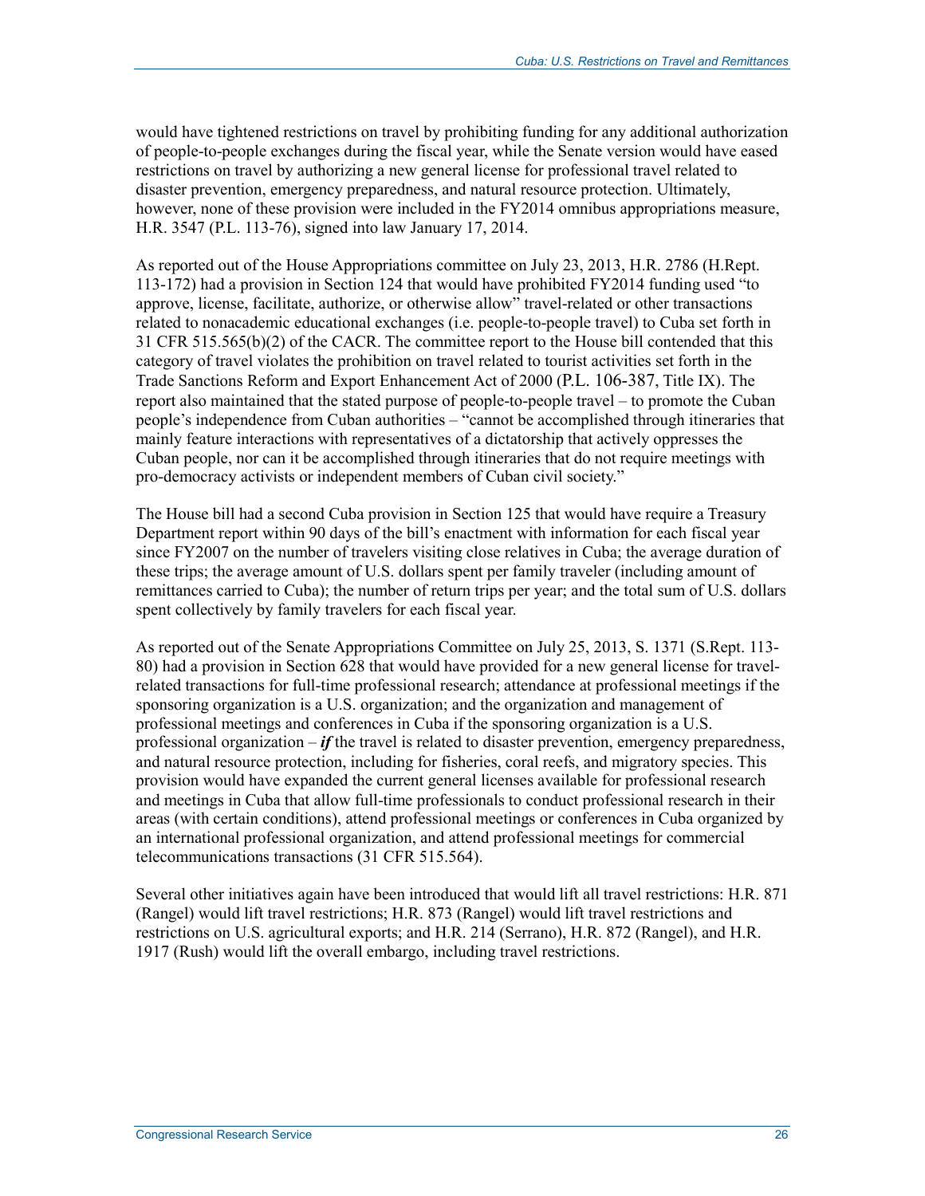would have tightened restrictions on travel by prohibiting funding for any additional authorization of people-to-people exchanges during the fiscal year, while the Senate version would have eased restrictions on travel by authorizing a new general license for professional travel related to disaster prevention, emergency preparedness, and natural resource protection. Ultimately, however, none of these provision were included in the FY2014 omnibus appropriations measure, H.R. 3547 (P.L. 113-76), signed into law January 17, 2014.

As reported out of the House Appropriations committee on July 23, 2013, H.R. 2786 (H.Rept. 113-172) had a provision in Section 124 that would have prohibited FY2014 funding used "to approve, license, facilitate, authorize, or otherwise allow" travel-related or other transactions related to nonacademic educational exchanges (i.e. people-to-people travel) to Cuba set forth in 31 CFR 515.565(b)(2) of the CACR. The committee report to the House bill contended that this category of travel violates the prohibition on travel related to tourist activities set forth in the Trade Sanctions Reform and Export Enhancement Act of 2000 (P.L. 106-387, Title IX). The report also maintained that the stated purpose of people-to-people travel – to promote the Cuban people's independence from Cuban authorities – "cannot be accomplished through itineraries that mainly feature interactions with representatives of a dictatorship that actively oppresses the Cuban people, nor can it be accomplished through itineraries that do not require meetings with pro-democracy activists or independent members of Cuban civil society."

The House bill had a second Cuba provision in Section 125 that would have require a Treasury Department report within 90 days of the bill's enactment with information for each fiscal year since FY2007 on the number of travelers visiting close relatives in Cuba; the average duration of these trips; the average amount of U.S. dollars spent per family traveler (including amount of remittances carried to Cuba); the number of return trips per year; and the total sum of U.S. dollars spent collectively by family travelers for each fiscal year.

As reported out of the Senate Appropriations Committee on July 25, 2013, S. 1371 (S.Rept. 113-80) had a provision in Section 628 that would have provided for a new general license for travel-related transactions for full-time professional research; attendance at professional meetings if the sponsoring organization is a U.S. organization; and the organization and management of professional meetings and conferences in Cuba if the sponsoring organization is a U.S. professional organization – ***if*** the travel is related to disaster prevention, emergency preparedness, and natural resource protection, including for fisheries, coral reefs, and migratory species. This provision would have expanded the current general licenses available for professional research and meetings in Cuba that allow full-time professionals to conduct professional research in their areas (with certain conditions), attend professional meetings or conferences in Cuba organized by an international professional organization, and attend professional meetings for commercial telecommunications transactions (31 CFR 515.564).

Several other initiatives again have been introduced that would lift all travel restrictions: H.R. 871 (Rangel) would lift travel restrictions; H.R. 873 (Rangel) would lift travel restrictions and restrictions on U.S. agricultural exports; and H.R. 214 (Serrano), H.R. 872 (Rangel), and H.R. 1917 (Rush) would lift the overall embargo, including travel restrictions.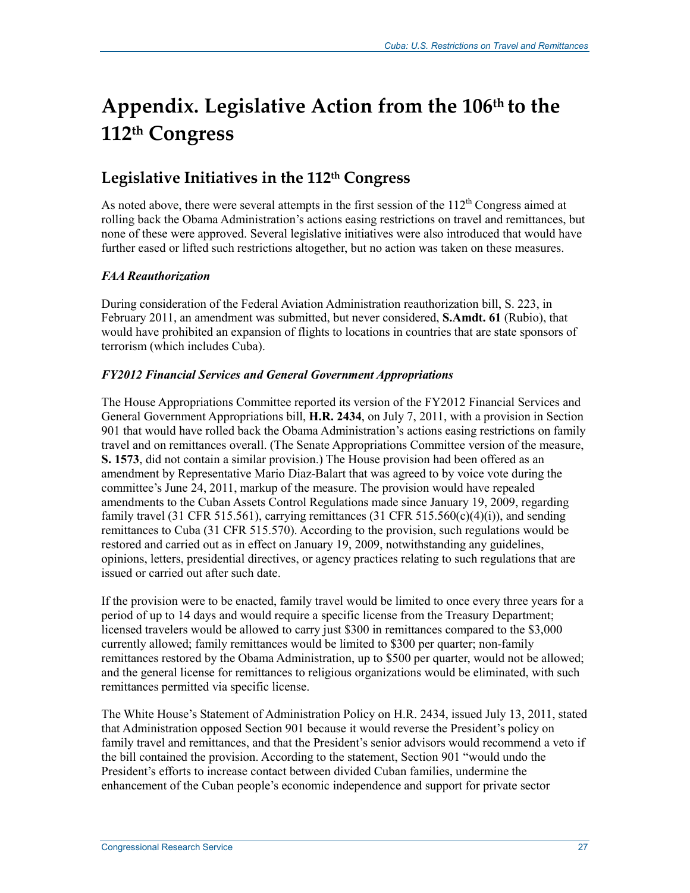# Appendix. Legislative Action from the 106th to the 112th Congress

## Legislative Initiatives in the 112th Congress

As noted above, there were several attempts in the first session of the 112th Congress aimed at rolling back the Obama Administration's actions easing restrictions on travel and remittances, but none of these were approved. Several legislative initiatives were also introduced that would have further eased or lifted such restrictions altogether, but no action was taken on these measures.

### *FAA Reauthorization*

During consideration of the Federal Aviation Administration reauthorization bill, S. 223, in February 2011, an amendment was submitted, but never considered, **S.Amdt. 61** (Rubio), that would have prohibited an expansion of flights to locations in countries that are state sponsors of terrorism (which includes Cuba).

### *FY2012 Financial Services and General Government Appropriations*

The House Appropriations Committee reported its version of the FY2012 Financial Services and General Government Appropriations bill, **H.R. 2434**, on July 7, 2011, with a provision in Section 901 that would have rolled back the Obama Administration's actions easing restrictions on family travel and on remittances overall. (The Senate Appropriations Committee version of the measure, **S. 1573**, did not contain a similar provision.) The House provision had been offered as an amendment by Representative Mario Diaz-Balart that was agreed to by voice vote during the committee's June 24, 2011, markup of the measure. The provision would have repealed amendments to the Cuban Assets Control Regulations made since January 19, 2009, regarding family travel (31 CFR 515.561), carrying remittances (31 CFR 515.560(c)(4)(i)), and sending remittances to Cuba (31 CFR 515.570). According to the provision, such regulations would be restored and carried out as in effect on January 19, 2009, notwithstanding any guidelines, opinions, letters, presidential directives, or agency practices relating to such regulations that are issued or carried out after such date.

If the provision were to be enacted, family travel would be limited to once every three years for a period of up to 14 days and would require a specific license from the Treasury Department; licensed travelers would be allowed to carry just $300 in remittances compared to the $3,000 currently allowed; family remittances would be limited to $300 per quarter; non-family remittances restored by the Obama Administration, up to $500 per quarter, would not be allowed; and the general license for remittances to religious organizations would be eliminated, with such remittances permitted via specific license.

The White House's Statement of Administration Policy on H.R. 2434, issued July 13, 2011, stated that Administration opposed Section 901 because it would reverse the President's policy on family travel and remittances, and that the President's senior advisors would recommend a veto if the bill contained the provision. According to the statement, Section 901 "would undo the President's efforts to increase contact between divided Cuban families, undermine the enhancement of the Cuban people's economic independence and support for private sector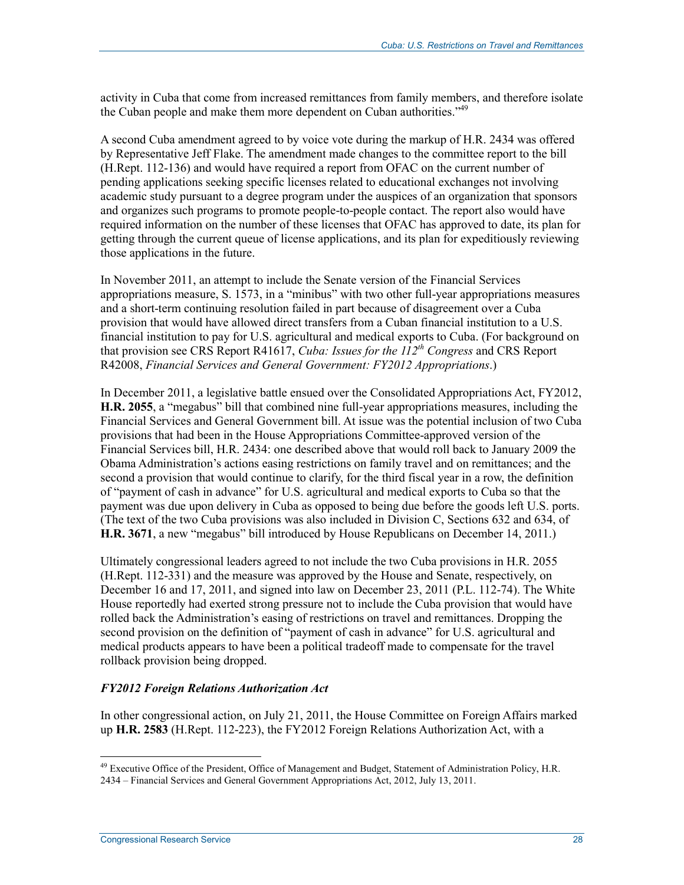activity in Cuba that come from increased remittances from family members, and therefore isolate the Cuban people and make them more dependent on Cuban authorities."[49]

A second Cuba amendment agreed to by voice vote during the markup of H.R. 2434 was offered by Representative Jeff Flake. The amendment made changes to the committee report to the bill (H.Rept. 112-136) and would have required a report from OFAC on the current number of pending applications seeking specific licenses related to educational exchanges not involving academic study pursuant to a degree program under the auspices of an organization that sponsors and organizes such programs to promote people-to-people contact. The report also would have required information on the number of these licenses that OFAC has approved to date, its plan for getting through the current queue of license applications, and its plan for expeditiously reviewing those applications in the future.

In November 2011, an attempt to include the Senate version of the Financial Services appropriations measure, S. 1573, in a "minibus" with two other full-year appropriations measures and a short-term continuing resolution failed in part because of disagreement over a Cuba provision that would have allowed direct transfers from a Cuban financial institution to a U.S. financial institution to pay for U.S. agricultural and medical exports to Cuba. (For background on that provision see CRS Report R41617, *Cuba: Issues for the 112th Congress* and CRS Report R42008, *Financial Services and General Government: FY2012 Appropriations*.)

In December 2011, a legislative battle ensued over the Consolidated Appropriations Act, FY2012, **H.R. 2055**, a "megabus" bill that combined nine full-year appropriations measures, including the Financial Services and General Government bill. At issue was the potential inclusion of two Cuba provisions that had been in the House Appropriations Committee-approved version of the Financial Services bill, H.R. 2434: one described above that would roll back to January 2009 the Obama Administration's actions easing restrictions on family travel and on remittances; and the second a provision that would continue to clarify, for the third fiscal year in a row, the definition of "payment of cash in advance" for U.S. agricultural and medical exports to Cuba so that the payment was due upon delivery in Cuba as opposed to being due before the goods left U.S. ports. (The text of the two Cuba provisions was also included in Division C, Sections 632 and 634, of **H.R. 3671**, a new "megabus" bill introduced by House Republicans on December 14, 2011.)

Ultimately congressional leaders agreed to not include the two Cuba provisions in H.R. 2055 (H.Rept. 112-331) and the measure was approved by the House and Senate, respectively, on December 16 and 17, 2011, and signed into law on December 23, 2011 (P.L. 112-74). The White House reportedly had exerted strong pressure not to include the Cuba provision that would have rolled back the Administration's easing of restrictions on travel and remittances. Dropping the second provision on the definition of "payment of cash in advance" for U.S. agricultural and medical products appears to have been a political tradeoff made to compensate for the travel rollback provision being dropped.

#### *FY2012 Foreign Relations Authorization Act*

In other congressional action, on July 21, 2011, the House Committee on Foreign Affairs marked up **H.R. 2583** (H.Rept. 112-223), the FY2012 Foreign Relations Authorization Act, with a

[49] Executive Office of the President, Office of Management and Budget, Statement of Administration Policy, H.R. 2434 – Financial Services and General Government Appropriations Act, 2012, July 13, 2011.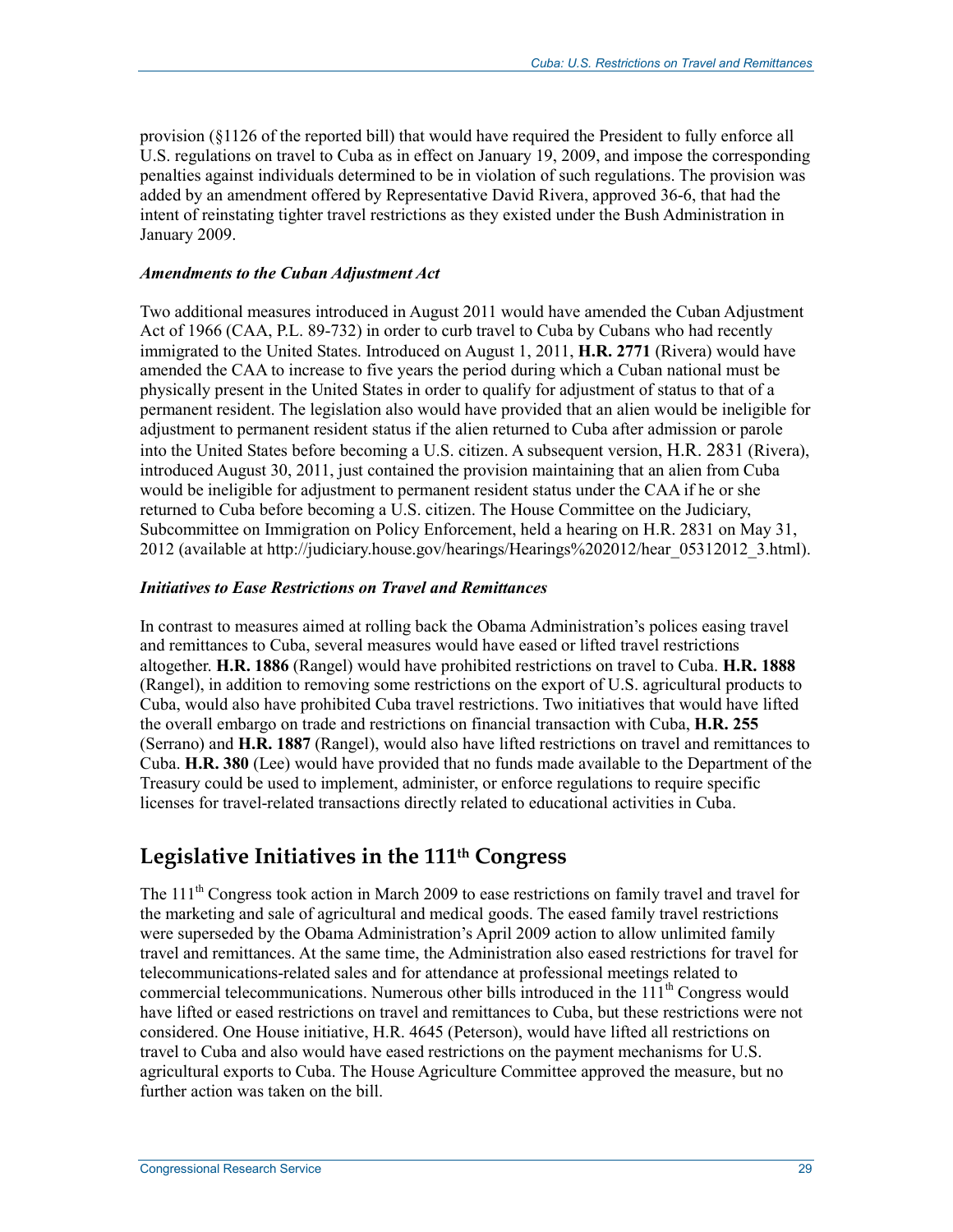provision (§1126 of the reported bill) that would have required the President to fully enforce all U.S. regulations on travel to Cuba as in effect on January 19, 2009, and impose the corresponding penalties against individuals determined to be in violation of such regulations. The provision was added by an amendment offered by Representative David Rivera, approved 36-6, that had the intent of reinstating tighter travel restrictions as they existed under the Bush Administration in January 2009.

#### *Amendments to the Cuban Adjustment Act*

Two additional measures introduced in August 2011 would have amended the Cuban Adjustment Act of 1966 (CAA, P.L. 89-732) in order to curb travel to Cuba by Cubans who had recently immigrated to the United States. Introduced on August 1, 2011, **H.R. 2771** (Rivera) would have amended the CAA to increase to five years the period during which a Cuban national must be physically present in the United States in order to qualify for adjustment of status to that of a permanent resident. The legislation also would have provided that an alien would be ineligible for adjustment to permanent resident status if the alien returned to Cuba after admission or parole into the United States before becoming a U.S. citizen. A subsequent version, H.R. 2831 (Rivera), introduced August 30, 2011, just contained the provision maintaining that an alien from Cuba would be ineligible for adjustment to permanent resident status under the CAA if he or she returned to Cuba before becoming a U.S. citizen. The House Committee on the Judiciary, Subcommittee on Immigration on Policy Enforcement, held a hearing on H.R. 2831 on May 31, 2012 (available at http://judiciary.house.gov/hearings/Hearings%202012/hear_05312012_3.html).

#### *Initiatives to Ease Restrictions on Travel and Remittances*

In contrast to measures aimed at rolling back the Obama Administration's polices easing travel and remittances to Cuba, several measures would have eased or lifted travel restrictions altogether. **H.R. 1886** (Rangel) would have prohibited restrictions on travel to Cuba. **H.R. 1888** (Rangel), in addition to removing some restrictions on the export of U.S. agricultural products to Cuba, would also have prohibited Cuba travel restrictions. Two initiatives that would have lifted the overall embargo on trade and restrictions on financial transaction with Cuba, **H.R. 255** (Serrano) and **H.R. 1887** (Rangel), would also have lifted restrictions on travel and remittances to Cuba. **H.R. 380** (Lee) would have provided that no funds made available to the Department of the Treasury could be used to implement, administer, or enforce regulations to require specific licenses for travel-related transactions directly related to educational activities in Cuba.

## Legislative Initiatives in the 111th Congress

The 111th Congress took action in March 2009 to ease restrictions on family travel and travel for the marketing and sale of agricultural and medical goods. The eased family travel restrictions were superseded by the Obama Administration's April 2009 action to allow unlimited family travel and remittances. At the same time, the Administration also eased restrictions for travel for telecommunications-related sales and for attendance at professional meetings related to commercial telecommunications. Numerous other bills introduced in the 111th Congress would have lifted or eased restrictions on travel and remittances to Cuba, but these restrictions were not considered. One House initiative, H.R. 4645 (Peterson), would have lifted all restrictions on travel to Cuba and also would have eased restrictions on the payment mechanisms for U.S. agricultural exports to Cuba. The House Agriculture Committee approved the measure, but no further action was taken on the bill.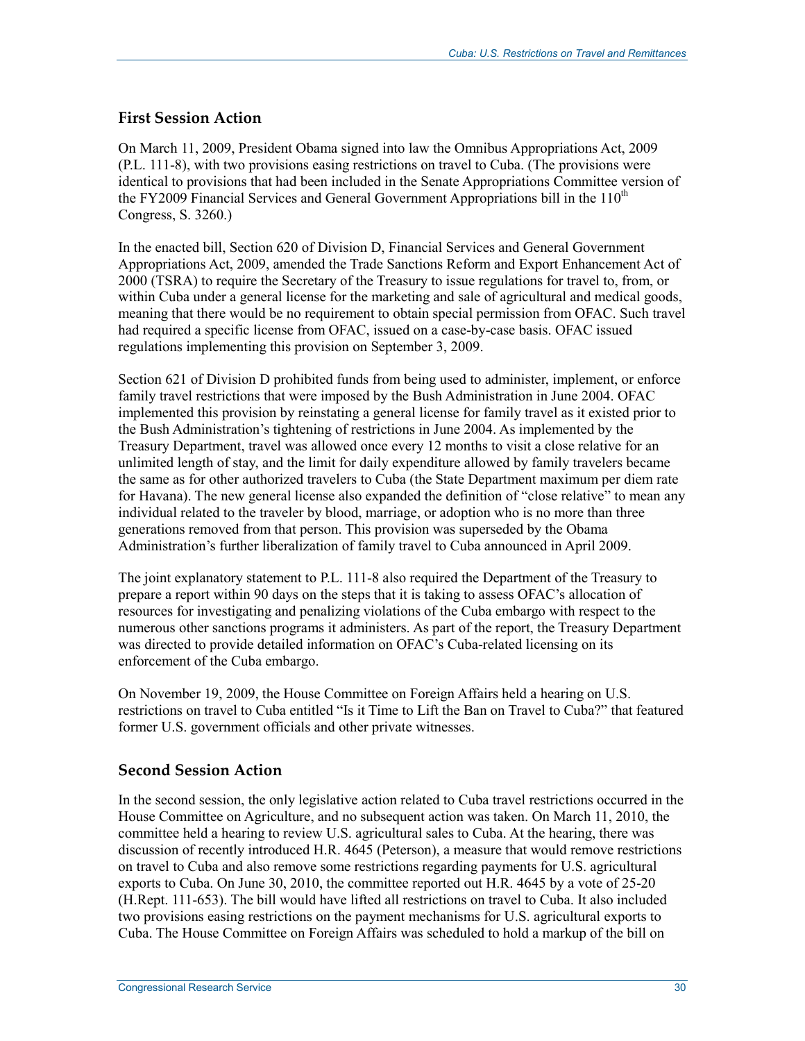## First Session Action

On March 11, 2009, President Obama signed into law the Omnibus Appropriations Act, 2009 (P.L. 111-8), with two provisions easing restrictions on travel to Cuba. (The provisions were identical to provisions that had been included in the Senate Appropriations Committee version of the FY2009 Financial Services and General Government Appropriations bill in the 110th Congress, S. 3260.)

In the enacted bill, Section 620 of Division D, Financial Services and General Government Appropriations Act, 2009, amended the Trade Sanctions Reform and Export Enhancement Act of 2000 (TSRA) to require the Secretary of the Treasury to issue regulations for travel to, from, or within Cuba under a general license for the marketing and sale of agricultural and medical goods, meaning that there would be no requirement to obtain special permission from OFAC. Such travel had required a specific license from OFAC, issued on a case-by-case basis. OFAC issued regulations implementing this provision on September 3, 2009.

Section 621 of Division D prohibited funds from being used to administer, implement, or enforce family travel restrictions that were imposed by the Bush Administration in June 2004. OFAC implemented this provision by reinstating a general license for family travel as it existed prior to the Bush Administration's tightening of restrictions in June 2004. As implemented by the Treasury Department, travel was allowed once every 12 months to visit a close relative for an unlimited length of stay, and the limit for daily expenditure allowed by family travelers became the same as for other authorized travelers to Cuba (the State Department maximum per diem rate for Havana). The new general license also expanded the definition of "close relative" to mean any individual related to the traveler by blood, marriage, or adoption who is no more than three generations removed from that person. This provision was superseded by the Obama Administration's further liberalization of family travel to Cuba announced in April 2009.

The joint explanatory statement to P.L. 111-8 also required the Department of the Treasury to prepare a report within 90 days on the steps that it is taking to assess OFAC's allocation of resources for investigating and penalizing violations of the Cuba embargo with respect to the numerous other sanctions programs it administers. As part of the report, the Treasury Department was directed to provide detailed information on OFAC's Cuba-related licensing on its enforcement of the Cuba embargo.

On November 19, 2009, the House Committee on Foreign Affairs held a hearing on U.S. restrictions on travel to Cuba entitled "Is it Time to Lift the Ban on Travel to Cuba?" that featured former U.S. government officials and other private witnesses.

## Second Session Action

In the second session, the only legislative action related to Cuba travel restrictions occurred in the House Committee on Agriculture, and no subsequent action was taken. On March 11, 2010, the committee held a hearing to review U.S. agricultural sales to Cuba. At the hearing, there was discussion of recently introduced H.R. 4645 (Peterson), a measure that would remove restrictions on travel to Cuba and also remove some restrictions regarding payments for U.S. agricultural exports to Cuba. On June 30, 2010, the committee reported out H.R. 4645 by a vote of 25-20 (H.Rept. 111-653). The bill would have lifted all restrictions on travel to Cuba. It also included two provisions easing restrictions on the payment mechanisms for U.S. agricultural exports to Cuba. The House Committee on Foreign Affairs was scheduled to hold a markup of the bill on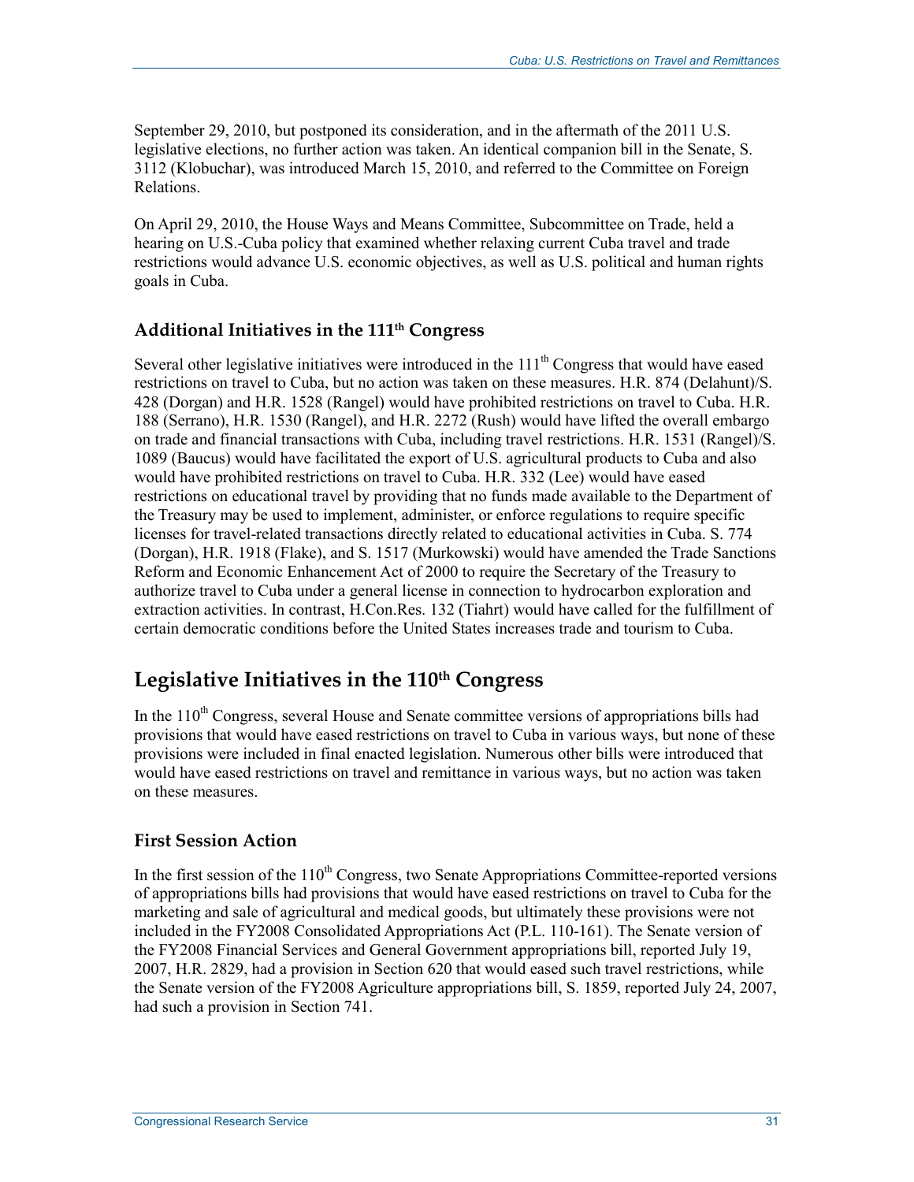September 29, 2010, but postponed its consideration, and in the aftermath of the 2011 U.S. legislative elections, no further action was taken. An identical companion bill in the Senate, S. 3112 (Klobuchar), was introduced March 15, 2010, and referred to the Committee on Foreign Relations.

On April 29, 2010, the House Ways and Means Committee, Subcommittee on Trade, held a hearing on U.S.-Cuba policy that examined whether relaxing current Cuba travel and trade restrictions would advance U.S. economic objectives, as well as U.S. political and human rights goals in Cuba.

### Additional Initiatives in the 111th Congress

Several other legislative initiatives were introduced in the 111th Congress that would have eased restrictions on travel to Cuba, but no action was taken on these measures. H.R. 874 (Delahunt)/S. 428 (Dorgan) and H.R. 1528 (Rangel) would have prohibited restrictions on travel to Cuba. H.R. 188 (Serrano), H.R. 1530 (Rangel), and H.R. 2272 (Rush) would have lifted the overall embargo on trade and financial transactions with Cuba, including travel restrictions. H.R. 1531 (Rangel)/S. 1089 (Baucus) would have facilitated the export of U.S. agricultural products to Cuba and also would have prohibited restrictions on travel to Cuba. H.R. 332 (Lee) would have eased restrictions on educational travel by providing that no funds made available to the Department of the Treasury may be used to implement, administer, or enforce regulations to require specific licenses for travel-related transactions directly related to educational activities in Cuba. S. 774 (Dorgan), H.R. 1918 (Flake), and S. 1517 (Murkowski) would have amended the Trade Sanctions Reform and Economic Enhancement Act of 2000 to require the Secretary of the Treasury to authorize travel to Cuba under a general license in connection to hydrocarbon exploration and extraction activities. In contrast, H.Con.Res. 132 (Tiahrt) would have called for the fulfillment of certain democratic conditions before the United States increases trade and tourism to Cuba.

## Legislative Initiatives in the 110th Congress

In the 110th Congress, several House and Senate committee versions of appropriations bills had provisions that would have eased restrictions on travel to Cuba in various ways, but none of these provisions were included in final enacted legislation. Numerous other bills were introduced that would have eased restrictions on travel and remittance in various ways, but no action was taken on these measures.

### First Session Action

In the first session of the 110th Congress, two Senate Appropriations Committee-reported versions of appropriations bills had provisions that would have eased restrictions on travel to Cuba for the marketing and sale of agricultural and medical goods, but ultimately these provisions were not included in the FY2008 Consolidated Appropriations Act (P.L. 110-161). The Senate version of the FY2008 Financial Services and General Government appropriations bill, reported July 19, 2007, H.R. 2829, had a provision in Section 620 that would eased such travel restrictions, while the Senate version of the FY2008 Agriculture appropriations bill, S. 1859, reported July 24, 2007, had such a provision in Section 741.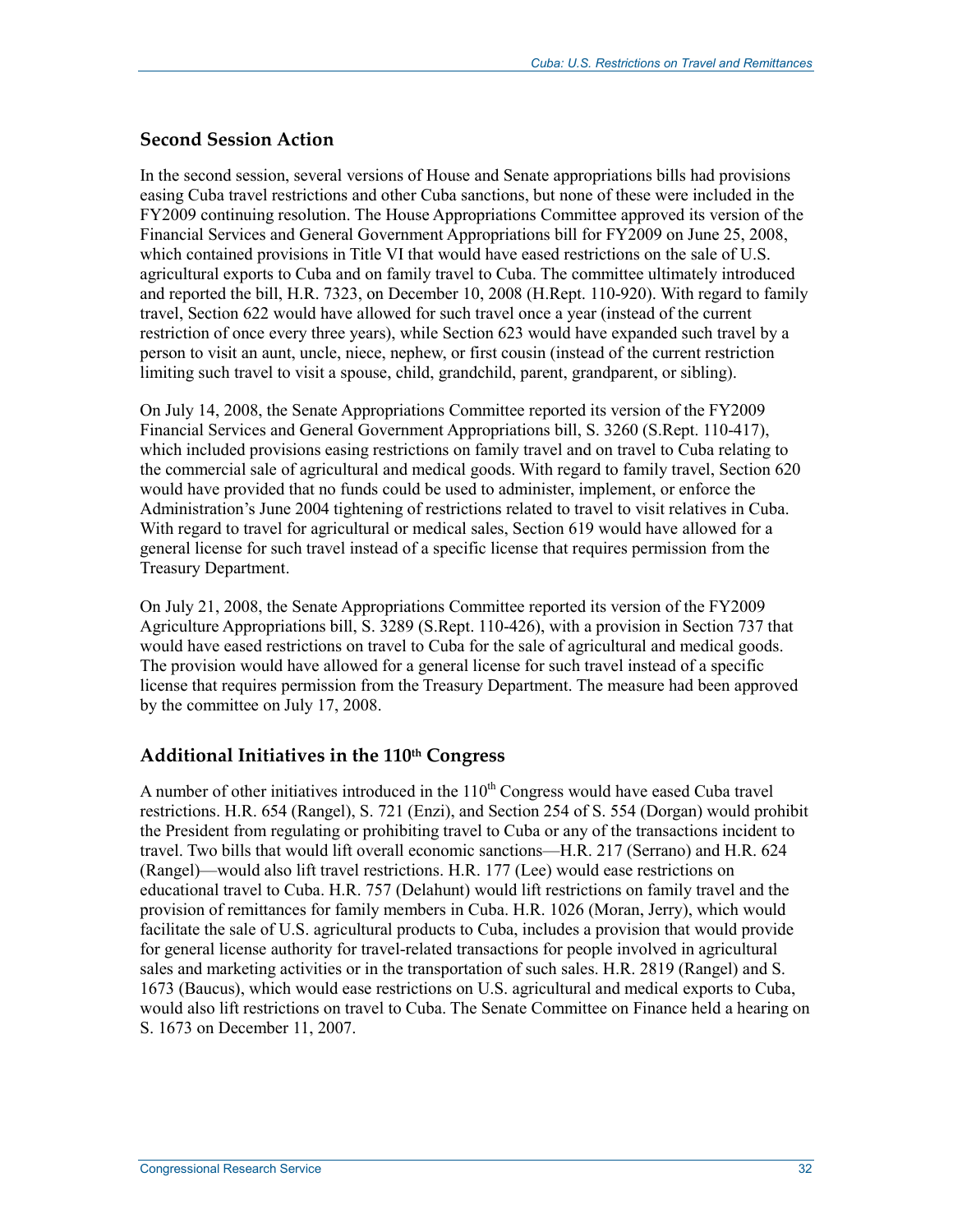### Second Session Action

In the second session, several versions of House and Senate appropriations bills had provisions easing Cuba travel restrictions and other Cuba sanctions, but none of these were included in the FY2009 continuing resolution. The House Appropriations Committee approved its version of the Financial Services and General Government Appropriations bill for FY2009 on June 25, 2008, which contained provisions in Title VI that would have eased restrictions on the sale of U.S. agricultural exports to Cuba and on family travel to Cuba. The committee ultimately introduced and reported the bill, H.R. 7323, on December 10, 2008 (H.Rept. 110-920). With regard to family travel, Section 622 would have allowed for such travel once a year (instead of the current restriction of once every three years), while Section 623 would have expanded such travel by a person to visit an aunt, uncle, niece, nephew, or first cousin (instead of the current restriction limiting such travel to visit a spouse, child, grandchild, parent, grandparent, or sibling).

On July 14, 2008, the Senate Appropriations Committee reported its version of the FY2009 Financial Services and General Government Appropriations bill, S. 3260 (S.Rept. 110-417), which included provisions easing restrictions on family travel and on travel to Cuba relating to the commercial sale of agricultural and medical goods. With regard to family travel, Section 620 would have provided that no funds could be used to administer, implement, or enforce the Administration's June 2004 tightening of restrictions related to travel to visit relatives in Cuba. With regard to travel for agricultural or medical sales, Section 619 would have allowed for a general license for such travel instead of a specific license that requires permission from the Treasury Department.

On July 21, 2008, the Senate Appropriations Committee reported its version of the FY2009 Agriculture Appropriations bill, S. 3289 (S.Rept. 110-426), with a provision in Section 737 that would have eased restrictions on travel to Cuba for the sale of agricultural and medical goods. The provision would have allowed for a general license for such travel instead of a specific license that requires permission from the Treasury Department. The measure had been approved by the committee on July 17, 2008.

### Additional Initiatives in the 110th Congress

A number of other initiatives introduced in the 110th Congress would have eased Cuba travel restrictions. H.R. 654 (Rangel), S. 721 (Enzi), and Section 254 of S. 554 (Dorgan) would prohibit the President from regulating or prohibiting travel to Cuba or any of the transactions incident to travel. Two bills that would lift overall economic sanctions—H.R. 217 (Serrano) and H.R. 624 (Rangel)—would also lift travel restrictions. H.R. 177 (Lee) would ease restrictions on educational travel to Cuba. H.R. 757 (Delahunt) would lift restrictions on family travel and the provision of remittances for family members in Cuba. H.R. 1026 (Moran, Jerry), which would facilitate the sale of U.S. agricultural products to Cuba, includes a provision that would provide for general license authority for travel-related transactions for people involved in agricultural sales and marketing activities or in the transportation of such sales. H.R. 2819 (Rangel) and S. 1673 (Baucus), which would ease restrictions on U.S. agricultural and medical exports to Cuba, would also lift restrictions on travel to Cuba. The Senate Committee on Finance held a hearing on S. 1673 on December 11, 2007.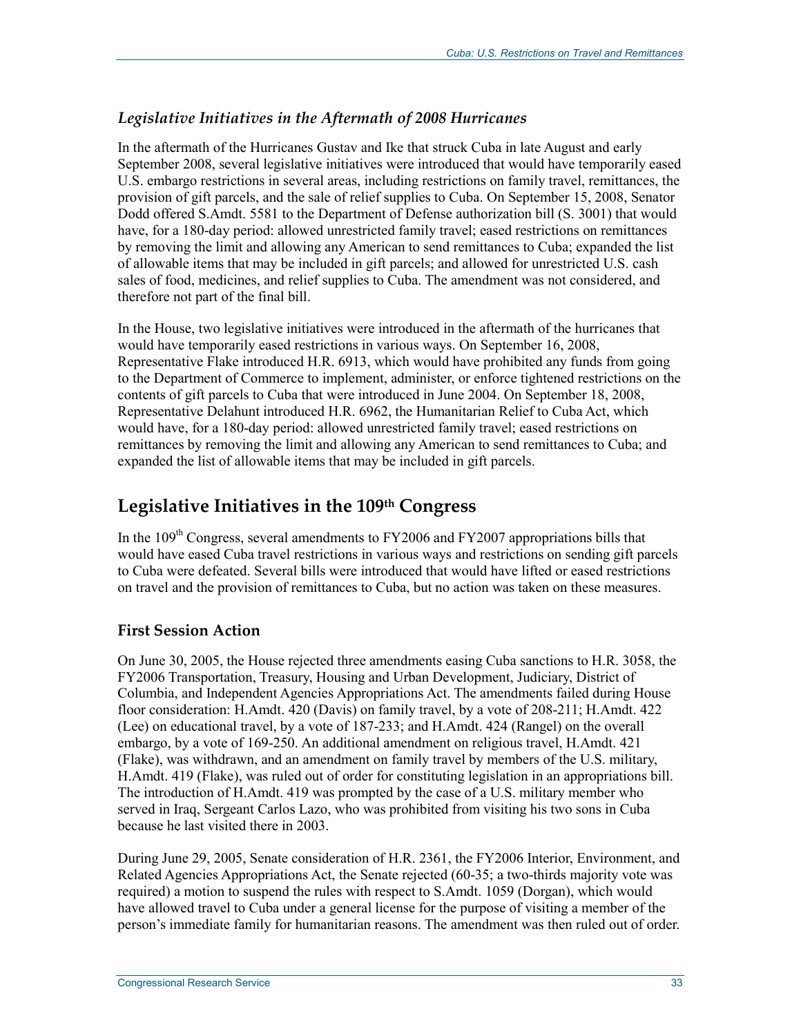### *Legislative Initiatives in the Aftermath of 2008 Hurricanes*

In the aftermath of the Hurricanes Gustav and Ike that struck Cuba in late August and early September 2008, several legislative initiatives were introduced that would have temporarily eased U.S. embargo restrictions in several areas, including restrictions on family travel, remittances, the provision of gift parcels, and the sale of relief supplies to Cuba. On September 15, 2008, Senator Dodd offered S.Amdt. 5581 to the Department of Defense authorization bill (S. 3001) that would have, for a 180-day period: allowed unrestricted family travel; eased restrictions on remittances by removing the limit and allowing any American to send remittances to Cuba; expanded the list of allowable items that may be included in gift parcels; and allowed for unrestricted U.S. cash sales of food, medicines, and relief supplies to Cuba. The amendment was not considered, and therefore not part of the final bill.

In the House, two legislative initiatives were introduced in the aftermath of the hurricanes that would have temporarily eased restrictions in various ways. On September 16, 2008, Representative Flake introduced H.R. 6913, which would have prohibited any funds from going to the Department of Commerce to implement, administer, or enforce tightened restrictions on the contents of gift parcels to Cuba that were introduced in June 2004. On September 18, 2008, Representative Delahunt introduced H.R. 6962, the Humanitarian Relief to Cuba Act, which would have, for a 180-day period: allowed unrestricted family travel; eased restrictions on remittances by removing the limit and allowing any American to send remittances to Cuba; and expanded the list of allowable items that may be included in gift parcels.

## Legislative Initiatives in the 109th Congress

In the 109th Congress, several amendments to FY2006 and FY2007 appropriations bills that would have eased Cuba travel restrictions in various ways and restrictions on sending gift parcels to Cuba were defeated. Several bills were introduced that would have lifted or eased restrictions on travel and the provision of remittances to Cuba, but no action was taken on these measures.

### First Session Action

On June 30, 2005, the House rejected three amendments easing Cuba sanctions to H.R. 3058, the FY2006 Transportation, Treasury, Housing and Urban Development, Judiciary, District of Columbia, and Independent Agencies Appropriations Act. The amendments failed during House floor consideration: H.Amdt. 420 (Davis) on family travel, by a vote of 208-211; H.Amdt. 422 (Lee) on educational travel, by a vote of 187-233; and H.Amdt. 424 (Rangel) on the overall embargo, by a vote of 169-250. An additional amendment on religious travel, H.Amdt. 421 (Flake), was withdrawn, and an amendment on family travel by members of the U.S. military, H.Amdt. 419 (Flake), was ruled out of order for constituting legislation in an appropriations bill. The introduction of H.Amdt. 419 was prompted by the case of a U.S. military member who served in Iraq, Sergeant Carlos Lazo, who was prohibited from visiting his two sons in Cuba because he last visited there in 2003.

During June 29, 2005, Senate consideration of H.R. 2361, the FY2006 Interior, Environment, and Related Agencies Appropriations Act, the Senate rejected (60-35; a two-thirds majority vote was required) a motion to suspend the rules with respect to S.Amdt. 1059 (Dorgan), which would have allowed travel to Cuba under a general license for the purpose of visiting a member of the person's immediate family for humanitarian reasons. The amendment was then ruled out of order.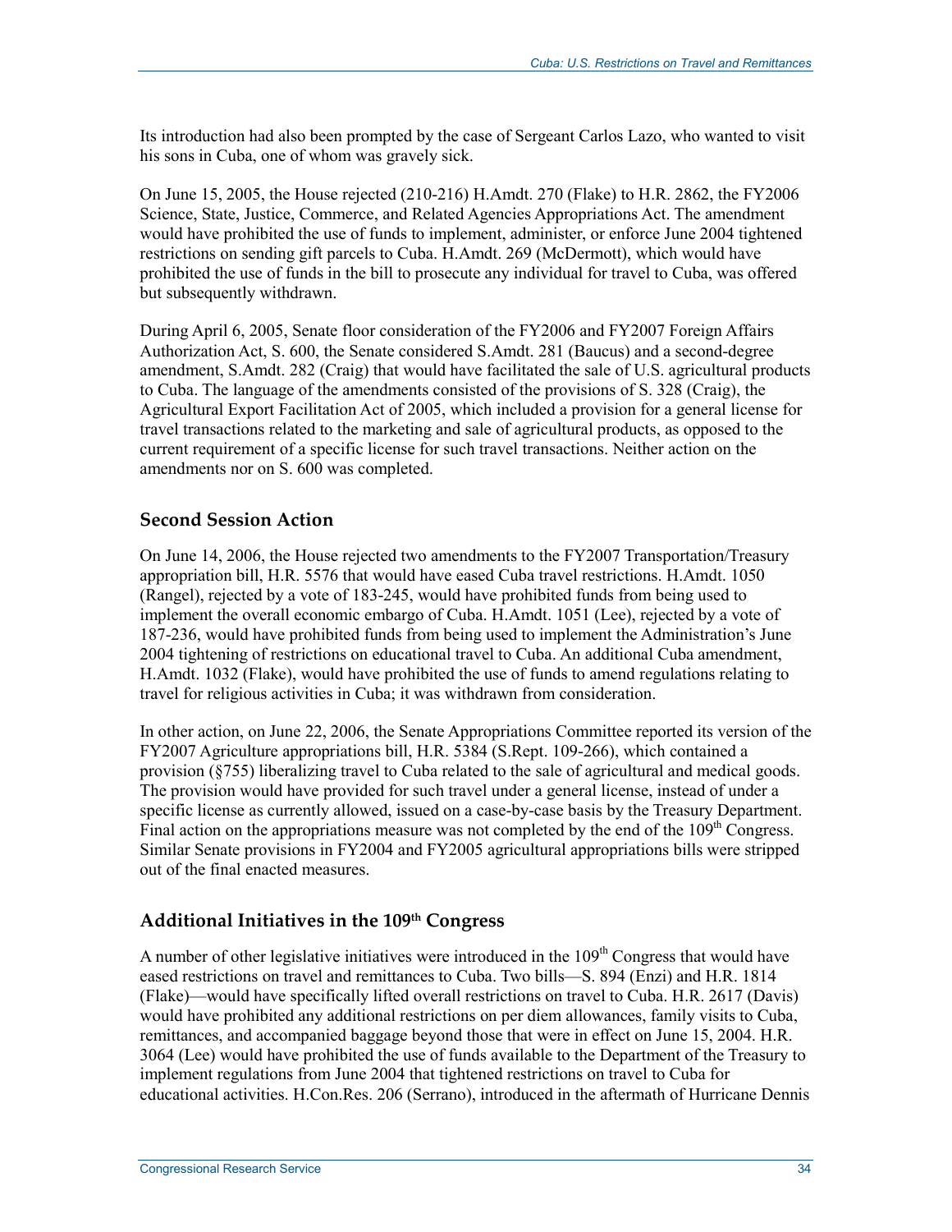Its introduction had also been prompted by the case of Sergeant Carlos Lazo, who wanted to visit his sons in Cuba, one of whom was gravely sick.

On June 15, 2005, the House rejected (210-216) H.Amdt. 270 (Flake) to H.R. 2862, the FY2006 Science, State, Justice, Commerce, and Related Agencies Appropriations Act. The amendment would have prohibited the use of funds to implement, administer, or enforce June 2004 tightened restrictions on sending gift parcels to Cuba. H.Amdt. 269 (McDermott), which would have prohibited the use of funds in the bill to prosecute any individual for travel to Cuba, was offered but subsequently withdrawn.

During April 6, 2005, Senate floor consideration of the FY2006 and FY2007 Foreign Affairs Authorization Act, S. 600, the Senate considered S.Amdt. 281 (Baucus) and a second-degree amendment, S.Amdt. 282 (Craig) that would have facilitated the sale of U.S. agricultural products to Cuba. The language of the amendments consisted of the provisions of S. 328 (Craig), the Agricultural Export Facilitation Act of 2005, which included a provision for a general license for travel transactions related to the marketing and sale of agricultural products, as opposed to the current requirement of a specific license for such travel transactions. Neither action on the amendments nor on S. 600 was completed.

### Second Session Action

On June 14, 2006, the House rejected two amendments to the FY2007 Transportation/Treasury appropriation bill, H.R. 5576 that would have eased Cuba travel restrictions. H.Amdt. 1050 (Rangel), rejected by a vote of 183-245, would have prohibited funds from being used to implement the overall economic embargo of Cuba. H.Amdt. 1051 (Lee), rejected by a vote of 187-236, would have prohibited funds from being used to implement the Administration's June 2004 tightening of restrictions on educational travel to Cuba. An additional Cuba amendment, H.Amdt. 1032 (Flake), would have prohibited the use of funds to amend regulations relating to travel for religious activities in Cuba; it was withdrawn from consideration.

In other action, on June 22, 2006, the Senate Appropriations Committee reported its version of the FY2007 Agriculture appropriations bill, H.R. 5384 (S.Rept. 109-266), which contained a provision (§755) liberalizing travel to Cuba related to the sale of agricultural and medical goods. The provision would have provided for such travel under a general license, instead of under a specific license as currently allowed, issued on a case-by-case basis by the Treasury Department. Final action on the appropriations measure was not completed by the end of the 109th Congress. Similar Senate provisions in FY2004 and FY2005 agricultural appropriations bills were stripped out of the final enacted measures.

### Additional Initiatives in the 109th Congress

A number of other legislative initiatives were introduced in the 109th Congress that would have eased restrictions on travel and remittances to Cuba. Two bills—S. 894 (Enzi) and H.R. 1814 (Flake)—would have specifically lifted overall restrictions on travel to Cuba. H.R. 2617 (Davis) would have prohibited any additional restrictions on per diem allowances, family visits to Cuba, remittances, and accompanied baggage beyond those that were in effect on June 15, 2004. H.R. 3064 (Lee) would have prohibited the use of funds available to the Department of the Treasury to implement regulations from June 2004 that tightened restrictions on travel to Cuba for educational activities. H.Con.Res. 206 (Serrano), introduced in the aftermath of Hurricane Dennis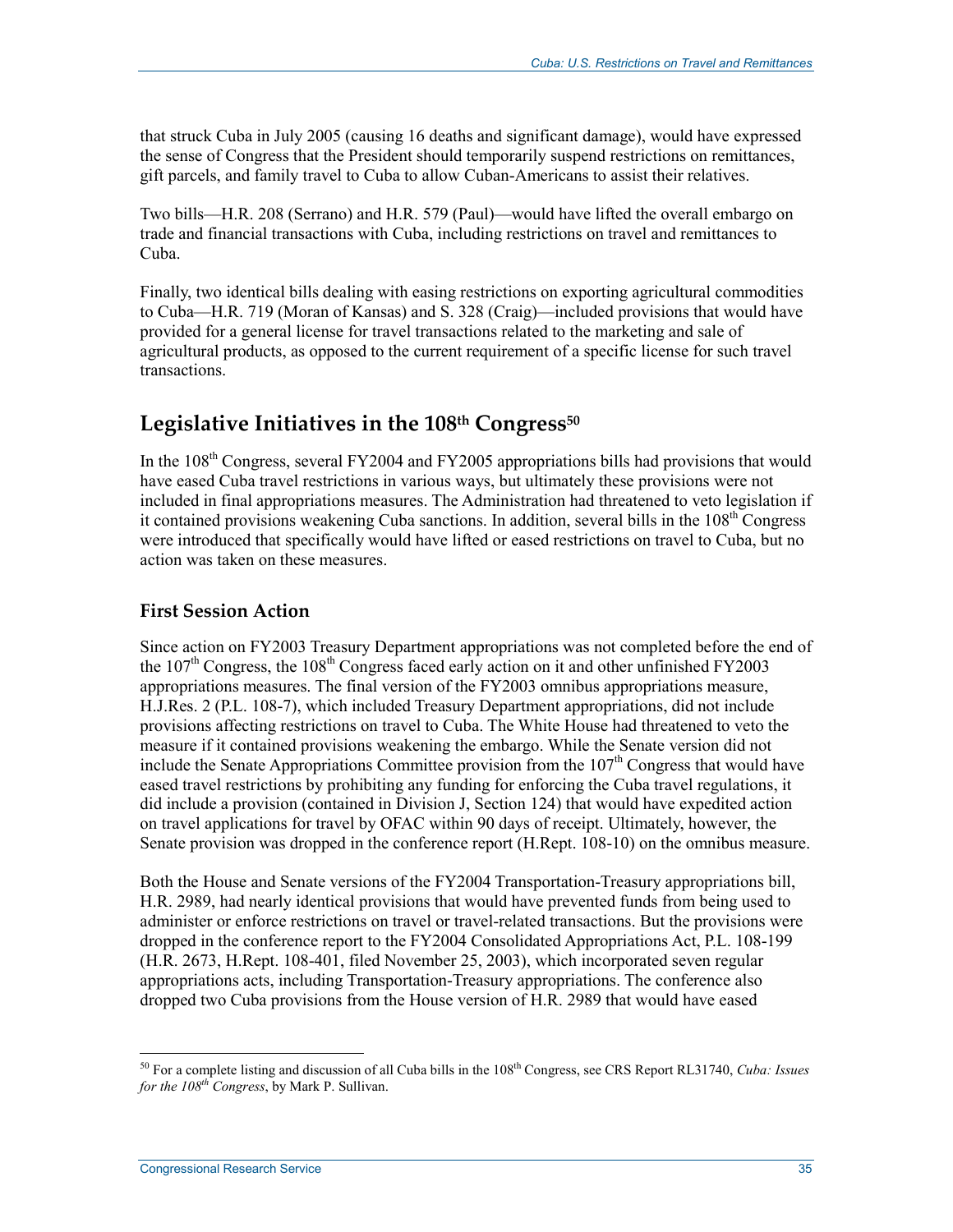that struck Cuba in July 2005 (causing 16 deaths and significant damage), would have expressed the sense of Congress that the President should temporarily suspend restrictions on remittances, gift parcels, and family travel to Cuba to allow Cuban-Americans to assist their relatives.

Two bills—H.R. 208 (Serrano) and H.R. 579 (Paul)—would have lifted the overall embargo on trade and financial transactions with Cuba, including restrictions on travel and remittances to Cuba.

Finally, two identical bills dealing with easing restrictions on exporting agricultural commodities to Cuba—H.R. 719 (Moran of Kansas) and S. 328 (Craig)—included provisions that would have provided for a general license for travel transactions related to the marketing and sale of agricultural products, as opposed to the current requirement of a specific license for such travel transactions.

## Legislative Initiatives in the 108th Congress[50]

In the 108th Congress, several FY2004 and FY2005 appropriations bills had provisions that would have eased Cuba travel restrictions in various ways, but ultimately these provisions were not included in final appropriations measures. The Administration had threatened to veto legislation if it contained provisions weakening Cuba sanctions. In addition, several bills in the 108th Congress were introduced that specifically would have lifted or eased restrictions on travel to Cuba, but no action was taken on these measures.

### First Session Action

Since action on FY2003 Treasury Department appropriations was not completed before the end of the 107th Congress, the 108th Congress faced early action on it and other unfinished FY2003 appropriations measures. The final version of the FY2003 omnibus appropriations measure, H.J.Res. 2 (P.L. 108-7), which included Treasury Department appropriations, did not include provisions affecting restrictions on travel to Cuba. The White House had threatened to veto the measure if it contained provisions weakening the embargo. While the Senate version did not include the Senate Appropriations Committee provision from the 107th Congress that would have eased travel restrictions by prohibiting any funding for enforcing the Cuba travel regulations, it did include a provision (contained in Division J, Section 124) that would have expedited action on travel applications for travel by OFAC within 90 days of receipt. Ultimately, however, the Senate provision was dropped in the conference report (H.Rept. 108-10) on the omnibus measure.

Both the House and Senate versions of the FY2004 Transportation-Treasury appropriations bill, H.R. 2989, had nearly identical provisions that would have prevented funds from being used to administer or enforce restrictions on travel or travel-related transactions. But the provisions were dropped in the conference report to the FY2004 Consolidated Appropriations Act, P.L. 108-199 (H.R. 2673, H.Rept. 108-401, filed November 25, 2003), which incorporated seven regular appropriations acts, including Transportation-Treasury appropriations. The conference also dropped two Cuba provisions from the House version of H.R. 2989 that would have eased

[50] For a complete listing and discussion of all Cuba bills in the 108th Congress, see CRS Report RL31740, *Cuba: Issues for the 108th Congress*, by Mark P. Sullivan.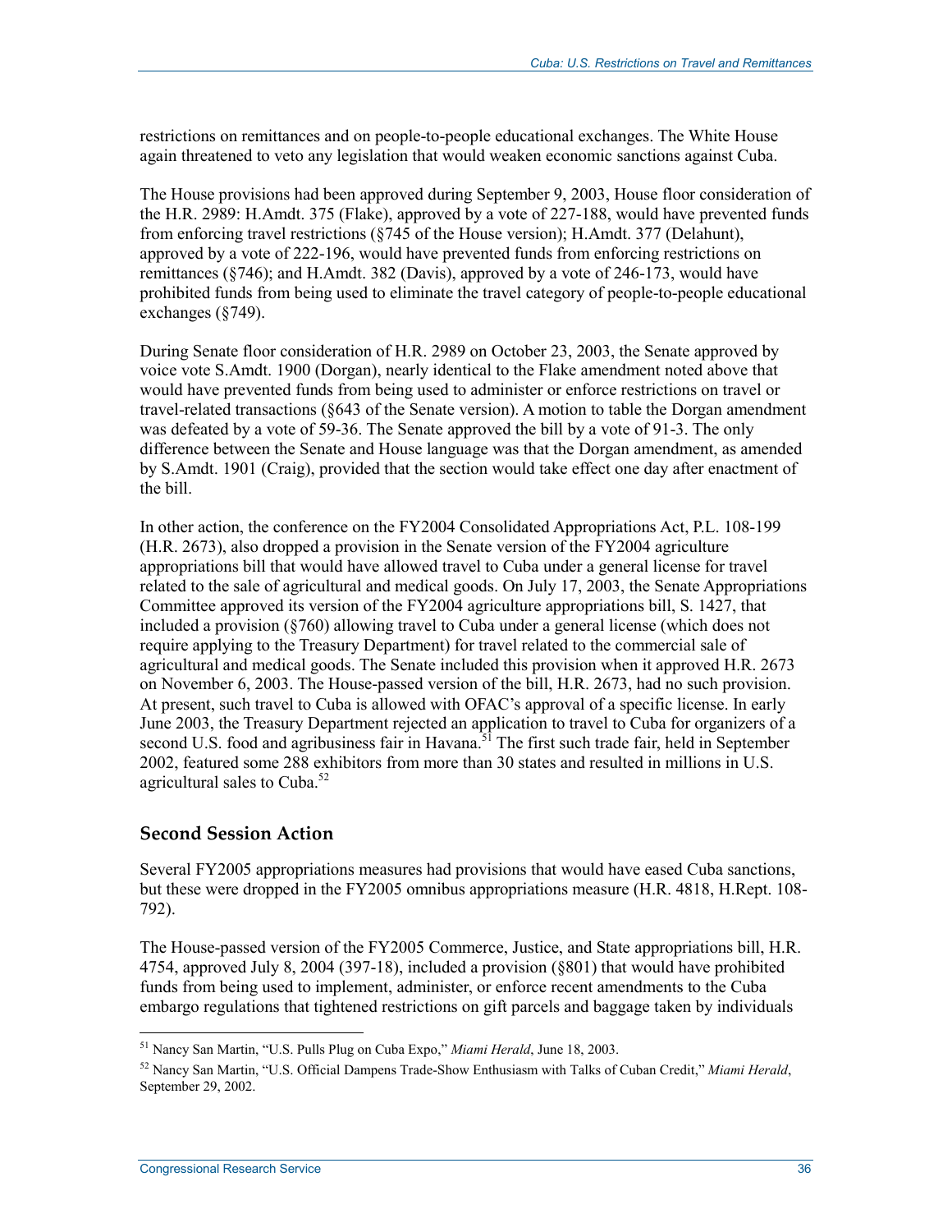restrictions on remittances and on people-to-people educational exchanges. The White House again threatened to veto any legislation that would weaken economic sanctions against Cuba.

The House provisions had been approved during September 9, 2003, House floor consideration of the H.R. 2989: H.Amdt. 375 (Flake), approved by a vote of 227-188, would have prevented funds from enforcing travel restrictions (§745 of the House version); H.Amdt. 377 (Delahunt), approved by a vote of 222-196, would have prevented funds from enforcing restrictions on remittances (§746); and H.Amdt. 382 (Davis), approved by a vote of 246-173, would have prohibited funds from being used to eliminate the travel category of people-to-people educational exchanges (§749).

During Senate floor consideration of H.R. 2989 on October 23, 2003, the Senate approved by voice vote S.Amdt. 1900 (Dorgan), nearly identical to the Flake amendment noted above that would have prevented funds from being used to administer or enforce restrictions on travel or travel-related transactions (§643 of the Senate version). A motion to table the Dorgan amendment was defeated by a vote of 59-36. The Senate approved the bill by a vote of 91-3. The only difference between the Senate and House language was that the Dorgan amendment, as amended by S.Amdt. 1901 (Craig), provided that the section would take effect one day after enactment of the bill.

In other action, the conference on the FY2004 Consolidated Appropriations Act, P.L. 108-199 (H.R. 2673), also dropped a provision in the Senate version of the FY2004 agriculture appropriations bill that would have allowed travel to Cuba under a general license for travel related to the sale of agricultural and medical goods. On July 17, 2003, the Senate Appropriations Committee approved its version of the FY2004 agriculture appropriations bill, S. 1427, that included a provision (§760) allowing travel to Cuba under a general license (which does not require applying to the Treasury Department) for travel related to the commercial sale of agricultural and medical goods. The Senate included this provision when it approved H.R. 2673 on November 6, 2003. The House-passed version of the bill, H.R. 2673, had no such provision. At present, such travel to Cuba is allowed with OFAC's approval of a specific license. In early June 2003, the Treasury Department rejected an application to travel to Cuba for organizers of a second U.S. food and agribusiness fair in Havana.[51] The first such trade fair, held in September 2002, featured some 288 exhibitors from more than 30 states and resulted in millions in U.S. agricultural sales to Cuba.[52]

## Second Session Action

Several FY2005 appropriations measures had provisions that would have eased Cuba sanctions, but these were dropped in the FY2005 omnibus appropriations measure (H.R. 4818, H.Rept. 108-792).

The House-passed version of the FY2005 Commerce, Justice, and State appropriations bill, H.R. 4754, approved July 8, 2004 (397-18), included a provision (§801) that would have prohibited funds from being used to implement, administer, or enforce recent amendments to the Cuba embargo regulations that tightened restrictions on gift parcels and baggage taken by individuals

---

[51] Nancy San Martin, "U.S. Pulls Plug on Cuba Expo," *Miami Herald*, June 18, 2003.

[52] Nancy San Martin, "U.S. Official Dampens Trade-Show Enthusiasm with Talks of Cuban Credit," *Miami Herald*, September 29, 2002.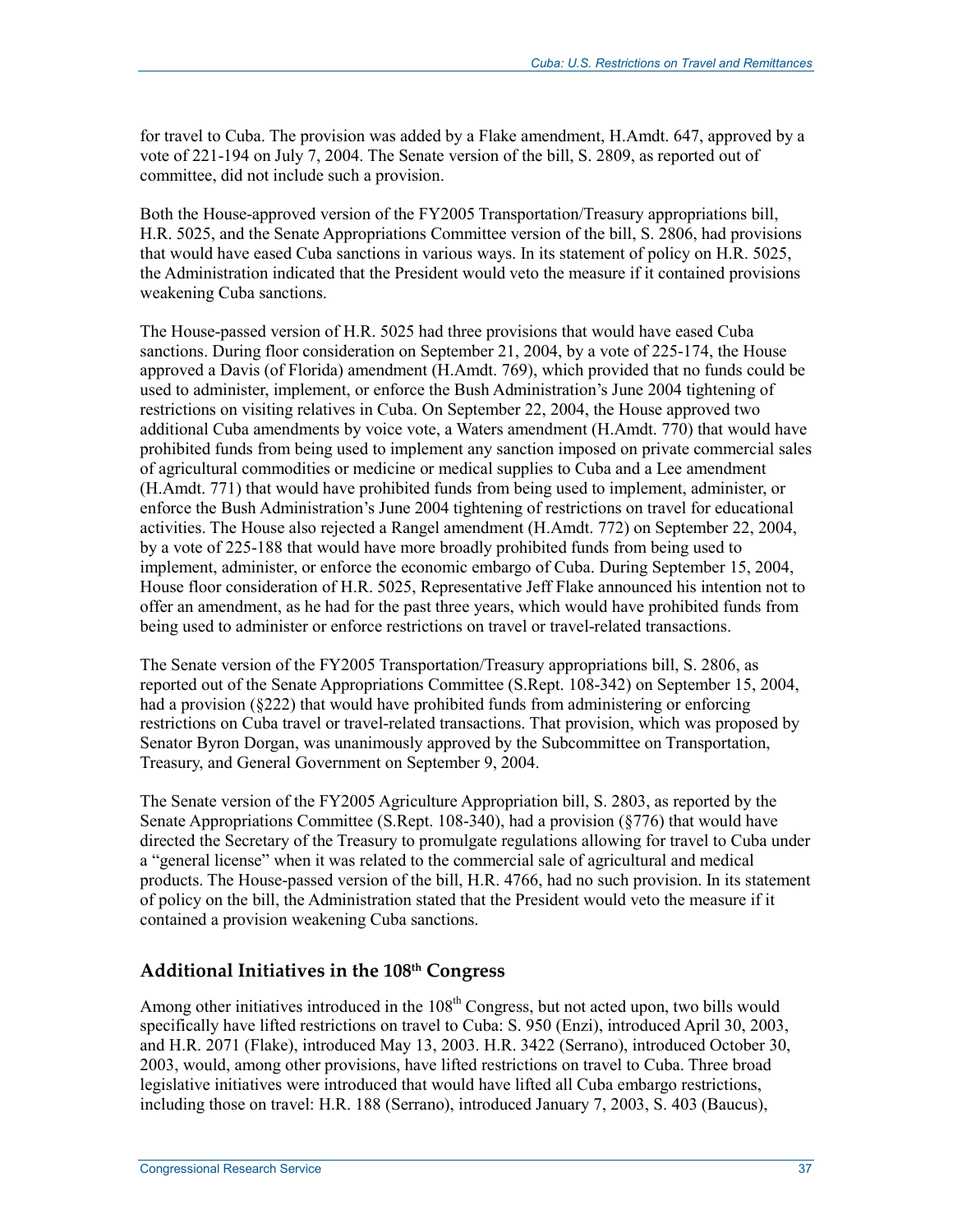for travel to Cuba. The provision was added by a Flake amendment, H.Amdt. 647, approved by a vote of 221-194 on July 7, 2004. The Senate version of the bill, S. 2809, as reported out of committee, did not include such a provision.

Both the House-approved version of the FY2005 Transportation/Treasury appropriations bill, H.R. 5025, and the Senate Appropriations Committee version of the bill, S. 2806, had provisions that would have eased Cuba sanctions in various ways. In its statement of policy on H.R. 5025, the Administration indicated that the President would veto the measure if it contained provisions weakening Cuba sanctions.

The House-passed version of H.R. 5025 had three provisions that would have eased Cuba sanctions. During floor consideration on September 21, 2004, by a vote of 225-174, the House approved a Davis (of Florida) amendment (H.Amdt. 769), which provided that no funds could be used to administer, implement, or enforce the Bush Administration's June 2004 tightening of restrictions on visiting relatives in Cuba. On September 22, 2004, the House approved two additional Cuba amendments by voice vote, a Waters amendment (H.Amdt. 770) that would have prohibited funds from being used to implement any sanction imposed on private commercial sales of agricultural commodities or medicine or medical supplies to Cuba and a Lee amendment (H.Amdt. 771) that would have prohibited funds from being used to implement, administer, or enforce the Bush Administration's June 2004 tightening of restrictions on travel for educational activities. The House also rejected a Rangel amendment (H.Amdt. 772) on September 22, 2004, by a vote of 225-188 that would have more broadly prohibited funds from being used to implement, administer, or enforce the economic embargo of Cuba. During September 15, 2004, House floor consideration of H.R. 5025, Representative Jeff Flake announced his intention not to offer an amendment, as he had for the past three years, which would have prohibited funds from being used to administer or enforce restrictions on travel or travel-related transactions.

The Senate version of the FY2005 Transportation/Treasury appropriations bill, S. 2806, as reported out of the Senate Appropriations Committee (S.Rept. 108-342) on September 15, 2004, had a provision (§222) that would have prohibited funds from administering or enforcing restrictions on Cuba travel or travel-related transactions. That provision, which was proposed by Senator Byron Dorgan, was unanimously approved by the Subcommittee on Transportation, Treasury, and General Government on September 9, 2004.

The Senate version of the FY2005 Agriculture Appropriation bill, S. 2803, as reported by the Senate Appropriations Committee (S.Rept. 108-340), had a provision (§776) that would have directed the Secretary of the Treasury to promulgate regulations allowing for travel to Cuba under a "general license" when it was related to the commercial sale of agricultural and medical products. The House-passed version of the bill, H.R. 4766, had no such provision. In its statement of policy on the bill, the Administration stated that the President would veto the measure if it contained a provision weakening Cuba sanctions.

### Additional Initiatives in the 108th Congress

Among other initiatives introduced in the 108th Congress, but not acted upon, two bills would specifically have lifted restrictions on travel to Cuba: S. 950 (Enzi), introduced April 30, 2003, and H.R. 2071 (Flake), introduced May 13, 2003. H.R. 3422 (Serrano), introduced October 30, 2003, would, among other provisions, have lifted restrictions on travel to Cuba. Three broad legislative initiatives were introduced that would have lifted all Cuba embargo restrictions, including those on travel: H.R. 188 (Serrano), introduced January 7, 2003, S. 403 (Baucus),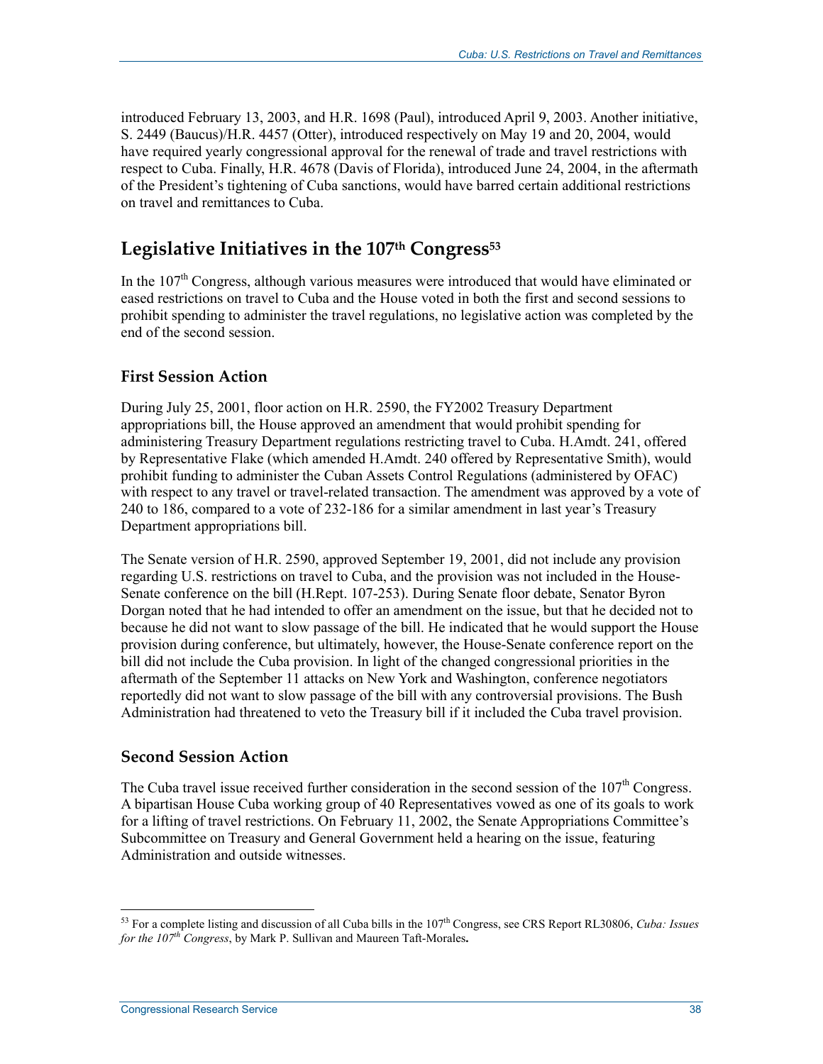introduced February 13, 2003, and H.R. 1698 (Paul), introduced April 9, 2003. Another initiative, S. 2449 (Baucus)/H.R. 4457 (Otter), introduced respectively on May 19 and 20, 2004, would have required yearly congressional approval for the renewal of trade and travel restrictions with respect to Cuba. Finally, H.R. 4678 (Davis of Florida), introduced June 24, 2004, in the aftermath of the President's tightening of Cuba sanctions, would have barred certain additional restrictions on travel and remittances to Cuba.

## Legislative Initiatives in the 107th Congress[53]

In the 107th Congress, although various measures were introduced that would have eliminated or eased restrictions on travel to Cuba and the House voted in both the first and second sessions to prohibit spending to administer the travel regulations, no legislative action was completed by the end of the second session.

### First Session Action

During July 25, 2001, floor action on H.R. 2590, the FY2002 Treasury Department appropriations bill, the House approved an amendment that would prohibit spending for administering Treasury Department regulations restricting travel to Cuba. H.Amdt. 241, offered by Representative Flake (which amended H.Amdt. 240 offered by Representative Smith), would prohibit funding to administer the Cuban Assets Control Regulations (administered by OFAC) with respect to any travel or travel-related transaction. The amendment was approved by a vote of 240 to 186, compared to a vote of 232-186 for a similar amendment in last year's Treasury Department appropriations bill.

The Senate version of H.R. 2590, approved September 19, 2001, did not include any provision regarding U.S. restrictions on travel to Cuba, and the provision was not included in the House-Senate conference on the bill (H.Rept. 107-253). During Senate floor debate, Senator Byron Dorgan noted that he had intended to offer an amendment on the issue, but that he decided not to because he did not want to slow passage of the bill. He indicated that he would support the House provision during conference, but ultimately, however, the House-Senate conference report on the bill did not include the Cuba provision. In light of the changed congressional priorities in the aftermath of the September 11 attacks on New York and Washington, conference negotiators reportedly did not want to slow passage of the bill with any controversial provisions. The Bush Administration had threatened to veto the Treasury bill if it included the Cuba travel provision.

### Second Session Action

The Cuba travel issue received further consideration in the second session of the 107th Congress. A bipartisan House Cuba working group of 40 Representatives vowed as one of its goals to work for a lifting of travel restrictions. On February 11, 2002, the Senate Appropriations Committee's Subcommittee on Treasury and General Government held a hearing on the issue, featuring Administration and outside witnesses.

---

[53] For a complete listing and discussion of all Cuba bills in the 107th Congress, see CRS Report RL30806, *Cuba: Issues for the 107th Congress*, by Mark P. Sullivan and Maureen Taft-Morales**.**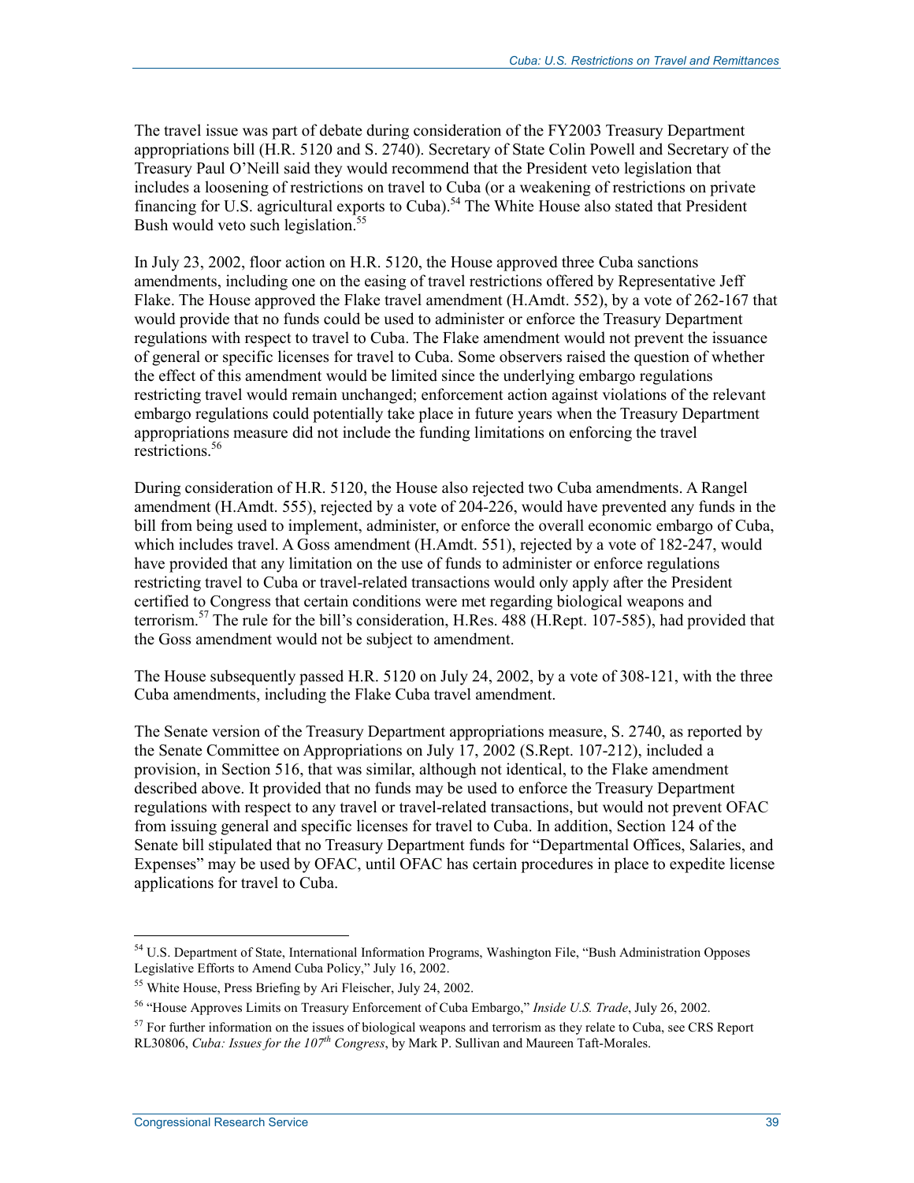The travel issue was part of debate during consideration of the FY2003 Treasury Department appropriations bill (H.R. 5120 and S. 2740). Secretary of State Colin Powell and Secretary of the Treasury Paul O'Neill said they would recommend that the President veto legislation that includes a loosening of restrictions on travel to Cuba (or a weakening of restrictions on private financing for U.S. agricultural exports to Cuba).[54] The White House also stated that President Bush would veto such legislation.[55]

In July 23, 2002, floor action on H.R. 5120, the House approved three Cuba sanctions amendments, including one on the easing of travel restrictions offered by Representative Jeff Flake. The House approved the Flake travel amendment (H.Amdt. 552), by a vote of 262-167 that would provide that no funds could be used to administer or enforce the Treasury Department regulations with respect to travel to Cuba. The Flake amendment would not prevent the issuance of general or specific licenses for travel to Cuba. Some observers raised the question of whether the effect of this amendment would be limited since the underlying embargo regulations restricting travel would remain unchanged; enforcement action against violations of the relevant embargo regulations could potentially take place in future years when the Treasury Department appropriations measure did not include the funding limitations on enforcing the travel restrictions.[56]

During consideration of H.R. 5120, the House also rejected two Cuba amendments. A Rangel amendment (H.Amdt. 555), rejected by a vote of 204-226, would have prevented any funds in the bill from being used to implement, administer, or enforce the overall economic embargo of Cuba, which includes travel. A Goss amendment (H.Amdt. 551), rejected by a vote of 182-247, would have provided that any limitation on the use of funds to administer or enforce regulations restricting travel to Cuba or travel-related transactions would only apply after the President certified to Congress that certain conditions were met regarding biological weapons and terrorism.[57] The rule for the bill's consideration, H.Res. 488 (H.Rept. 107-585), had provided that the Goss amendment would not be subject to amendment.

The House subsequently passed H.R. 5120 on July 24, 2002, by a vote of 308-121, with the three Cuba amendments, including the Flake Cuba travel amendment.

The Senate version of the Treasury Department appropriations measure, S. 2740, as reported by the Senate Committee on Appropriations on July 17, 2002 (S.Rept. 107-212), included a provision, in Section 516, that was similar, although not identical, to the Flake amendment described above. It provided that no funds may be used to enforce the Treasury Department regulations with respect to any travel or travel-related transactions, but would not prevent OFAC from issuing general and specific licenses for travel to Cuba. In addition, Section 124 of the Senate bill stipulated that no Treasury Department funds for "Departmental Offices, Salaries, and Expenses" may be used by OFAC, until OFAC has certain procedures in place to expedite license applications for travel to Cuba.

---

[54] U.S. Department of State, International Information Programs, Washington File, "Bush Administration Opposes Legislative Efforts to Amend Cuba Policy," July 16, 2002.

[55] White House, Press Briefing by Ari Fleischer, July 24, 2002.

[56] "House Approves Limits on Treasury Enforcement of Cuba Embargo," *Inside U.S. Trade*, July 26, 2002.

[57] For further information on the issues of biological weapons and terrorism as they relate to Cuba, see CRS Report RL30806, *Cuba: Issues for the 107th Congress*, by Mark P. Sullivan and Maureen Taft-Morales.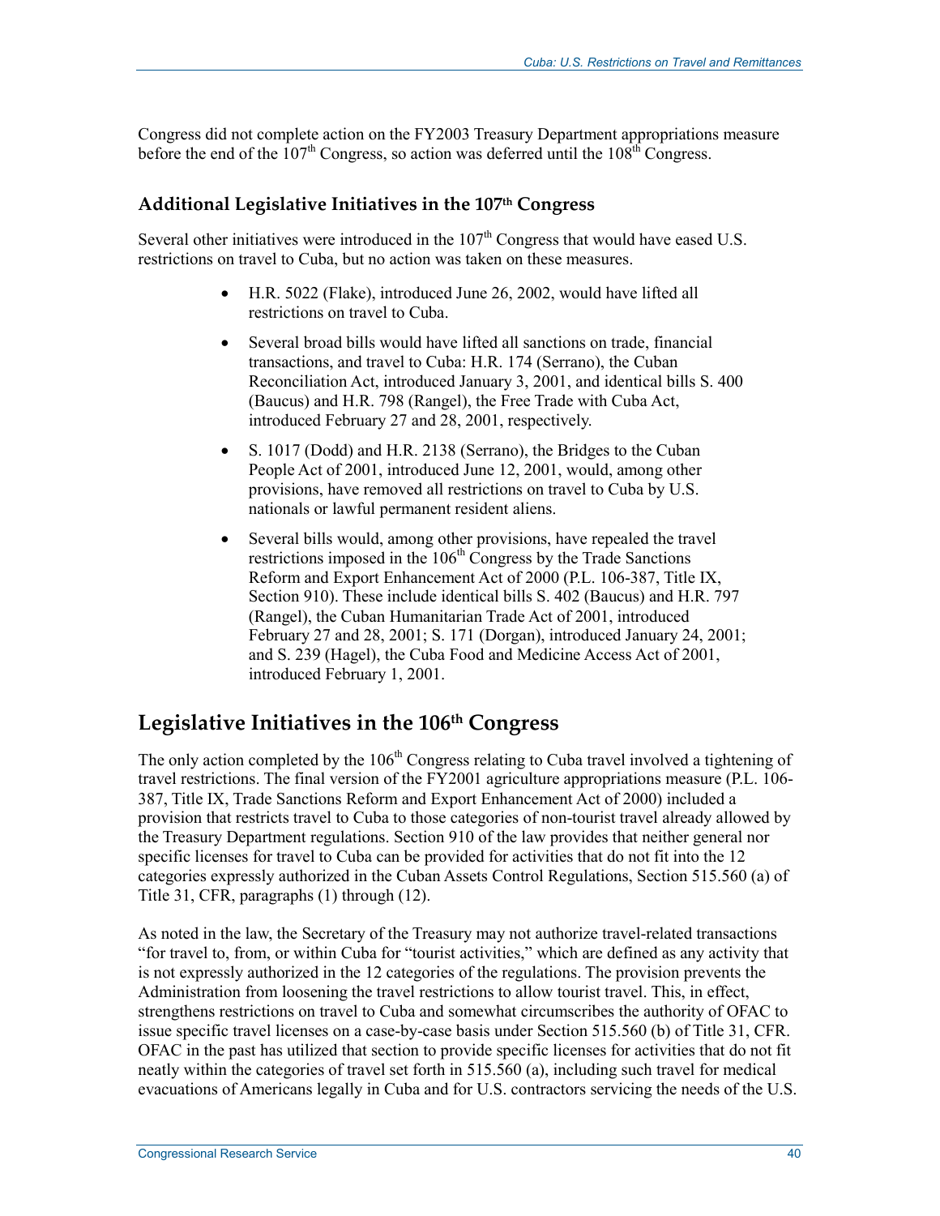Congress did not complete action on the FY2003 Treasury Department appropriations measure before the end of the 107th Congress, so action was deferred until the 108th Congress.

### Additional Legislative Initiatives in the 107th Congress

Several other initiatives were introduced in the 107th Congress that would have eased U.S. restrictions on travel to Cuba, but no action was taken on these measures.

- H.R. 5022 (Flake), introduced June 26, 2002, would have lifted all restrictions on travel to Cuba.
- Several broad bills would have lifted all sanctions on trade, financial transactions, and travel to Cuba: H.R. 174 (Serrano), the Cuban Reconciliation Act, introduced January 3, 2001, and identical bills S. 400 (Baucus) and H.R. 798 (Rangel), the Free Trade with Cuba Act, introduced February 27 and 28, 2001, respectively.
- S. 1017 (Dodd) and H.R. 2138 (Serrano), the Bridges to the Cuban People Act of 2001, introduced June 12, 2001, would, among other provisions, have removed all restrictions on travel to Cuba by U.S. nationals or lawful permanent resident aliens.
- Several bills would, among other provisions, have repealed the travel restrictions imposed in the 106th Congress by the Trade Sanctions Reform and Export Enhancement Act of 2000 (P.L. 106-387, Title IX, Section 910). These include identical bills S. 402 (Baucus) and H.R. 797 (Rangel), the Cuban Humanitarian Trade Act of 2001, introduced February 27 and 28, 2001; S. 171 (Dorgan), introduced January 24, 2001; and S. 239 (Hagel), the Cuba Food and Medicine Access Act of 2001, introduced February 1, 2001.

## Legislative Initiatives in the 106th Congress

The only action completed by the 106th Congress relating to Cuba travel involved a tightening of travel restrictions. The final version of the FY2001 agriculture appropriations measure (P.L. 106-387, Title IX, Trade Sanctions Reform and Export Enhancement Act of 2000) included a provision that restricts travel to Cuba to those categories of non-tourist travel already allowed by the Treasury Department regulations. Section 910 of the law provides that neither general nor specific licenses for travel to Cuba can be provided for activities that do not fit into the 12 categories expressly authorized in the Cuban Assets Control Regulations, Section 515.560 (a) of Title 31, CFR, paragraphs (1) through (12).

As noted in the law, the Secretary of the Treasury may not authorize travel-related transactions "for travel to, from, or within Cuba for "tourist activities," which are defined as any activity that is not expressly authorized in the 12 categories of the regulations. The provision prevents the Administration from loosening the travel restrictions to allow tourist travel. This, in effect, strengthens restrictions on travel to Cuba and somewhat circumscribes the authority of OFAC to issue specific travel licenses on a case-by-case basis under Section 515.560 (b) of Title 31, CFR. OFAC in the past has utilized that section to provide specific licenses for activities that do not fit neatly within the categories of travel set forth in 515.560 (a), including such travel for medical evacuations of Americans legally in Cuba and for U.S. contractors servicing the needs of the U.S.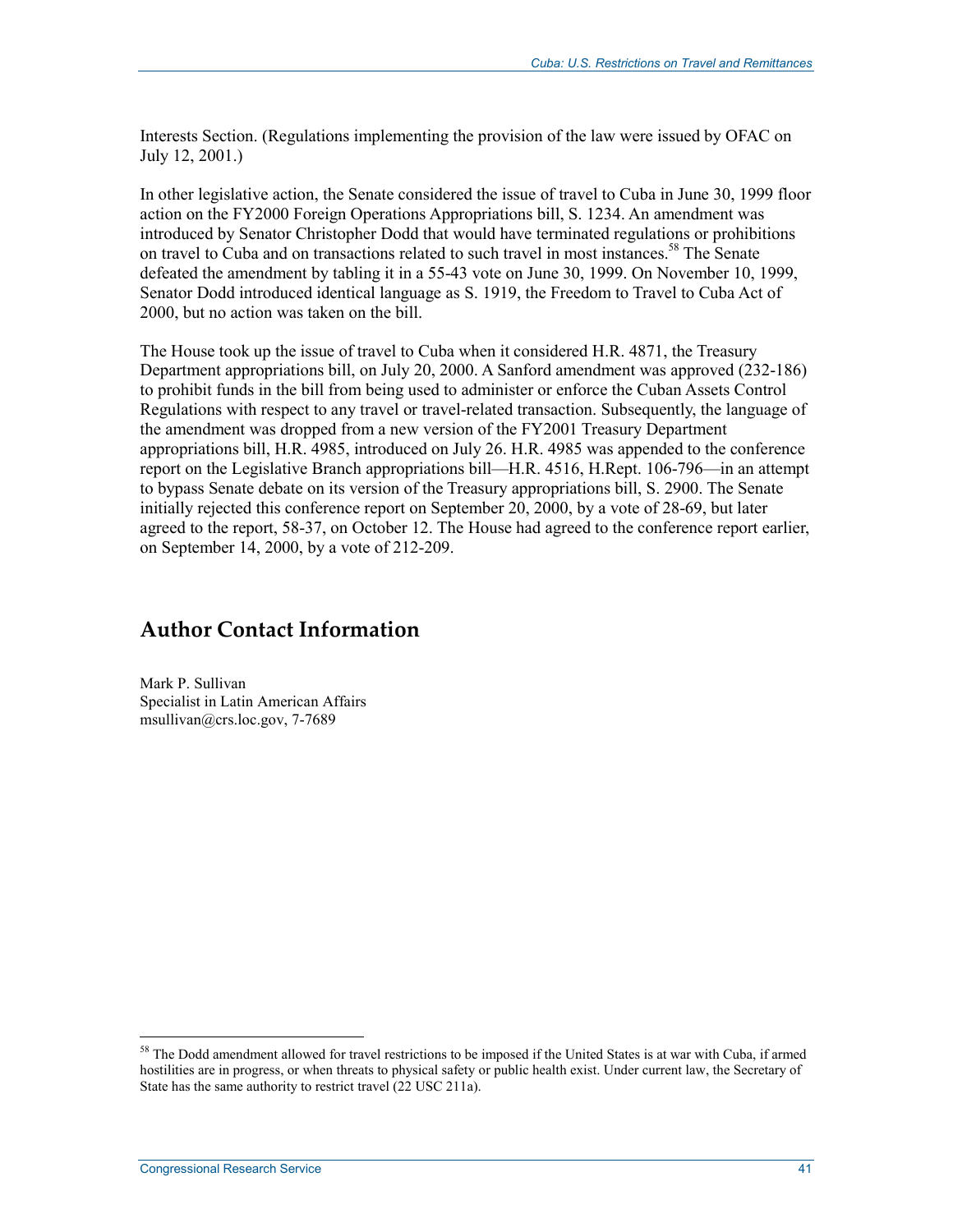Interests Section. (Regulations implementing the provision of the law were issued by OFAC on July 12, 2001.)

In other legislative action, the Senate considered the issue of travel to Cuba in June 30, 1999 floor action on the FY2000 Foreign Operations Appropriations bill, S. 1234. An amendment was introduced by Senator Christopher Dodd that would have terminated regulations or prohibitions on travel to Cuba and on transactions related to such travel in most instances.[58] The Senate defeated the amendment by tabling it in a 55-43 vote on June 30, 1999. On November 10, 1999, Senator Dodd introduced identical language as S. 1919, the Freedom to Travel to Cuba Act of 2000, but no action was taken on the bill.

The House took up the issue of travel to Cuba when it considered H.R. 4871, the Treasury Department appropriations bill, on July 20, 2000. A Sanford amendment was approved (232-186) to prohibit funds in the bill from being used to administer or enforce the Cuban Assets Control Regulations with respect to any travel or travel-related transaction. Subsequently, the language of the amendment was dropped from a new version of the FY2001 Treasury Department appropriations bill, H.R. 4985, introduced on July 26. H.R. 4985 was appended to the conference report on the Legislative Branch appropriations bill—H.R. 4516, H.Rept. 106-796—in an attempt to bypass Senate debate on its version of the Treasury appropriations bill, S. 2900. The Senate initially rejected this conference report on September 20, 2000, by a vote of 28-69, but later agreed to the report, 58-37, on October 12. The House had agreed to the conference report earlier, on September 14, 2000, by a vote of 212-209.

## Author Contact Information

Mark P. Sullivan
Specialist in Latin American Affairs
msullivan@crs.loc.gov, 7-7689

[58] The Dodd amendment allowed for travel restrictions to be imposed if the United States is at war with Cuba, if armed hostilities are in progress, or when threats to physical safety or public health exist. Under current law, the Secretary of State has the same authority to restrict travel (22 USC 211a).